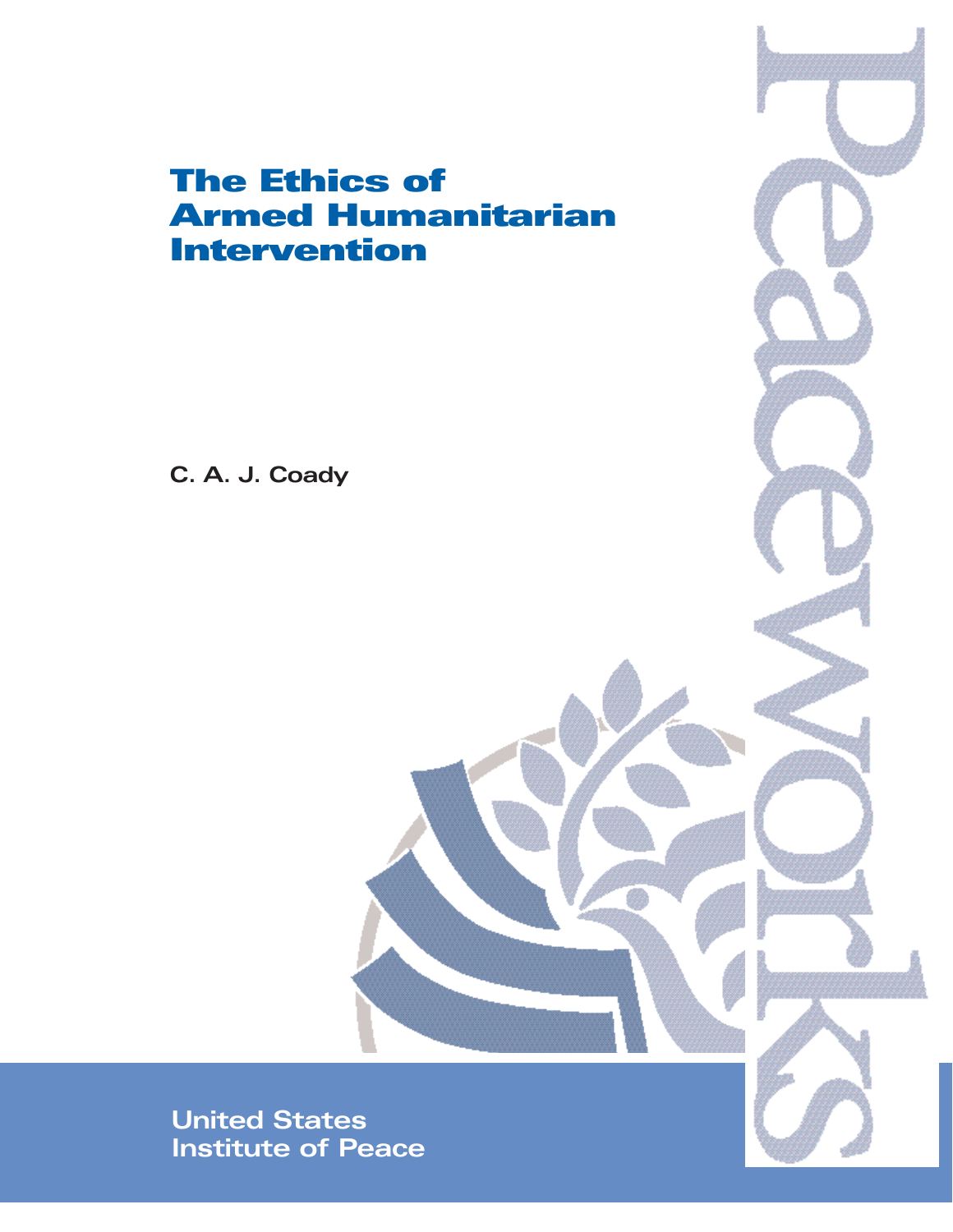# The Ethics of Armed Humanitarian Intervention

C. A. J. Coady

Peaceworks

United States Institute of Peace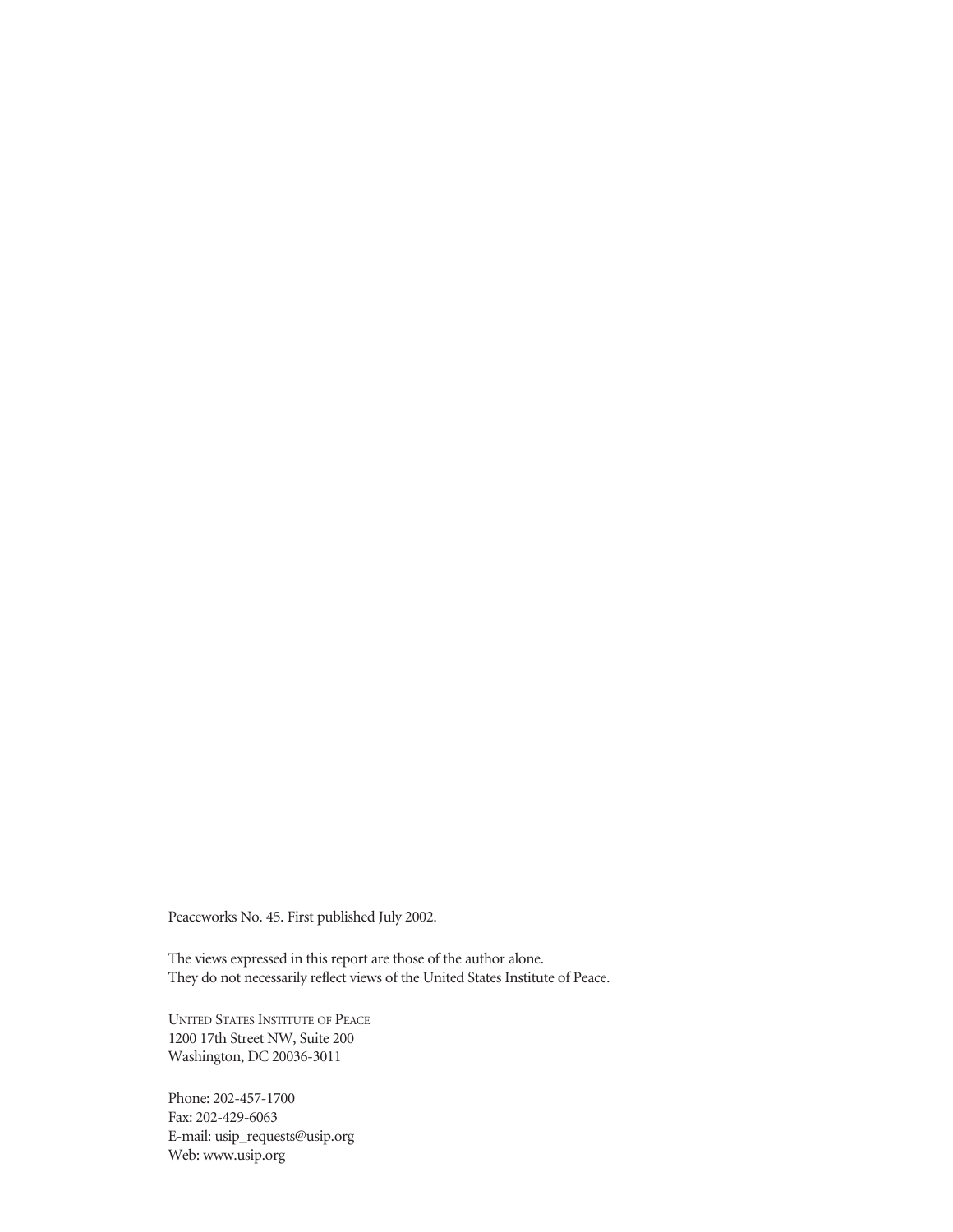Peaceworks No. 45. First published July 2002.

The views expressed in this report are those of the author alone.
They do not necessarily reflect views of the United States Institute of Peace.

UNITED STATES INSTITUTE OF PEACE
1200 17th Street NW, Suite 200
Washington, DC 20036-3011

Phone: 202-457-1700
Fax: 202-429-6063
E-mail: usip_requests@usip.org
Web: www.usip.org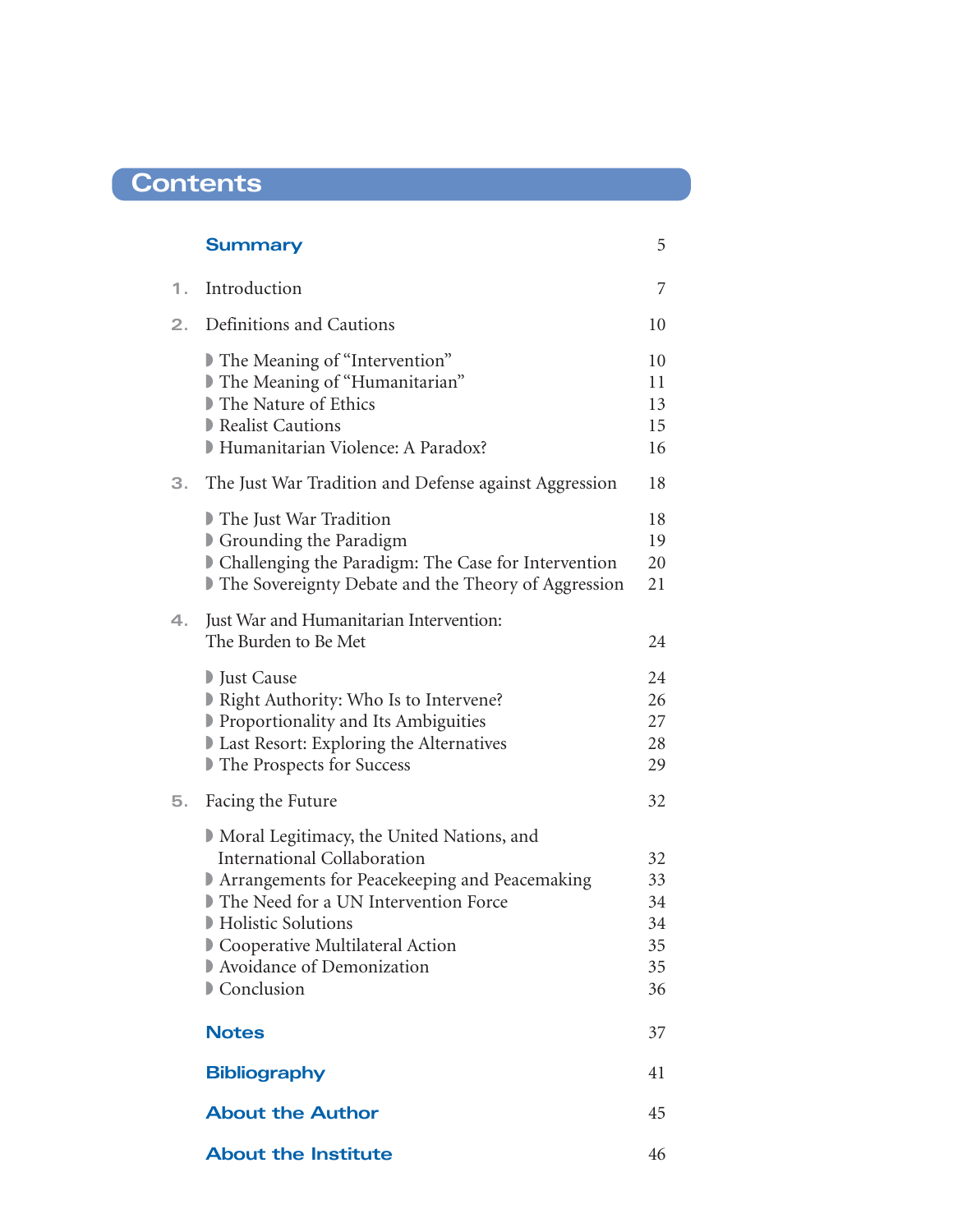# Contents

**Summary** 5

1. Introduction 7

2. Definitions and Cautions 10

   - The Meaning of "Intervention" 10
   - The Meaning of "Humanitarian" 11
   - The Nature of Ethics 13
   - Realist Cautions 15
   - Humanitarian Violence: A Paradox? 16

3. The Just War Tradition and Defense against Aggression 18

   - The Just War Tradition 18
   - Grounding the Paradigm 19
   - Challenging the Paradigm: The Case for Intervention 20
   - The Sovereignty Debate and the Theory of Aggression 21

4. Just War and Humanitarian Intervention: The Burden to Be Met 24

   - Just Cause 24
   - Right Authority: Who Is to Intervene? 26
   - Proportionality and Its Ambiguities 27
   - Last Resort: Exploring the Alternatives 28
   - The Prospects for Success 29

5. Facing the Future 32

   - Moral Legitimacy, the United Nations, and International Collaboration 32
   - Arrangements for Peacekeeping and Peacemaking 33
   - The Need for a UN Intervention Force 34
   - Holistic Solutions 34
   - Cooperative Multilateral Action 35
   - Avoidance of Demonization 35
   - Conclusion 36

**Notes** 37

**Bibliography** 41

**About the Author** 45

**About the Institute** 46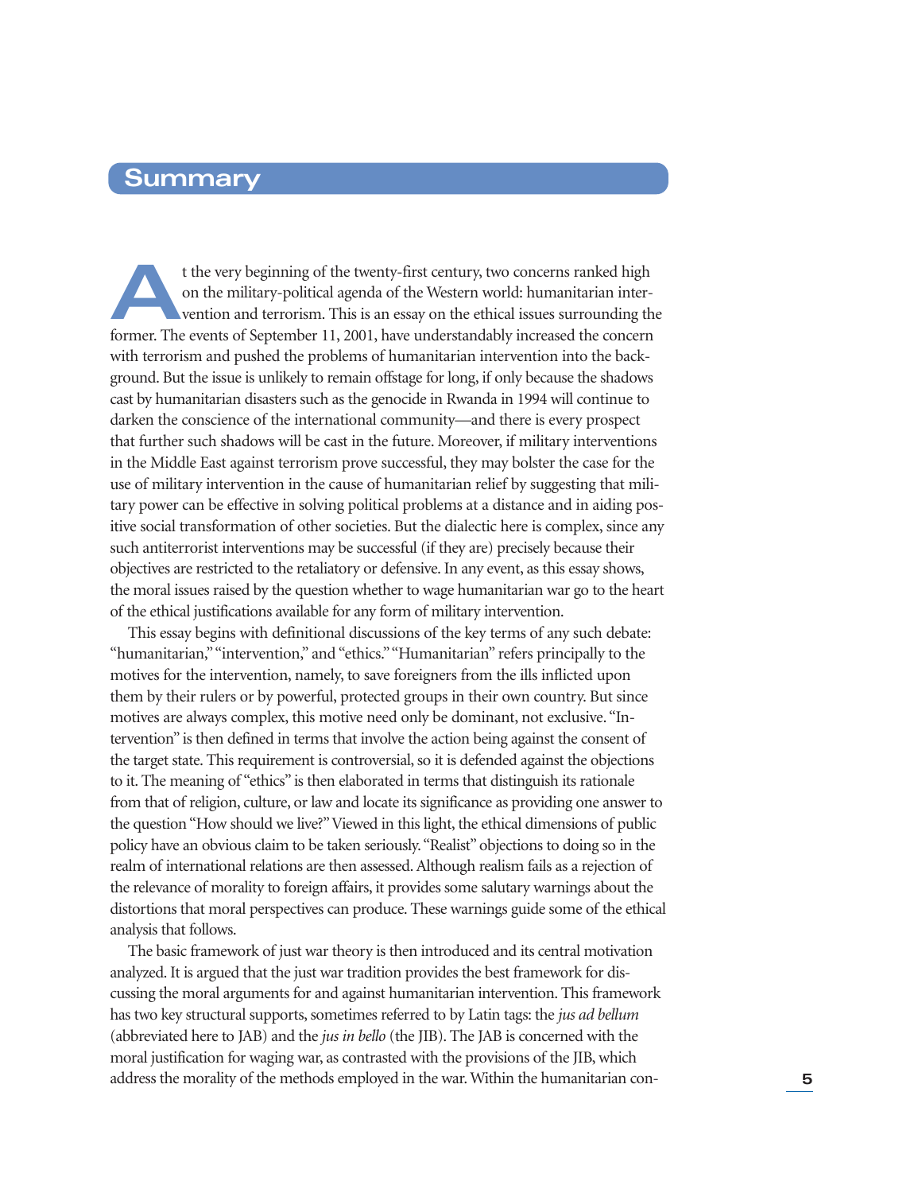## Summary

At the very beginning of the twenty-first century, two concerns ranked high on the military-political agenda of the Western world: humanitarian intervention and terrorism. This is an essay on the ethical issues surrounding the former. The events of September 11, 2001, have understandably increased the concern with terrorism and pushed the problems of humanitarian intervention into the background. But the issue is unlikely to remain offstage for long, if only because the shadows cast by humanitarian disasters such as the genocide in Rwanda in 1994 will continue to darken the conscience of the international community—and there is every prospect that further such shadows will be cast in the future. Moreover, if military interventions in the Middle East against terrorism prove successful, they may bolster the case for the use of military intervention in the cause of humanitarian relief by suggesting that military power can be effective in solving political problems at a distance and in aiding positive social transformation of other societies. But the dialectic here is complex, since any such antiterrorist interventions may be successful (if they are) precisely because their objectives are restricted to the retaliatory or defensive. In any event, as this essay shows, the moral issues raised by the question whether to wage humanitarian war go to the heart of the ethical justifications available for any form of military intervention.

This essay begins with definitional discussions of the key terms of any such debate: "humanitarian," "intervention," and "ethics." "Humanitarian" refers principally to the motives for the intervention, namely, to save foreigners from the ills inflicted upon them by their rulers or by powerful, protected groups in their own country. But since motives are always complex, this motive need only be dominant, not exclusive. "Intervention" is then defined in terms that involve the action being against the consent of the target state. This requirement is controversial, so it is defended against the objections to it. The meaning of "ethics" is then elaborated in terms that distinguish its rationale from that of religion, culture, or law and locate its significance as providing one answer to the question "How should we live?" Viewed in this light, the ethical dimensions of public policy have an obvious claim to be taken seriously. "Realist" objections to doing so in the realm of international relations are then assessed. Although realism fails as a rejection of the relevance of morality to foreign affairs, it provides some salutary warnings about the distortions that moral perspectives can produce. These warnings guide some of the ethical analysis that follows.

The basic framework of just war theory is then introduced and its central motivation analyzed. It is argued that the just war tradition provides the best framework for discussing the moral arguments for and against humanitarian intervention. This framework has two key structural supports, sometimes referred to by Latin tags: the *jus ad bellum* (abbreviated here to JAB) and the *jus in bello* (the JIB). The JAB is concerned with the moral justification for waging war, as contrasted with the provisions of the JIB, which address the morality of the methods employed in the war. Within the humanitarian con-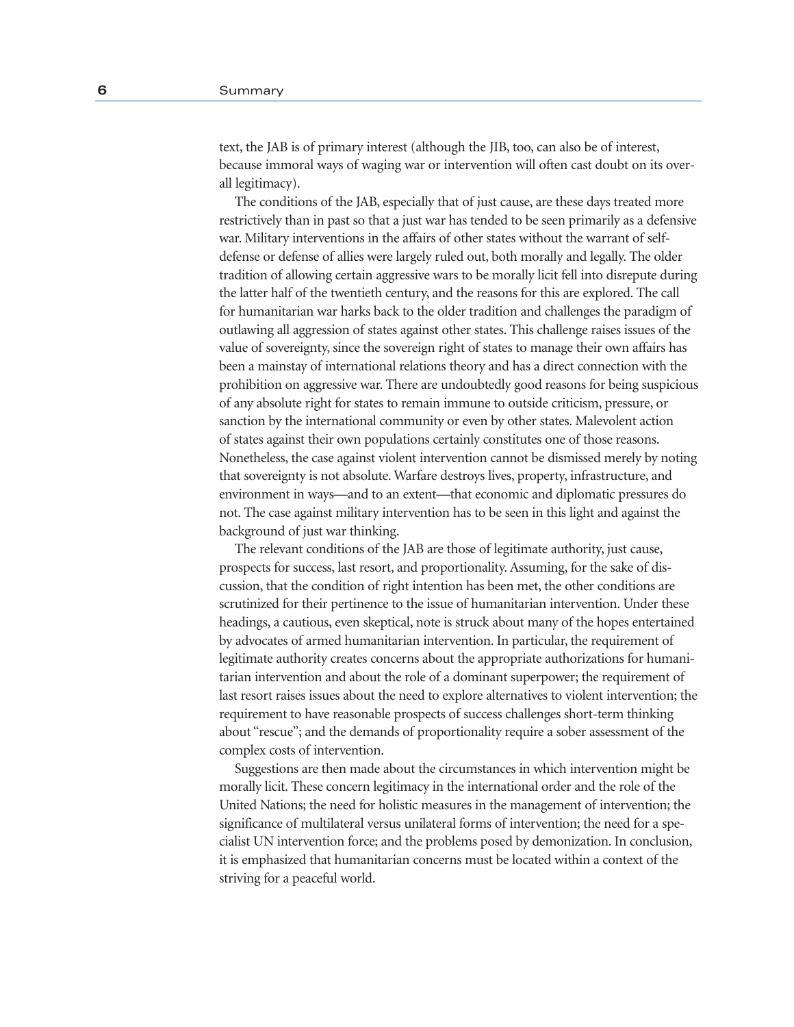text, the JAB is of primary interest (although the JIB, too, can also be of interest, because immoral ways of waging war or intervention will often cast doubt on its overall legitimacy).

The conditions of the JAB, especially that of just cause, are these days treated more restrictively than in past so that a just war has tended to be seen primarily as a defensive war. Military interventions in the affairs of other states without the warrant of self-defense or defense of allies were largely ruled out, both morally and legally. The older tradition of allowing certain aggressive wars to be morally licit fell into disrepute during the latter half of the twentieth century, and the reasons for this are explored. The call for humanitarian war harks back to the older tradition and challenges the paradigm of outlawing all aggression of states against other states. This challenge raises issues of the value of sovereignty, since the sovereign right of states to manage their own affairs has been a mainstay of international relations theory and has a direct connection with the prohibition on aggressive war. There are undoubtedly good reasons for being suspicious of any absolute right for states to remain immune to outside criticism, pressure, or sanction by the international community or even by other states. Malevolent action of states against their own populations certainly constitutes one of those reasons. Nonetheless, the case against violent intervention cannot be dismissed merely by noting that sovereignty is not absolute. Warfare destroys lives, property, infrastructure, and environment in ways—and to an extent—that economic and diplomatic pressures do not. The case against military intervention has to be seen in this light and against the background of just war thinking.

The relevant conditions of the JAB are those of legitimate authority, just cause, prospects for success, last resort, and proportionality. Assuming, for the sake of discussion, that the condition of right intention has been met, the other conditions are scrutinized for their pertinence to the issue of humanitarian intervention. Under these headings, a cautious, even skeptical, note is struck about many of the hopes entertained by advocates of armed humanitarian intervention. In particular, the requirement of legitimate authority creates concerns about the appropriate authorizations for humanitarian intervention and about the role of a dominant superpower; the requirement of last resort raises issues about the need to explore alternatives to violent intervention; the requirement to have reasonable prospects of success challenges short-term thinking about "rescue"; and the demands of proportionality require a sober assessment of the complex costs of intervention.

Suggestions are then made about the circumstances in which intervention might be morally licit. These concern legitimacy in the international order and the role of the United Nations; the need for holistic measures in the management of intervention; the significance of multilateral versus unilateral forms of intervention; the need for a specialist UN intervention force; and the problems posed by demonization. In conclusion, it is emphasized that humanitarian concerns must be located within a context of the striving for a peaceful world.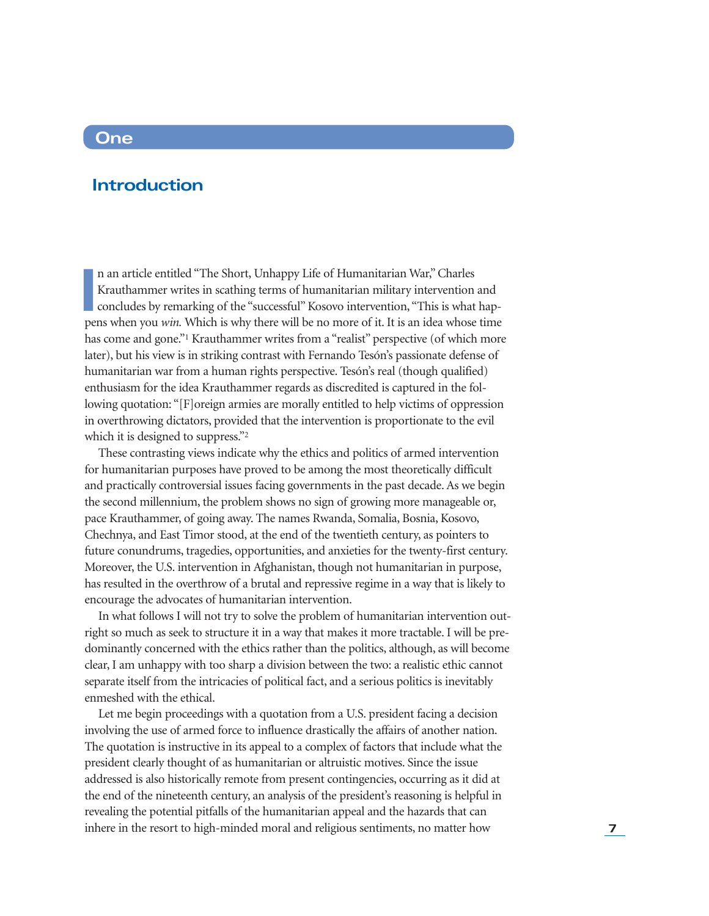# One

## Introduction

In an article entitled "The Short, Unhappy Life of Humanitarian War," Charles Krauthammer writes in scathing terms of humanitarian military intervention and concludes by remarking of the "successful" Kosovo intervention, "This is what happens when you *win.* Which is why there will be no more of it. It is an idea whose time has come and gone."[1] Krauthammer writes from a "realist" perspective (of which more later), but his view is in striking contrast with Fernando Tesón's passionate defense of humanitarian war from a human rights perspective. Tesón's real (though qualified) enthusiasm for the idea Krauthammer regards as discredited is captured in the following quotation: "[F]oreign armies are morally entitled to help victims of oppression in overthrowing dictators, provided that the intervention is proportionate to the evil which it is designed to suppress."[2]

These contrasting views indicate why the ethics and politics of armed intervention for humanitarian purposes have proved to be among the most theoretically difficult and practically controversial issues facing governments in the past decade. As we begin the second millennium, the problem shows no sign of growing more manageable or, pace Krauthammer, of going away. The names Rwanda, Somalia, Bosnia, Kosovo, Chechnya, and East Timor stood, at the end of the twentieth century, as pointers to future conundrums, tragedies, opportunities, and anxieties for the twenty-first century. Moreover, the U.S. intervention in Afghanistan, though not humanitarian in purpose, has resulted in the overthrow of a brutal and repressive regime in a way that is likely to encourage the advocates of humanitarian intervention.

In what follows I will not try to solve the problem of humanitarian intervention outright so much as seek to structure it in a way that makes it more tractable. I will be predominantly concerned with the ethics rather than the politics, although, as will become clear, I am unhappy with too sharp a division between the two: a realistic ethic cannot separate itself from the intricacies of political fact, and a serious politics is inevitably enmeshed with the ethical.

Let me begin proceedings with a quotation from a U.S. president facing a decision involving the use of armed force to influence drastically the affairs of another nation. The quotation is instructive in its appeal to a complex of factors that include what the president clearly thought of as humanitarian or altruistic motives. Since the issue addressed is also historically remote from present contingencies, occurring as it did at the end of the nineteenth century, an analysis of the president's reasoning is helpful in revealing the potential pitfalls of the humanitarian appeal and the hazards that can inhere in the resort to high-minded moral and religious sentiments, no matter how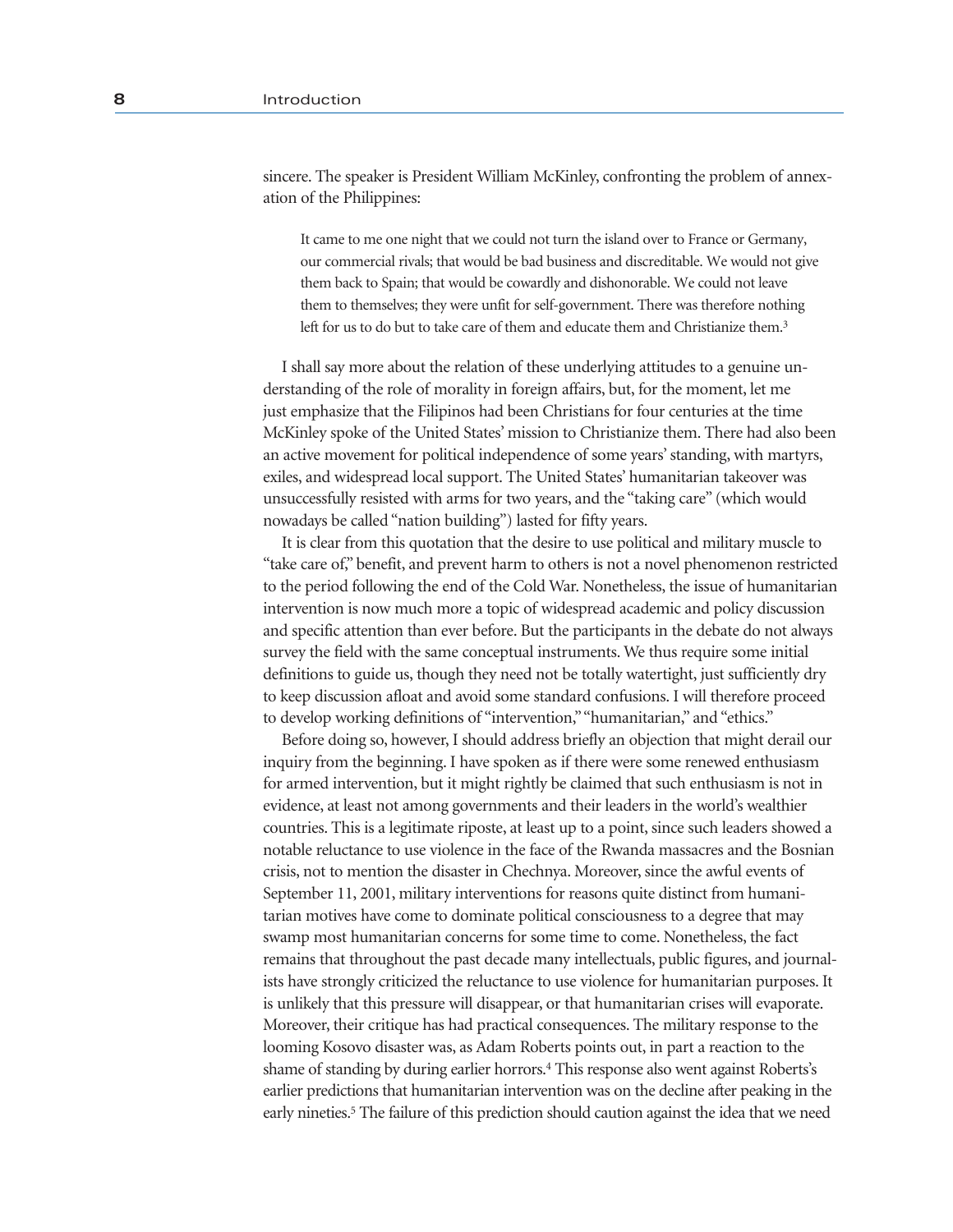sincere. The speaker is President William McKinley, confronting the problem of annexation of the Philippines:

> It came to me one night that we could not turn the island over to France or Germany, our commercial rivals; that would be bad business and discreditable. We would not give them back to Spain; that would be cowardly and dishonorable. We could not leave them to themselves; they were unfit for self-government. There was therefore nothing left for us to do but to take care of them and educate them and Christianize them.[3]

I shall say more about the relation of these underlying attitudes to a genuine understanding of the role of morality in foreign affairs, but, for the moment, let me just emphasize that the Filipinos had been Christians for four centuries at the time McKinley spoke of the United States' mission to Christianize them. There had also been an active movement for political independence of some years' standing, with martyrs, exiles, and widespread local support. The United States' humanitarian takeover was unsuccessfully resisted with arms for two years, and the "taking care" (which would nowadays be called "nation building") lasted for fifty years.

It is clear from this quotation that the desire to use political and military muscle to "take care of," benefit, and prevent harm to others is not a novel phenomenon restricted to the period following the end of the Cold War. Nonetheless, the issue of humanitarian intervention is now much more a topic of widespread academic and policy discussion and specific attention than ever before. But the participants in the debate do not always survey the field with the same conceptual instruments. We thus require some initial definitions to guide us, though they need not be totally watertight, just sufficiently dry to keep discussion afloat and avoid some standard confusions. I will therefore proceed to develop working definitions of "intervention," "humanitarian," and "ethics."

Before doing so, however, I should address briefly an objection that might derail our inquiry from the beginning. I have spoken as if there were some renewed enthusiasm for armed intervention, but it might rightly be claimed that such enthusiasm is not in evidence, at least not among governments and their leaders in the world's wealthier countries. This is a legitimate riposte, at least up to a point, since such leaders showed a notable reluctance to use violence in the face of the Rwanda massacres and the Bosnian crisis, not to mention the disaster in Chechnya. Moreover, since the awful events of September 11, 2001, military interventions for reasons quite distinct from humanitarian motives have come to dominate political consciousness to a degree that may swamp most humanitarian concerns for some time to come. Nonetheless, the fact remains that throughout the past decade many intellectuals, public figures, and journalists have strongly criticized the reluctance to use violence for humanitarian purposes. It is unlikely that this pressure will disappear, or that humanitarian crises will evaporate. Moreover, their critique has had practical consequences. The military response to the looming Kosovo disaster was, as Adam Roberts points out, in part a reaction to the shame of standing by during earlier horrors.[4] This response also went against Roberts's earlier predictions that humanitarian intervention was on the decline after peaking in the early nineties.[5] The failure of this prediction should caution against the idea that we need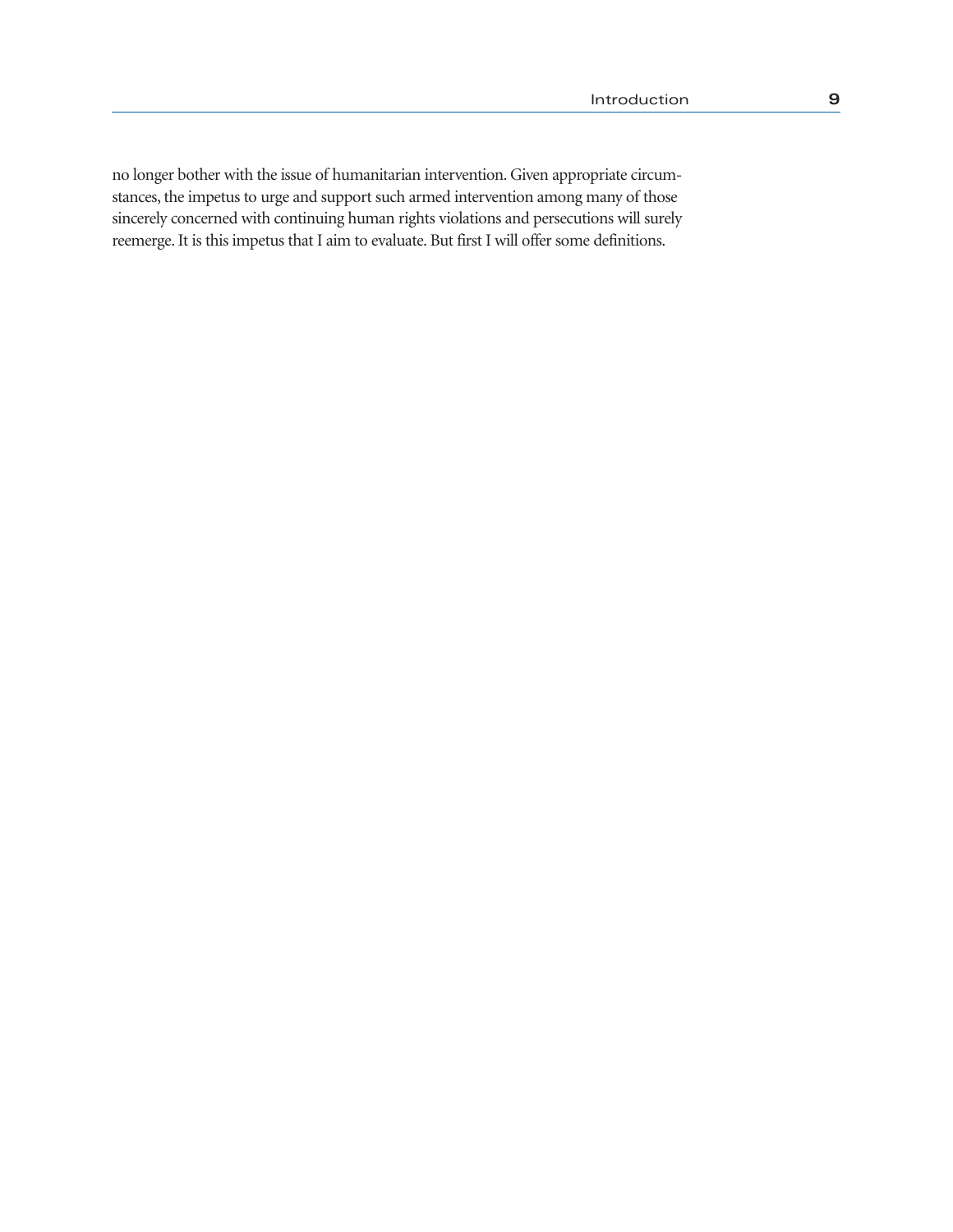no longer bother with the issue of humanitarian intervention. Given appropriate circumstances, the impetus to urge and support such armed intervention among many of those sincerely concerned with continuing human rights violations and persecutions will surely reemerge. It is this impetus that I aim to evaluate. But first I will offer some definitions.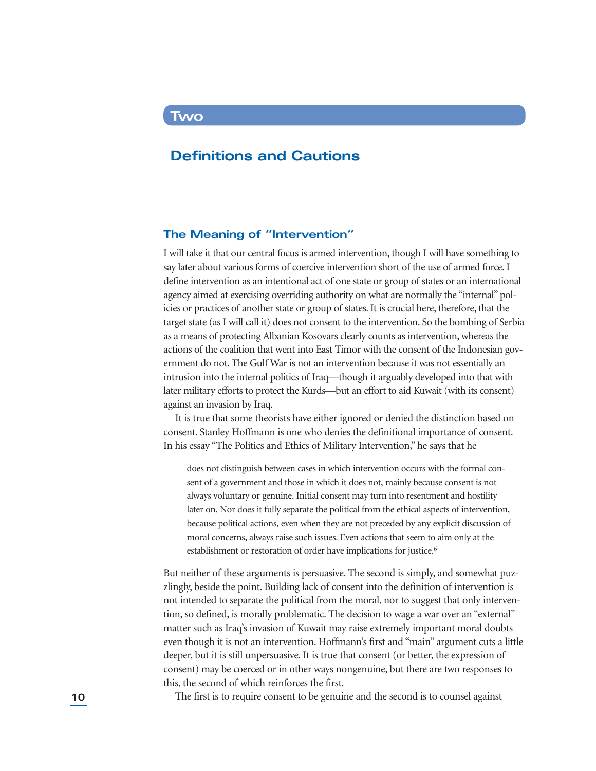# Two

## Definitions and Cautions

### The Meaning of "Intervention"

I will take it that our central focus is armed intervention, though I will have something to say later about various forms of coercive intervention short of the use of armed force. I define intervention as an intentional act of one state or group of states or an international agency aimed at exercising overriding authority on what are normally the "internal" policies or practices of another state or group of states. It is crucial here, therefore, that the target state (as I will call it) does not consent to the intervention. So the bombing of Serbia as a means of protecting Albanian Kosovars clearly counts as intervention, whereas the actions of the coalition that went into East Timor with the consent of the Indonesian government do not. The Gulf War is not an intervention because it was not essentially an intrusion into the internal politics of Iraq—though it arguably developed into that with later military efforts to protect the Kurds—but an effort to aid Kuwait (with its consent) against an invasion by Iraq.

It is true that some theorists have either ignored or denied the distinction based on consent. Stanley Hoffmann is one who denies the definitional importance of consent. In his essay "The Politics and Ethics of Military Intervention," he says that he

> does not distinguish between cases in which intervention occurs with the formal consent of a government and those in which it does not, mainly because consent is not always voluntary or genuine. Initial consent may turn into resentment and hostility later on. Nor does it fully separate the political from the ethical aspects of intervention, because political actions, even when they are not preceded by any explicit discussion of moral concerns, always raise such issues. Even actions that seem to aim only at the establishment or restoration of order have implications for justice.[6]

But neither of these arguments is persuasive. The second is simply, and somewhat puzzlingly, beside the point. Building lack of consent into the definition of intervention is not intended to separate the political from the moral, nor to suggest that only intervention, so defined, is morally problematic. The decision to wage a war over an "external" matter such as Iraq's invasion of Kuwait may raise extremely important moral doubts even though it is not an intervention. Hoffmann's first and "main" argument cuts a little deeper, but it is still unpersuasive. It is true that consent (or better, the expression of consent) may be coerced or in other ways nongenuine, but there are two responses to this, the second of which reinforces the first.

The first is to require consent to be genuine and the second is to counsel against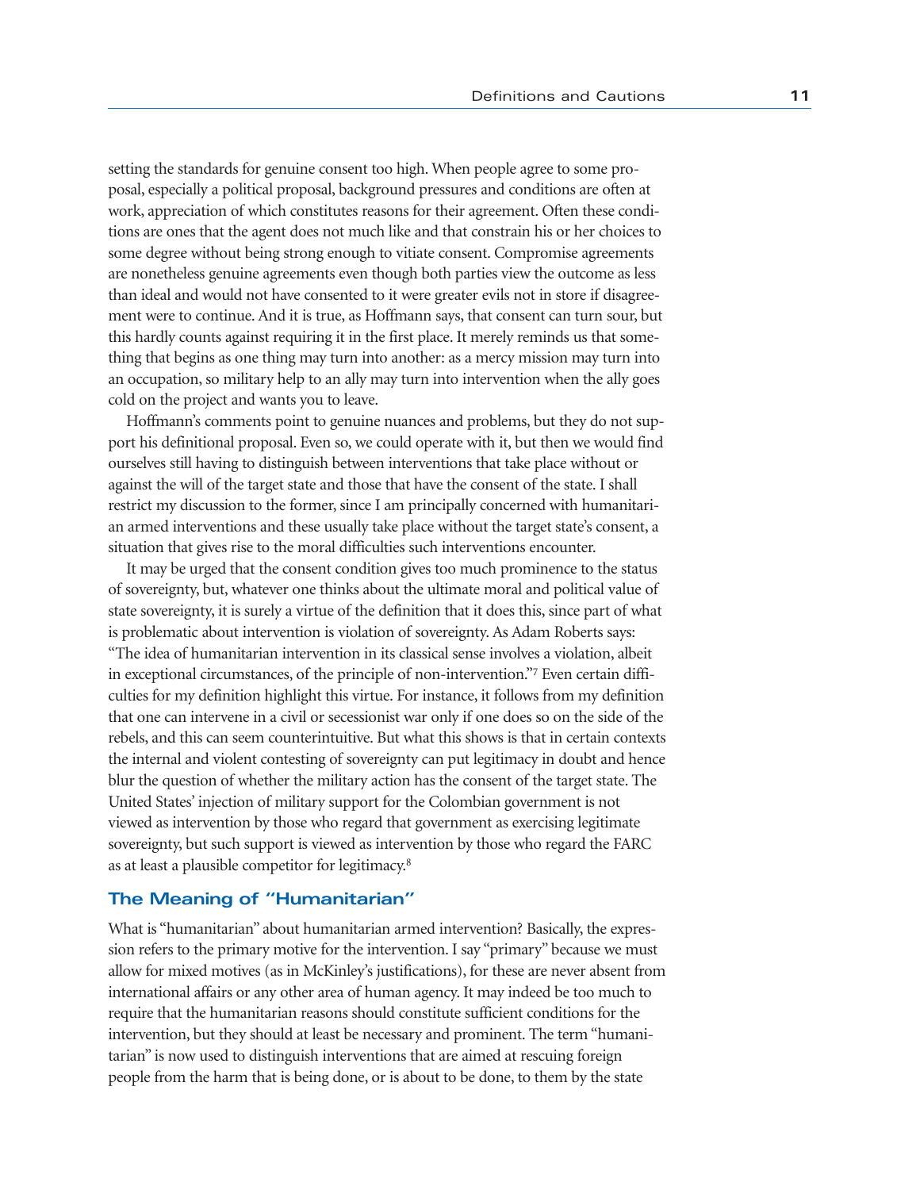setting the standards for genuine consent too high. When people agree to some proposal, especially a political proposal, background pressures and conditions are often at work, appreciation of which constitutes reasons for their agreement. Often these conditions are ones that the agent does not much like and that constrain his or her choices to some degree without being strong enough to vitiate consent. Compromise agreements are nonetheless genuine agreements even though both parties view the outcome as less than ideal and would not have consented to it were greater evils not in store if disagreement were to continue. And it is true, as Hoffmann says, that consent can turn sour, but this hardly counts against requiring it in the first place. It merely reminds us that something that begins as one thing may turn into another: as a mercy mission may turn into an occupation, so military help to an ally may turn into intervention when the ally goes cold on the project and wants you to leave.

Hoffmann's comments point to genuine nuances and problems, but they do not support his definitional proposal. Even so, we could operate with it, but then we would find ourselves still having to distinguish between interventions that take place without or against the will of the target state and those that have the consent of the state. I shall restrict my discussion to the former, since I am principally concerned with humanitarian armed interventions and these usually take place without the target state's consent, a situation that gives rise to the moral difficulties such interventions encounter.

It may be urged that the consent condition gives too much prominence to the status of sovereignty, but, whatever one thinks about the ultimate moral and political value of state sovereignty, it is surely a virtue of the definition that it does this, since part of what is problematic about intervention is violation of sovereignty. As Adam Roberts says: "The idea of humanitarian intervention in its classical sense involves a violation, albeit in exceptional circumstances, of the principle of non-intervention."[7] Even certain difficulties for my definition highlight this virtue. For instance, it follows from my definition that one can intervene in a civil or secessionist war only if one does so on the side of the rebels, and this can seem counterintuitive. But what this shows is that in certain contexts the internal and violent contesting of sovereignty can put legitimacy in doubt and hence blur the question of whether the military action has the consent of the target state. The United States' injection of military support for the Colombian government is not viewed as intervention by those who regard that government as exercising legitimate sovereignty, but such support is viewed as intervention by those who regard the FARC as at least a plausible competitor for legitimacy.[8]

## The Meaning of "Humanitarian"

What is "humanitarian" about humanitarian armed intervention? Basically, the expression refers to the primary motive for the intervention. I say "primary" because we must allow for mixed motives (as in McKinley's justifications), for these are never absent from international affairs or any other area of human agency. It may indeed be too much to require that the humanitarian reasons should constitute sufficient conditions for the intervention, but they should at least be necessary and prominent. The term "humanitarian" is now used to distinguish interventions that are aimed at rescuing foreign people from the harm that is being done, or is about to be done, to them by the state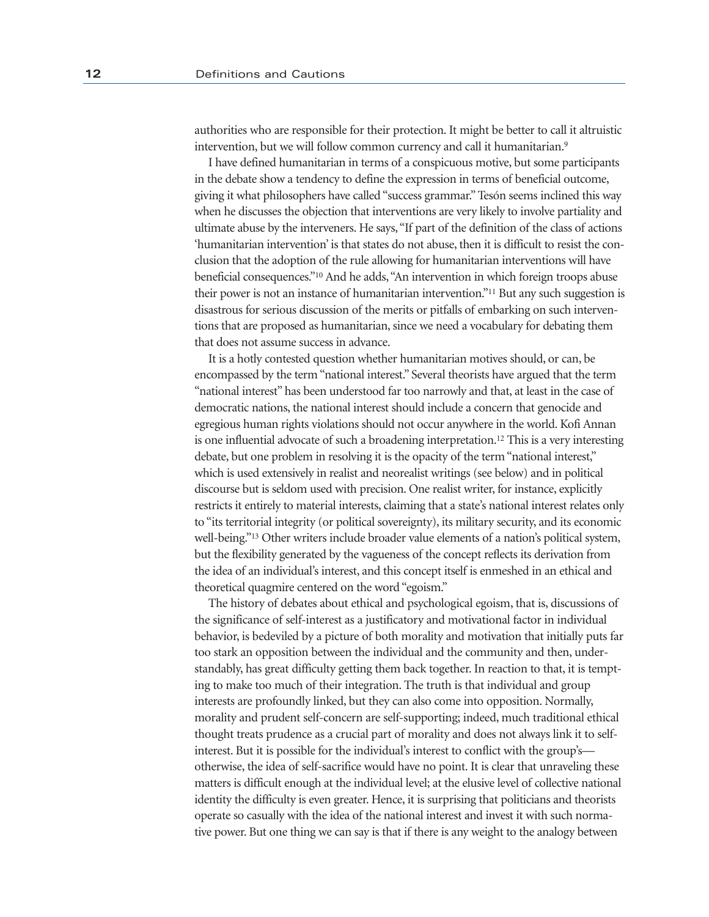authorities who are responsible for their protection. It might be better to call it altruistic intervention, but we will follow common currency and call it humanitarian.[9]

I have defined humanitarian in terms of a conspicuous motive, but some participants in the debate show a tendency to define the expression in terms of beneficial outcome, giving it what philosophers have called "success grammar." Tesón seems inclined this way when he discusses the objection that interventions are very likely to involve partiality and ultimate abuse by the interveners. He says, "If part of the definition of the class of actions 'humanitarian intervention' is that states do not abuse, then it is difficult to resist the conclusion that the adoption of the rule allowing for humanitarian interventions will have beneficial consequences."[10] And he adds, "An intervention in which foreign troops abuse their power is not an instance of humanitarian intervention."[11] But any such suggestion is disastrous for serious discussion of the merits or pitfalls of embarking on such interventions that are proposed as humanitarian, since we need a vocabulary for debating them that does not assume success in advance.

It is a hotly contested question whether humanitarian motives should, or can, be encompassed by the term "national interest." Several theorists have argued that the term "national interest" has been understood far too narrowly and that, at least in the case of democratic nations, the national interest should include a concern that genocide and egregious human rights violations should not occur anywhere in the world. Kofi Annan is one influential advocate of such a broadening interpretation.[12] This is a very interesting debate, but one problem in resolving it is the opacity of the term "national interest," which is used extensively in realist and neorealist writings (see below) and in political discourse but is seldom used with precision. One realist writer, for instance, explicitly restricts it entirely to material interests, claiming that a state's national interest relates only to "its territorial integrity (or political sovereignty), its military security, and its economic well-being."[13] Other writers include broader value elements of a nation's political system, but the flexibility generated by the vagueness of the concept reflects its derivation from the idea of an individual's interest, and this concept itself is enmeshed in an ethical and theoretical quagmire centered on the word "egoism."

The history of debates about ethical and psychological egoism, that is, discussions of the significance of self-interest as a justificatory and motivational factor in individual behavior, is bedeviled by a picture of both morality and motivation that initially puts far too stark an opposition between the individual and the community and then, understandably, has great difficulty getting them back together. In reaction to that, it is tempting to make too much of their integration. The truth is that individual and group interests are profoundly linked, but they can also come into opposition. Normally, morality and prudent self-concern are self-supporting; indeed, much traditional ethical thought treats prudence as a crucial part of morality and does not always link it to self-interest. But it is possible for the individual's interest to conflict with the group's—otherwise, the idea of self-sacrifice would have no point. It is clear that unraveling these matters is difficult enough at the individual level; at the elusive level of collective national identity the difficulty is even greater. Hence, it is surprising that politicians and theorists operate so casually with the idea of the national interest and invest it with such normative power. But one thing we can say is that if there is any weight to the analogy between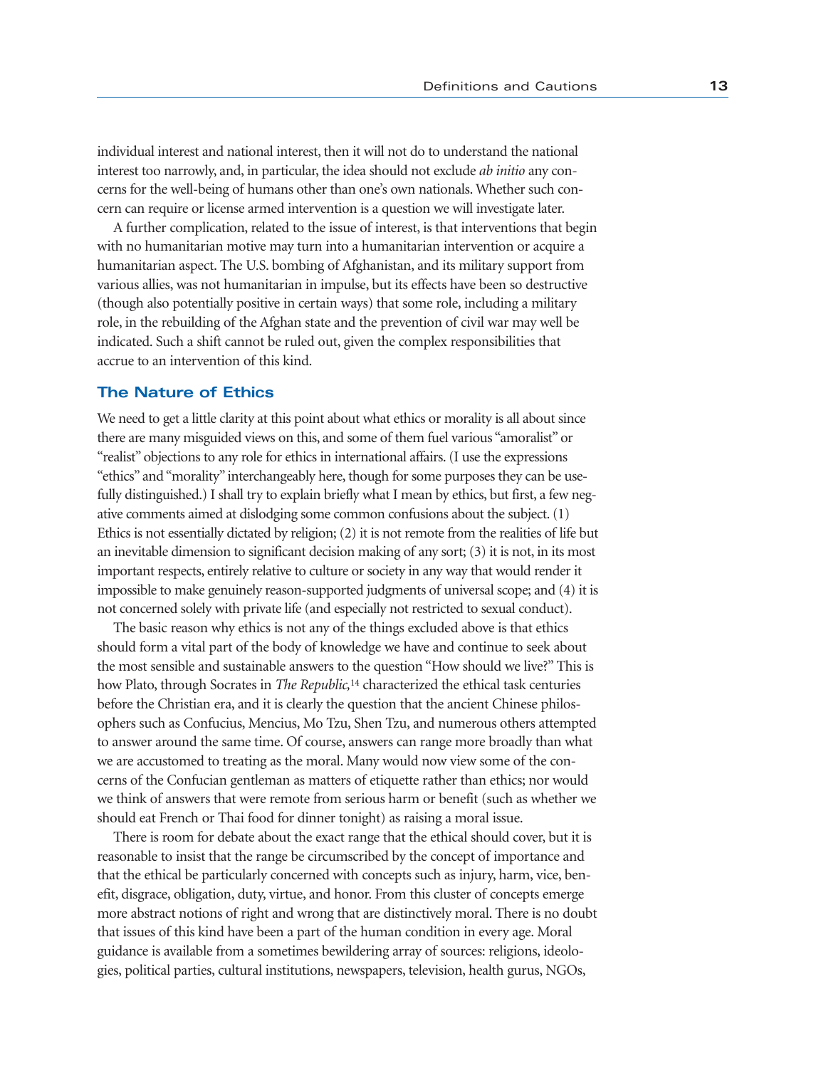individual interest and national interest, then it will not do to understand the national interest too narrowly, and, in particular, the idea should not exclude *ab initio* any concerns for the well-being of humans other than one's own nationals. Whether such concern can require or license armed intervention is a question we will investigate later.

A further complication, related to the issue of interest, is that interventions that begin with no humanitarian motive may turn into a humanitarian intervention or acquire a humanitarian aspect. The U.S. bombing of Afghanistan, and its military support from various allies, was not humanitarian in impulse, but its effects have been so destructive (though also potentially positive in certain ways) that some role, including a military role, in the rebuilding of the Afghan state and the prevention of civil war may well be indicated. Such a shift cannot be ruled out, given the complex responsibilities that accrue to an intervention of this kind.

## The Nature of Ethics

We need to get a little clarity at this point about what ethics or morality is all about since there are many misguided views on this, and some of them fuel various "amoralist" or "realist" objections to any role for ethics in international affairs. (I use the expressions "ethics" and "morality" interchangeably here, though for some purposes they can be usefully distinguished.) I shall try to explain briefly what I mean by ethics, but first, a few negative comments aimed at dislodging some common confusions about the subject. (1) Ethics is not essentially dictated by religion; (2) it is not remote from the realities of life but an inevitable dimension to significant decision making of any sort; (3) it is not, in its most important respects, entirely relative to culture or society in any way that would render it impossible to make genuinely reason-supported judgments of universal scope; and (4) it is not concerned solely with private life (and especially not restricted to sexual conduct).

The basic reason why ethics is not any of the things excluded above is that ethics should form a vital part of the body of knowledge we have and continue to seek about the most sensible and sustainable answers to the question "How should we live?" This is how Plato, through Socrates in *The Republic,*[14] characterized the ethical task centuries before the Christian era, and it is clearly the question that the ancient Chinese philosophers such as Confucius, Mencius, Mo Tzu, Shen Tzu, and numerous others attempted to answer around the same time. Of course, answers can range more broadly than what we are accustomed to treating as the moral. Many would now view some of the concerns of the Confucian gentleman as matters of etiquette rather than ethics; nor would we think of answers that were remote from serious harm or benefit (such as whether we should eat French or Thai food for dinner tonight) as raising a moral issue.

There is room for debate about the exact range that the ethical should cover, but it is reasonable to insist that the range be circumscribed by the concept of importance and that the ethical be particularly concerned with concepts such as injury, harm, vice, benefit, disgrace, obligation, duty, virtue, and honor. From this cluster of concepts emerge more abstract notions of right and wrong that are distinctively moral. There is no doubt that issues of this kind have been a part of the human condition in every age. Moral guidance is available from a sometimes bewildering array of sources: religions, ideologies, political parties, cultural institutions, newspapers, television, health gurus, NGOs,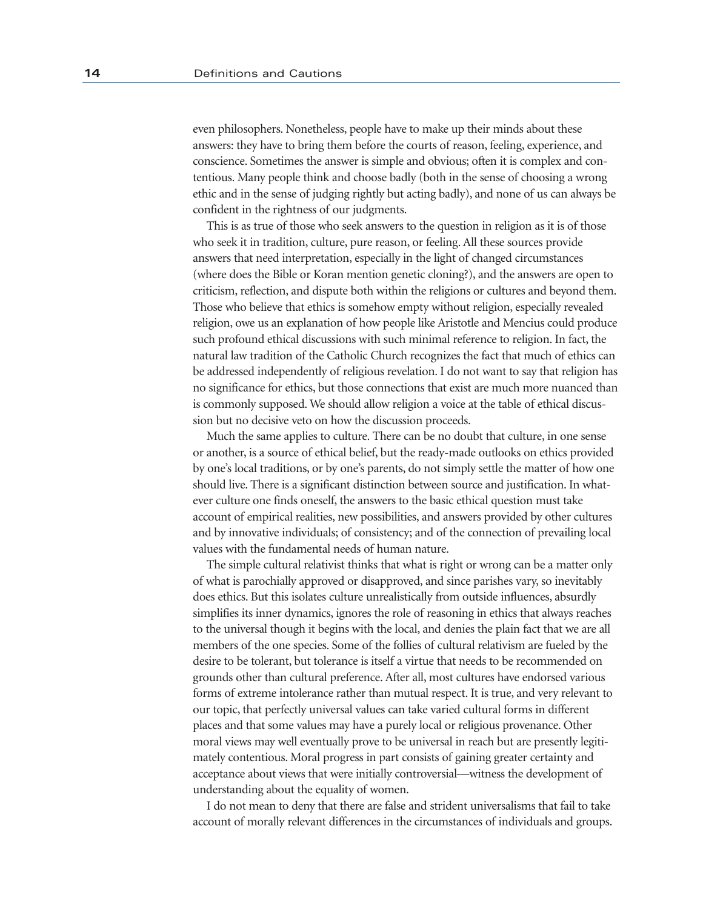even philosophers. Nonetheless, people have to make up their minds about these answers: they have to bring them before the courts of reason, feeling, experience, and conscience. Sometimes the answer is simple and obvious; often it is complex and contentious. Many people think and choose badly (both in the sense of choosing a wrong ethic and in the sense of judging rightly but acting badly), and none of us can always be confident in the rightness of our judgments.

This is as true of those who seek answers to the question in religion as it is of those who seek it in tradition, culture, pure reason, or feeling. All these sources provide answers that need interpretation, especially in the light of changed circumstances (where does the Bible or Koran mention genetic cloning?), and the answers are open to criticism, reflection, and dispute both within the religions or cultures and beyond them. Those who believe that ethics is somehow empty without religion, especially revealed religion, owe us an explanation of how people like Aristotle and Mencius could produce such profound ethical discussions with such minimal reference to religion. In fact, the natural law tradition of the Catholic Church recognizes the fact that much of ethics can be addressed independently of religious revelation. I do not want to say that religion has no significance for ethics, but those connections that exist are much more nuanced than is commonly supposed. We should allow religion a voice at the table of ethical discussion but no decisive veto on how the discussion proceeds.

Much the same applies to culture. There can be no doubt that culture, in one sense or another, is a source of ethical belief, but the ready-made outlooks on ethics provided by one's local traditions, or by one's parents, do not simply settle the matter of how one should live. There is a significant distinction between source and justification. In whatever culture one finds oneself, the answers to the basic ethical question must take account of empirical realities, new possibilities, and answers provided by other cultures and by innovative individuals; of consistency; and of the connection of prevailing local values with the fundamental needs of human nature.

The simple cultural relativist thinks that what is right or wrong can be a matter only of what is parochially approved or disapproved, and since parishes vary, so inevitably does ethics. But this isolates culture unrealistically from outside influences, absurdly simplifies its inner dynamics, ignores the role of reasoning in ethics that always reaches to the universal though it begins with the local, and denies the plain fact that we are all members of the one species. Some of the follies of cultural relativism are fueled by the desire to be tolerant, but tolerance is itself a virtue that needs to be recommended on grounds other than cultural preference. After all, most cultures have endorsed various forms of extreme intolerance rather than mutual respect. It is true, and very relevant to our topic, that perfectly universal values can take varied cultural forms in different places and that some values may have a purely local or religious provenance. Other moral views may well eventually prove to be universal in reach but are presently legitimately contentious. Moral progress in part consists of gaining greater certainty and acceptance about views that were initially controversial—witness the development of understanding about the equality of women.

I do not mean to deny that there are false and strident universalisms that fail to take account of morally relevant differences in the circumstances of individuals and groups.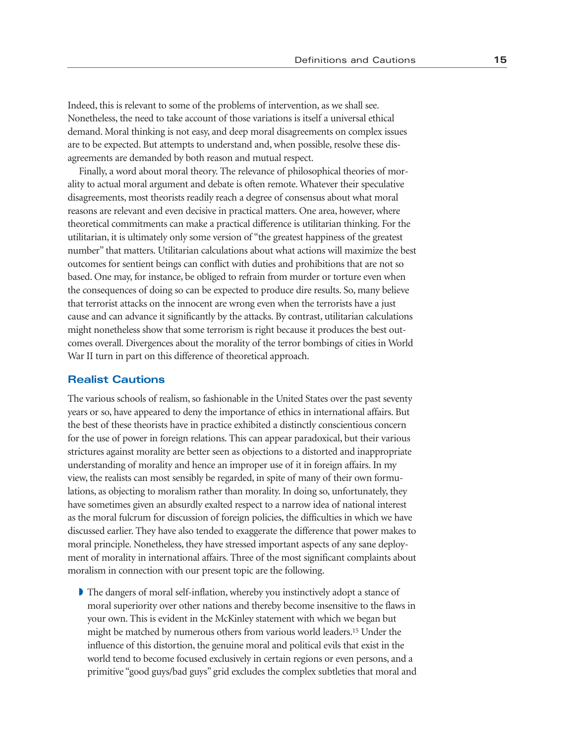Indeed, this is relevant to some of the problems of intervention, as we shall see. Nonetheless, the need to take account of those variations is itself a universal ethical demand. Moral thinking is not easy, and deep moral disagreements on complex issues are to be expected. But attempts to understand and, when possible, resolve these disagreements are demanded by both reason and mutual respect.

Finally, a word about moral theory. The relevance of philosophical theories of morality to actual moral argument and debate is often remote. Whatever their speculative disagreements, most theorists readily reach a degree of consensus about what moral reasons are relevant and even decisive in practical matters. One area, however, where theoretical commitments can make a practical difference is utilitarian thinking. For the utilitarian, it is ultimately only some version of "the greatest happiness of the greatest number" that matters. Utilitarian calculations about what actions will maximize the best outcomes for sentient beings can conflict with duties and prohibitions that are not so based. One may, for instance, be obliged to refrain from murder or torture even when the consequences of doing so can be expected to produce dire results. So, many believe that terrorist attacks on the innocent are wrong even when the terrorists have a just cause and can advance it significantly by the attacks. By contrast, utilitarian calculations might nonetheless show that some terrorism is right because it produces the best outcomes overall. Divergences about the morality of the terror bombings of cities in World War II turn in part on this difference of theoretical approach.

## Realist Cautions

The various schools of realism, so fashionable in the United States over the past seventy years or so, have appeared to deny the importance of ethics in international affairs. But the best of these theorists have in practice exhibited a distinctly conscientious concern for the use of power in foreign relations. This can appear paradoxical, but their various strictures against morality are better seen as objections to a distorted and inappropriate understanding of morality and hence an improper use of it in foreign affairs. In my view, the realists can most sensibly be regarded, in spite of many of their own formulations, as objecting to moralism rather than morality. In doing so, unfortunately, they have sometimes given an absurdly exalted respect to a narrow idea of national interest as the moral fulcrum for discussion of foreign policies, the difficulties in which we have discussed earlier. They have also tended to exaggerate the difference that power makes to moral principle. Nonetheless, they have stressed important aspects of any sane deployment of morality in international affairs. Three of the most significant complaints about moralism in connection with our present topic are the following.

- The dangers of moral self-inflation, whereby you instinctively adopt a stance of moral superiority over other nations and thereby become insensitive to the flaws in your own. This is evident in the McKinley statement with which we began but might be matched by numerous others from various world leaders.[15] Under the influence of this distortion, the genuine moral and political evils that exist in the world tend to become focused exclusively in certain regions or even persons, and a primitive "good guys/bad guys" grid excludes the complex subtleties that moral and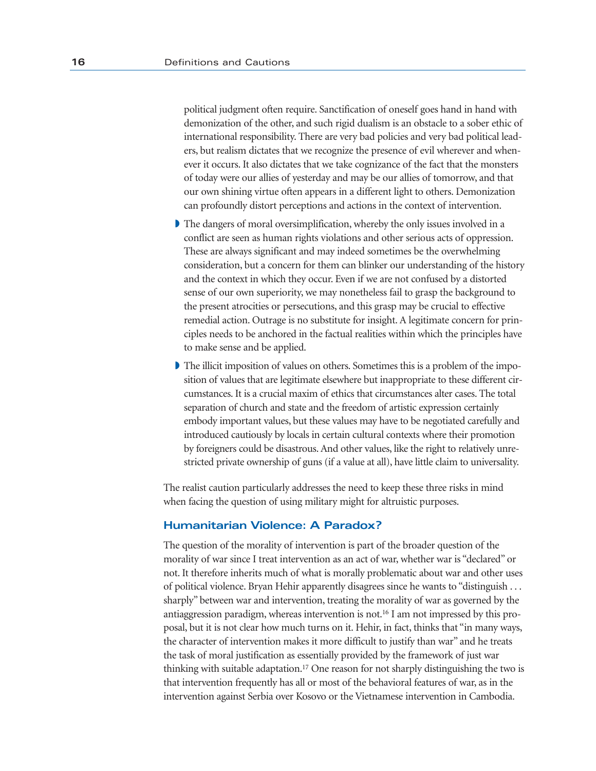political judgment often require. Sanctification of oneself goes hand in hand with demonization of the other, and such rigid dualism is an obstacle to a sober ethic of international responsibility. There are very bad policies and very bad political leaders, but realism dictates that we recognize the presence of evil wherever and whenever it occurs. It also dictates that we take cognizance of the fact that the monsters of today were our allies of yesterday and may be our allies of tomorrow, and that our own shining virtue often appears in a different light to others. Demonization can profoundly distort perceptions and actions in the context of intervention.

- The dangers of moral oversimplification, whereby the only issues involved in a conflict are seen as human rights violations and other serious acts of oppression. These are always significant and may indeed sometimes be the overwhelming consideration, but a concern for them can blinker our understanding of the history and the context in which they occur. Even if we are not confused by a distorted sense of our own superiority, we may nonetheless fail to grasp the background to the present atrocities or persecutions, and this grasp may be crucial to effective remedial action. Outrage is no substitute for insight. A legitimate concern for principles needs to be anchored in the factual realities within which the principles have to make sense and be applied.
- The illicit imposition of values on others. Sometimes this is a problem of the imposition of values that are legitimate elsewhere but inappropriate to these different circumstances. It is a crucial maxim of ethics that circumstances alter cases. The total separation of church and state and the freedom of artistic expression certainly embody important values, but these values may have to be negotiated carefully and introduced cautiously by locals in certain cultural contexts where their promotion by foreigners could be disastrous. And other values, like the right to relatively unrestricted private ownership of guns (if a value at all), have little claim to universality.

The realist caution particularly addresses the need to keep these three risks in mind when facing the question of using military might for altruistic purposes.

## Humanitarian Violence: A Paradox?

The question of the morality of intervention is part of the broader question of the morality of war since I treat intervention as an act of war, whether war is "declared" or not. It therefore inherits much of what is morally problematic about war and other uses of political violence. Bryan Hehir apparently disagrees since he wants to "distinguish . . . sharply" between war and intervention, treating the morality of war as governed by the antiaggression paradigm, whereas intervention is not.[16] I am not impressed by this proposal, but it is not clear how much turns on it. Hehir, in fact, thinks that "in many ways, the character of intervention makes it more difficult to justify than war" and he treats the task of moral justification as essentially provided by the framework of just war thinking with suitable adaptation.[17] One reason for not sharply distinguishing the two is that intervention frequently has all or most of the behavioral features of war, as in the intervention against Serbia over Kosovo or the Vietnamese intervention in Cambodia.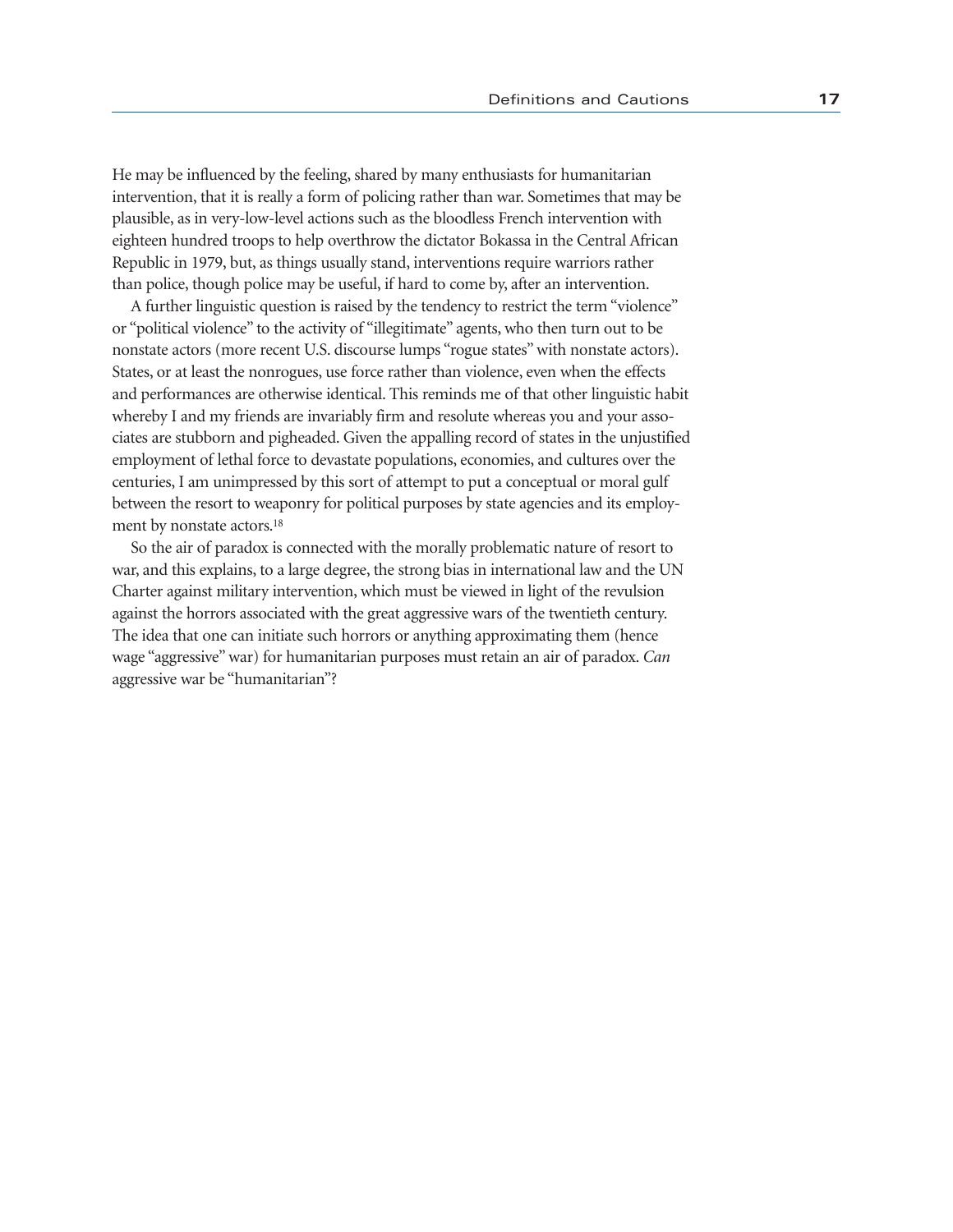He may be influenced by the feeling, shared by many enthusiasts for humanitarian intervention, that it is really a form of policing rather than war. Sometimes that may be plausible, as in very-low-level actions such as the bloodless French intervention with eighteen hundred troops to help overthrow the dictator Bokassa in the Central African Republic in 1979, but, as things usually stand, interventions require warriors rather than police, though police may be useful, if hard to come by, after an intervention.

A further linguistic question is raised by the tendency to restrict the term "violence" or "political violence" to the activity of "illegitimate" agents, who then turn out to be nonstate actors (more recent U.S. discourse lumps "rogue states" with nonstate actors). States, or at least the nonrogues, use force rather than violence, even when the effects and performances are otherwise identical. This reminds me of that other linguistic habit whereby I and my friends are invariably firm and resolute whereas you and your associates are stubborn and pigheaded. Given the appalling record of states in the unjustified employment of lethal force to devastate populations, economies, and cultures over the centuries, I am unimpressed by this sort of attempt to put a conceptual or moral gulf between the resort to weaponry for political purposes by state agencies and its employment by nonstate actors.[18]

So the air of paradox is connected with the morally problematic nature of resort to war, and this explains, to a large degree, the strong bias in international law and the UN Charter against military intervention, which must be viewed in light of the revulsion against the horrors associated with the great aggressive wars of the twentieth century. The idea that one can initiate such horrors or anything approximating them (hence wage "aggressive" war) for humanitarian purposes must retain an air of paradox. *Can* aggressive war be "humanitarian"?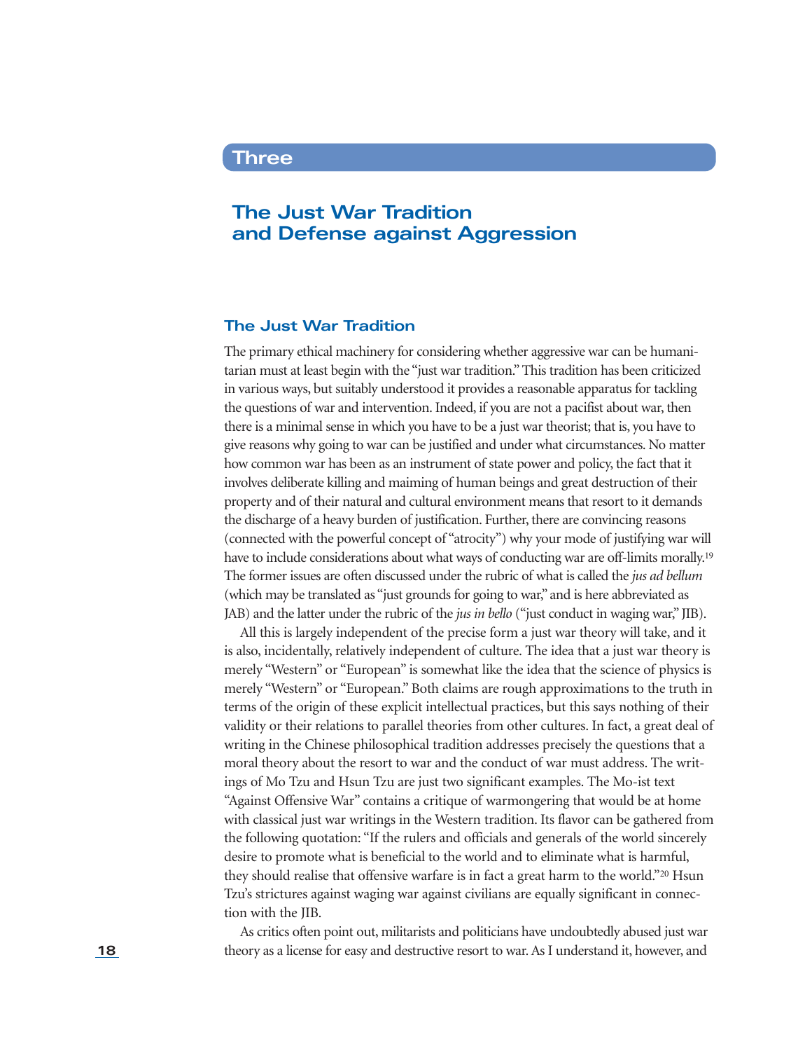# Three

## The Just War Tradition and Defense against Aggression

### The Just War Tradition

The primary ethical machinery for considering whether aggressive war can be humanitarian must at least begin with the "just war tradition." This tradition has been criticized in various ways, but suitably understood it provides a reasonable apparatus for tackling the questions of war and intervention. Indeed, if you are not a pacifist about war, then there is a minimal sense in which you have to be a just war theorist; that is, you have to give reasons why going to war can be justified and under what circumstances. No matter how common war has been as an instrument of state power and policy, the fact that it involves deliberate killing and maiming of human beings and great destruction of their property and of their natural and cultural environment means that resort to it demands the discharge of a heavy burden of justification. Further, there are convincing reasons (connected with the powerful concept of "atrocity") why your mode of justifying war will have to include considerations about what ways of conducting war are off-limits morally.[19] The former issues are often discussed under the rubric of what is called the *jus ad bellum* (which may be translated as "just grounds for going to war," and is here abbreviated as JAB) and the latter under the rubric of the *jus in bello* ("just conduct in waging war," JIB).

All this is largely independent of the precise form a just war theory will take, and it is also, incidentally, relatively independent of culture. The idea that a just war theory is merely "Western" or "European" is somewhat like the idea that the science of physics is merely "Western" or "European." Both claims are rough approximations to the truth in terms of the origin of these explicit intellectual practices, but this says nothing of their validity or their relations to parallel theories from other cultures. In fact, a great deal of writing in the Chinese philosophical tradition addresses precisely the questions that a moral theory about the resort to war and the conduct of war must address. The writings of Mo Tzu and Hsun Tzu are just two significant examples. The Mo-ist text "Against Offensive War" contains a critique of warmongering that would be at home with classical just war writings in the Western tradition. Its flavor can be gathered from the following quotation: "If the rulers and officials and generals of the world sincerely desire to promote what is beneficial to the world and to eliminate what is harmful, they should realise that offensive warfare is in fact a great harm to the world."[20] Hsun Tzu's strictures against waging war against civilians are equally significant in connection with the JIB.

As critics often point out, militarists and politicians have undoubtedly abused just war theory as a license for easy and destructive resort to war. As I understand it, however, and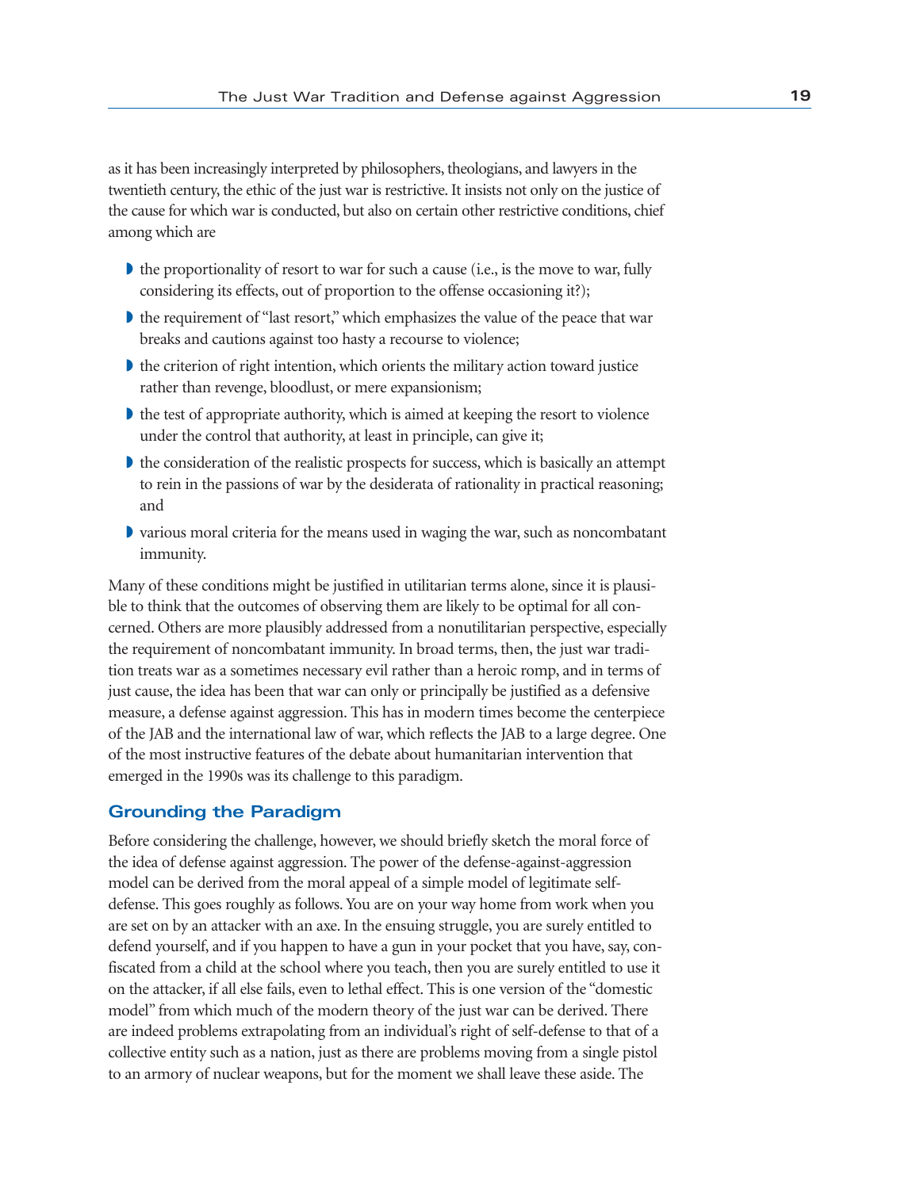as it has been increasingly interpreted by philosophers, theologians, and lawyers in the twentieth century, the ethic of the just war is restrictive. It insists not only on the justice of the cause for which war is conducted, but also on certain other restrictive conditions, chief among which are

- the proportionality of resort to war for such a cause (i.e., is the move to war, fully considering its effects, out of proportion to the offense occasioning it?);
- the requirement of "last resort," which emphasizes the value of the peace that war breaks and cautions against too hasty a recourse to violence;
- the criterion of right intention, which orients the military action toward justice rather than revenge, bloodlust, or mere expansionism;
- the test of appropriate authority, which is aimed at keeping the resort to violence under the control that authority, at least in principle, can give it;
- the consideration of the realistic prospects for success, which is basically an attempt to rein in the passions of war by the desiderata of rationality in practical reasoning; and
- various moral criteria for the means used in waging the war, such as noncombatant immunity.

Many of these conditions might be justified in utilitarian terms alone, since it is plausible to think that the outcomes of observing them are likely to be optimal for all concerned. Others are more plausibly addressed from a nonutilitarian perspective, especially the requirement of noncombatant immunity. In broad terms, then, the just war tradition treats war as a sometimes necessary evil rather than a heroic romp, and in terms of just cause, the idea has been that war can only or principally be justified as a defensive measure, a defense against aggression. This has in modern times become the centerpiece of the JAB and the international law of war, which reflects the JAB to a large degree. One of the most instructive features of the debate about humanitarian intervention that emerged in the 1990s was its challenge to this paradigm.

## Grounding the Paradigm

Before considering the challenge, however, we should briefly sketch the moral force of the idea of defense against aggression. The power of the defense-against-aggression model can be derived from the moral appeal of a simple model of legitimate self-defense. This goes roughly as follows. You are on your way home from work when you are set on by an attacker with an axe. In the ensuing struggle, you are surely entitled to defend yourself, and if you happen to have a gun in your pocket that you have, say, confiscated from a child at the school where you teach, then you are surely entitled to use it on the attacker, if all else fails, even to lethal effect. This is one version of the "domestic model" from which much of the modern theory of the just war can be derived. There are indeed problems extrapolating from an individual's right of self-defense to that of a collective entity such as a nation, just as there are problems moving from a single pistol to an armory of nuclear weapons, but for the moment we shall leave these aside. The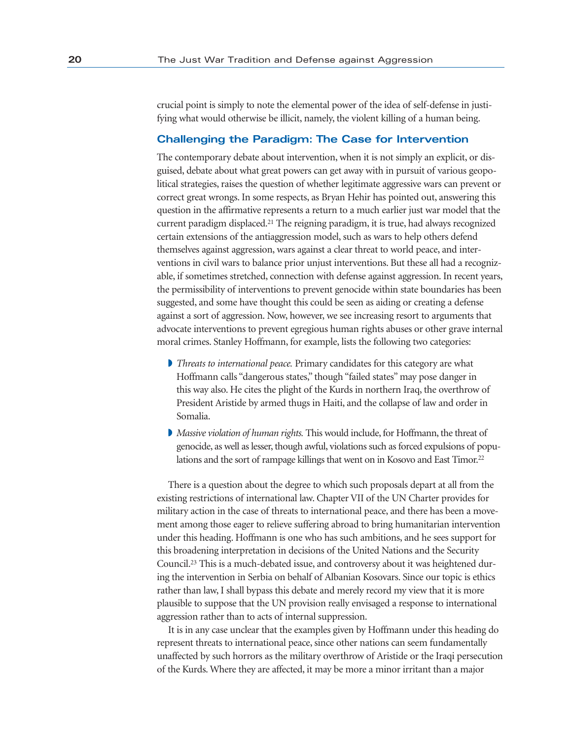crucial point is simply to note the elemental power of the idea of self-defense in justifying what would otherwise be illicit, namely, the violent killing of a human being.

## Challenging the Paradigm: The Case for Intervention

The contemporary debate about intervention, when it is not simply an explicit, or disguised, debate about what great powers can get away with in pursuit of various geopolitical strategies, raises the question of whether legitimate aggressive wars can prevent or correct great wrongs. In some respects, as Bryan Hehir has pointed out, answering this question in the affirmative represents a return to a much earlier just war model that the current paradigm displaced.[21] The reigning paradigm, it is true, had always recognized certain extensions of the antiaggression model, such as wars to help others defend themselves against aggression, wars against a clear threat to world peace, and interventions in civil wars to balance prior unjust interventions. But these all had a recognizable, if sometimes stretched, connection with defense against aggression. In recent years, the permissibility of interventions to prevent genocide within state boundaries has been suggested, and some have thought this could be seen as aiding or creating a defense against a sort of aggression. Now, however, we see increasing resort to arguments that advocate interventions to prevent egregious human rights abuses or other grave internal moral crimes. Stanley Hoffmann, for example, lists the following two categories:

- *Threats to international peace.* Primary candidates for this category are what Hoffmann calls "dangerous states," though "failed states" may pose danger in this way also. He cites the plight of the Kurds in northern Iraq, the overthrow of President Aristide by armed thugs in Haiti, and the collapse of law and order in Somalia.
- *Massive violation of human rights.* This would include, for Hoffmann, the threat of genocide, as well as lesser, though awful, violations such as forced expulsions of populations and the sort of rampage killings that went on in Kosovo and East Timor.[22]

There is a question about the degree to which such proposals depart at all from the existing restrictions of international law. Chapter VII of the UN Charter provides for military action in the case of threats to international peace, and there has been a movement among those eager to relieve suffering abroad to bring humanitarian intervention under this heading. Hoffmann is one who has such ambitions, and he sees support for this broadening interpretation in decisions of the United Nations and the Security Council.[23] This is a much-debated issue, and controversy about it was heightened during the intervention in Serbia on behalf of Albanian Kosovars. Since our topic is ethics rather than law, I shall bypass this debate and merely record my view that it is more plausible to suppose that the UN provision really envisaged a response to international aggression rather than to acts of internal suppression.

It is in any case unclear that the examples given by Hoffmann under this heading do represent threats to international peace, since other nations can seem fundamentally unaffected by such horrors as the military overthrow of Aristide or the Iraqi persecution of the Kurds. Where they are affected, it may be more a minor irritant than a major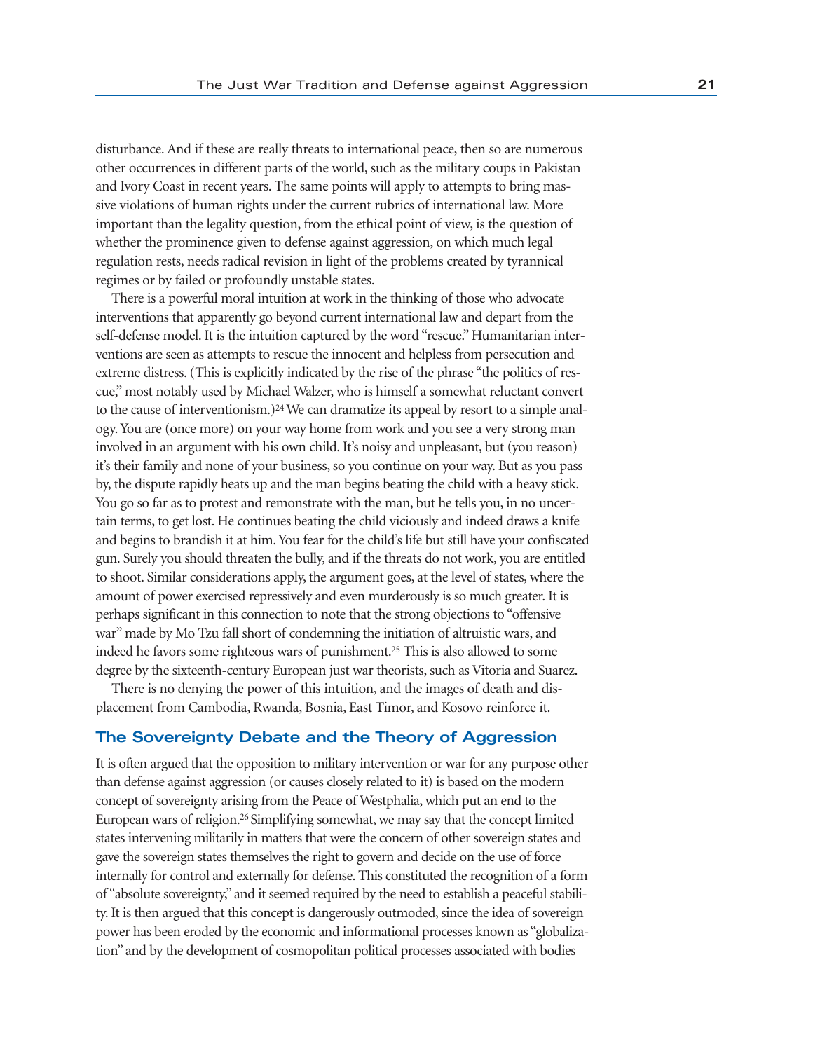disturbance. And if these are really threats to international peace, then so are numerous other occurrences in different parts of the world, such as the military coups in Pakistan and Ivory Coast in recent years. The same points will apply to attempts to bring massive violations of human rights under the current rubrics of international law. More important than the legality question, from the ethical point of view, is the question of whether the prominence given to defense against aggression, on which much legal regulation rests, needs radical revision in light of the problems created by tyrannical regimes or by failed or profoundly unstable states.

There is a powerful moral intuition at work in the thinking of those who advocate interventions that apparently go beyond current international law and depart from the self-defense model. It is the intuition captured by the word "rescue." Humanitarian interventions are seen as attempts to rescue the innocent and helpless from persecution and extreme distress. (This is explicitly indicated by the rise of the phrase "the politics of rescue," most notably used by Michael Walzer, who is himself a somewhat reluctant convert to the cause of interventionism.)[24] We can dramatize its appeal by resort to a simple analogy. You are (once more) on your way home from work and you see a very strong man involved in an argument with his own child. It's noisy and unpleasant, but (you reason) it's their family and none of your business, so you continue on your way. But as you pass by, the dispute rapidly heats up and the man begins beating the child with a heavy stick. You go so far as to protest and remonstrate with the man, but he tells you, in no uncertain terms, to get lost. He continues beating the child viciously and indeed draws a knife and begins to brandish it at him. You fear for the child's life but still have your confiscated gun. Surely you should threaten the bully, and if the threats do not work, you are entitled to shoot. Similar considerations apply, the argument goes, at the level of states, where the amount of power exercised repressively and even murderously is so much greater. It is perhaps significant in this connection to note that the strong objections to "offensive war" made by Mo Tzu fall short of condemning the initiation of altruistic wars, and indeed he favors some righteous wars of punishment.[25] This is also allowed to some degree by the sixteenth-century European just war theorists, such as Vitoria and Suarez.

There is no denying the power of this intuition, and the images of death and displacement from Cambodia, Rwanda, Bosnia, East Timor, and Kosovo reinforce it.

## The Sovereignty Debate and the Theory of Aggression

It is often argued that the opposition to military intervention or war for any purpose other than defense against aggression (or causes closely related to it) is based on the modern concept of sovereignty arising from the Peace of Westphalia, which put an end to the European wars of religion.[26] Simplifying somewhat, we may say that the concept limited states intervening militarily in matters that were the concern of other sovereign states and gave the sovereign states themselves the right to govern and decide on the use of force internally for control and externally for defense. This constituted the recognition of a form of "absolute sovereignty," and it seemed required by the need to establish a peaceful stability. It is then argued that this concept is dangerously outmoded, since the idea of sovereign power has been eroded by the economic and informational processes known as "globalization" and by the development of cosmopolitan political processes associated with bodies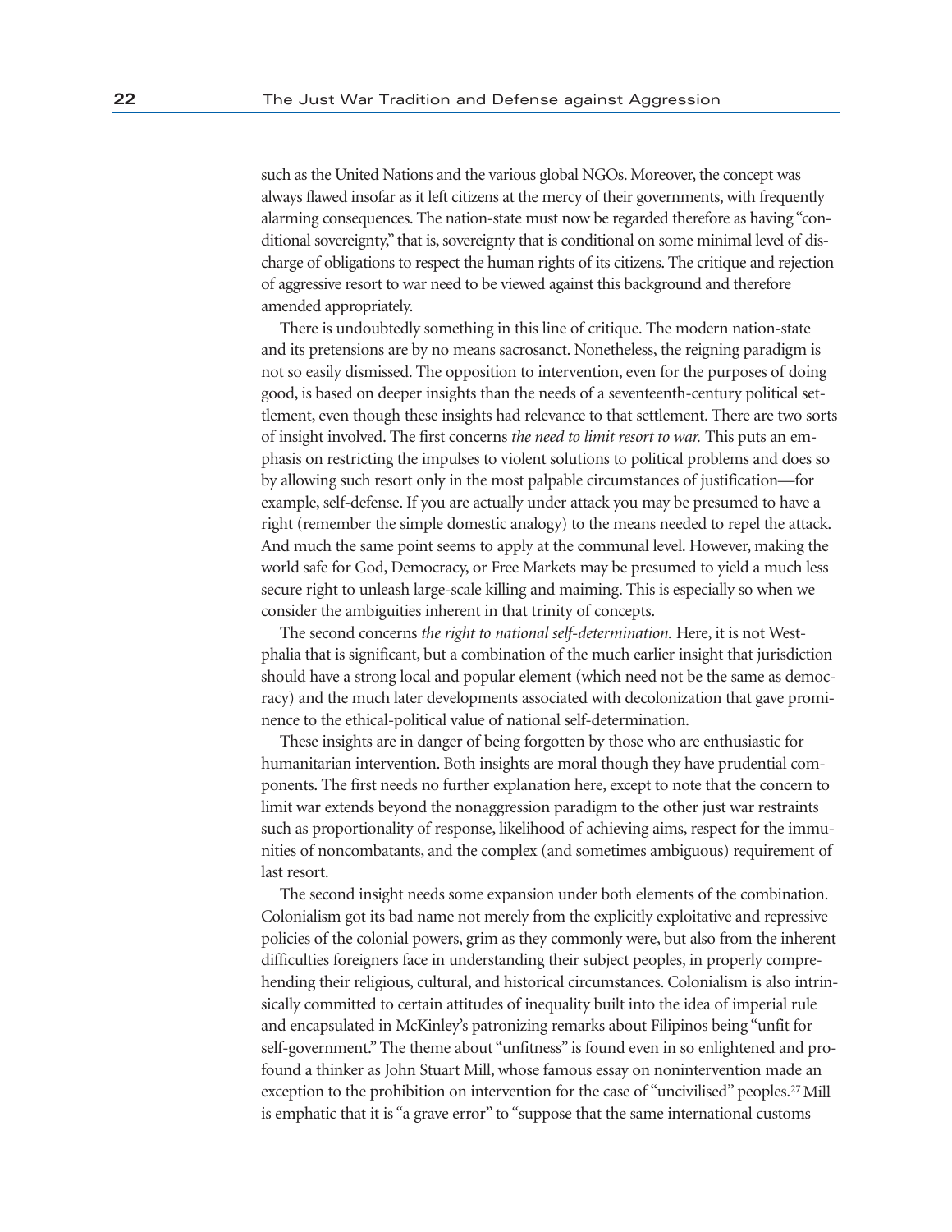such as the United Nations and the various global NGOs. Moreover, the concept was always flawed insofar as it left citizens at the mercy of their governments, with frequently alarming consequences. The nation-state must now be regarded therefore as having "conditional sovereignty," that is, sovereignty that is conditional on some minimal level of discharge of obligations to respect the human rights of its citizens. The critique and rejection of aggressive resort to war need to be viewed against this background and therefore amended appropriately.

There is undoubtedly something in this line of critique. The modern nation-state and its pretensions are by no means sacrosanct. Nonetheless, the reigning paradigm is not so easily dismissed. The opposition to intervention, even for the purposes of doing good, is based on deeper insights than the needs of a seventeenth-century political settlement, even though these insights had relevance to that settlement. There are two sorts of insight involved. The first concerns *the need to limit resort to war.* This puts an emphasis on restricting the impulses to violent solutions to political problems and does so by allowing such resort only in the most palpable circumstances of justification—for example, self-defense. If you are actually under attack you may be presumed to have a right (remember the simple domestic analogy) to the means needed to repel the attack. And much the same point seems to apply at the communal level. However, making the world safe for God, Democracy, or Free Markets may be presumed to yield a much less secure right to unleash large-scale killing and maiming. This is especially so when we consider the ambiguities inherent in that trinity of concepts.

The second concerns *the right to national self-determination.* Here, it is not Westphalia that is significant, but a combination of the much earlier insight that jurisdiction should have a strong local and popular element (which need not be the same as democracy) and the much later developments associated with decolonization that gave prominence to the ethical-political value of national self-determination.

These insights are in danger of being forgotten by those who are enthusiastic for humanitarian intervention. Both insights are moral though they have prudential components. The first needs no further explanation here, except to note that the concern to limit war extends beyond the nonaggression paradigm to the other just war restraints such as proportionality of response, likelihood of achieving aims, respect for the immunities of noncombatants, and the complex (and sometimes ambiguous) requirement of last resort.

The second insight needs some expansion under both elements of the combination. Colonialism got its bad name not merely from the explicitly exploitative and repressive policies of the colonial powers, grim as they commonly were, but also from the inherent difficulties foreigners face in understanding their subject peoples, in properly comprehending their religious, cultural, and historical circumstances. Colonialism is also intrinsically committed to certain attitudes of inequality built into the idea of imperial rule and encapsulated in McKinley's patronizing remarks about Filipinos being "unfit for self-government." The theme about "unfitness" is found even in so enlightened and profound a thinker as John Stuart Mill, whose famous essay on nonintervention made an exception to the prohibition on intervention for the case of "uncivilised" peoples.[27] Mill is emphatic that it is "a grave error" to "suppose that the same international customs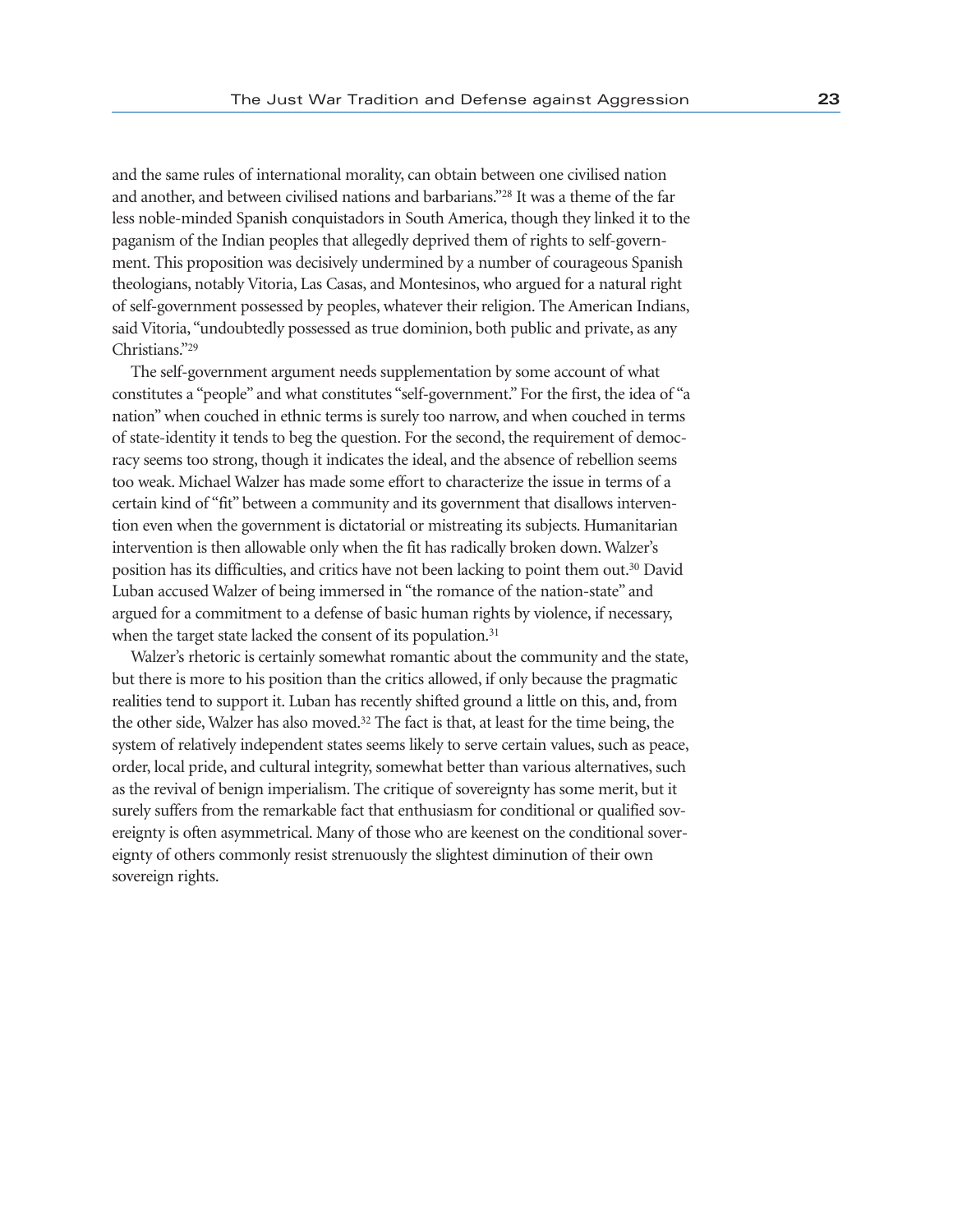and the same rules of international morality, can obtain between one civilised nation and another, and between civilised nations and barbarians."[28] It was a theme of the far less noble-minded Spanish conquistadors in South America, though they linked it to the paganism of the Indian peoples that allegedly deprived them of rights to self-government. This proposition was decisively undermined by a number of courageous Spanish theologians, notably Vitoria, Las Casas, and Montesinos, who argued for a natural right of self-government possessed by peoples, whatever their religion. The American Indians, said Vitoria, "undoubtedly possessed as true dominion, both public and private, as any Christians."[29]

The self-government argument needs supplementation by some account of what constitutes a "people" and what constitutes "self-government." For the first, the idea of "a nation" when couched in ethnic terms is surely too narrow, and when couched in terms of state-identity it tends to beg the question. For the second, the requirement of democracy seems too strong, though it indicates the ideal, and the absence of rebellion seems too weak. Michael Walzer has made some effort to characterize the issue in terms of a certain kind of "fit" between a community and its government that disallows intervention even when the government is dictatorial or mistreating its subjects. Humanitarian intervention is then allowable only when the fit has radically broken down. Walzer's position has its difficulties, and critics have not been lacking to point them out.[30] David Luban accused Walzer of being immersed in "the romance of the nation-state" and argued for a commitment to a defense of basic human rights by violence, if necessary, when the target state lacked the consent of its population.[31]

Walzer's rhetoric is certainly somewhat romantic about the community and the state, but there is more to his position than the critics allowed, if only because the pragmatic realities tend to support it. Luban has recently shifted ground a little on this, and, from the other side, Walzer has also moved.[32] The fact is that, at least for the time being, the system of relatively independent states seems likely to serve certain values, such as peace, order, local pride, and cultural integrity, somewhat better than various alternatives, such as the revival of benign imperialism. The critique of sovereignty has some merit, but it surely suffers from the remarkable fact that enthusiasm for conditional or qualified sovereignty is often asymmetrical. Many of those who are keenest on the conditional sovereignty of others commonly resist strenuously the slightest diminution of their own sovereign rights.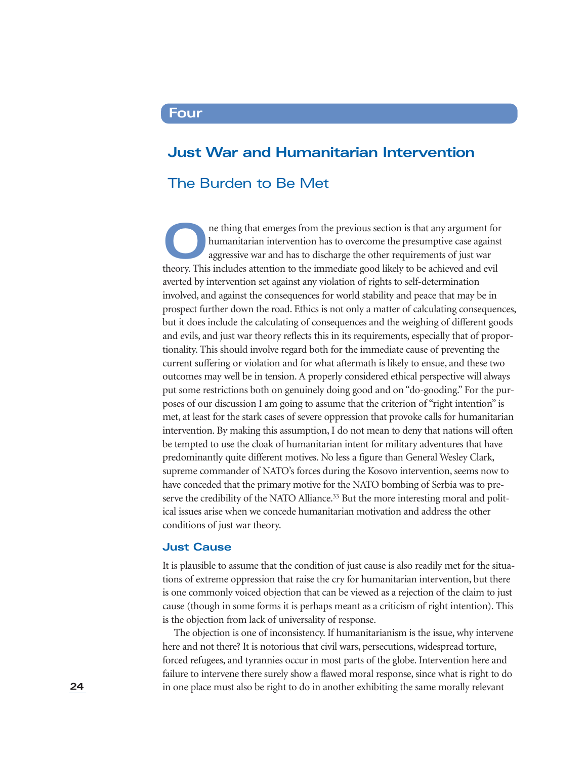# Four

## Just War and Humanitarian Intervention

### The Burden to Be Met

One thing that emerges from the previous section is that any argument for humanitarian intervention has to overcome the presumptive case against aggressive war and has to discharge the other requirements of just war theory. This includes attention to the immediate good likely to be achieved and evil averted by intervention set against any violation of rights to self-determination involved, and against the consequences for world stability and peace that may be in prospect further down the road. Ethics is not only a matter of calculating consequences, but it does include the calculating of consequences and the weighing of different goods and evils, and just war theory reflects this in its requirements, especially that of proportionality. This should involve regard both for the immediate cause of preventing the current suffering or violation and for what aftermath is likely to ensue, and these two outcomes may well be in tension. A properly considered ethical perspective will always put some restrictions both on genuinely doing good and on "do-gooding." For the purposes of our discussion I am going to assume that the criterion of "right intention" is met, at least for the stark cases of severe oppression that provoke calls for humanitarian intervention. By making this assumption, I do not mean to deny that nations will often be tempted to use the cloak of humanitarian intent for military adventures that have predominantly quite different motives. No less a figure than General Wesley Clark, supreme commander of NATO's forces during the Kosovo intervention, seems now to have conceded that the primary motive for the NATO bombing of Serbia was to preserve the credibility of the NATO Alliance.[33] But the more interesting moral and political issues arise when we concede humanitarian motivation and address the other conditions of just war theory.

### Just Cause

It is plausible to assume that the condition of just cause is also readily met for the situations of extreme oppression that raise the cry for humanitarian intervention, but there is one commonly voiced objection that can be viewed as a rejection of the claim to just cause (though in some forms it is perhaps meant as a criticism of right intention). This is the objection from lack of universality of response.

The objection is one of inconsistency. If humanitarianism is the issue, why intervene here and not there? It is notorious that civil wars, persecutions, widespread torture, forced refugees, and tyrannies occur in most parts of the globe. Intervention here and failure to intervene there surely show a flawed moral response, since what is right to do in one place must also be right to do in another exhibiting the same morally relevant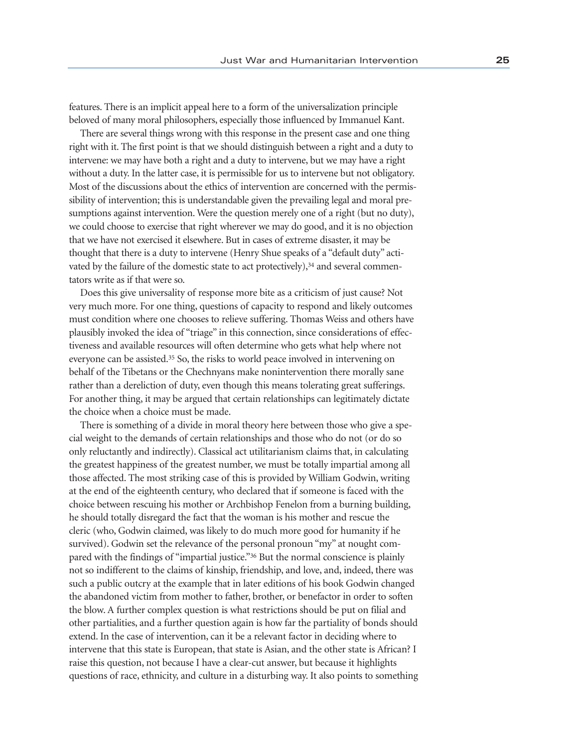features. There is an implicit appeal here to a form of the universalization principle beloved of many moral philosophers, especially those influenced by Immanuel Kant.

There are several things wrong with this response in the present case and one thing right with it. The first point is that we should distinguish between a right and a duty to intervene: we may have both a right and a duty to intervene, but we may have a right without a duty. In the latter case, it is permissible for us to intervene but not obligatory. Most of the discussions about the ethics of intervention are concerned with the permissibility of intervention; this is understandable given the prevailing legal and moral presumptions against intervention. Were the question merely one of a right (but no duty), we could choose to exercise that right wherever we may do good, and it is no objection that we have not exercised it elsewhere. But in cases of extreme disaster, it may be thought that there is a duty to intervene (Henry Shue speaks of a "default duty" activated by the failure of the domestic state to act protectively),[34] and several commentators write as if that were so.

Does this give universality of response more bite as a criticism of just cause? Not very much more. For one thing, questions of capacity to respond and likely outcomes must condition where one chooses to relieve suffering. Thomas Weiss and others have plausibly invoked the idea of "triage" in this connection, since considerations of effectiveness and available resources will often determine who gets what help where not everyone can be assisted.[35] So, the risks to world peace involved in intervening on behalf of the Tibetans or the Chechnyans make nonintervention there morally sane rather than a dereliction of duty, even though this means tolerating great sufferings. For another thing, it may be argued that certain relationships can legitimately dictate the choice when a choice must be made.

There is something of a divide in moral theory here between those who give a special weight to the demands of certain relationships and those who do not (or do so only reluctantly and indirectly). Classical act utilitarianism claims that, in calculating the greatest happiness of the greatest number, we must be totally impartial among all those affected. The most striking case of this is provided by William Godwin, writing at the end of the eighteenth century, who declared that if someone is faced with the choice between rescuing his mother or Archbishop Fenelon from a burning building, he should totally disregard the fact that the woman is his mother and rescue the cleric (who, Godwin claimed, was likely to do much more good for humanity if he survived). Godwin set the relevance of the personal pronoun "my" at nought compared with the findings of "impartial justice."[36] But the normal conscience is plainly not so indifferent to the claims of kinship, friendship, and love, and, indeed, there was such a public outcry at the example that in later editions of his book Godwin changed the abandoned victim from mother to father, brother, or benefactor in order to soften the blow. A further complex question is what restrictions should be put on filial and other partialities, and a further question again is how far the partiality of bonds should extend. In the case of intervention, can it be a relevant factor in deciding where to intervene that this state is European, that state is Asian, and the other state is African? I raise this question, not because I have a clear-cut answer, but because it highlights questions of race, ethnicity, and culture in a disturbing way. It also points to something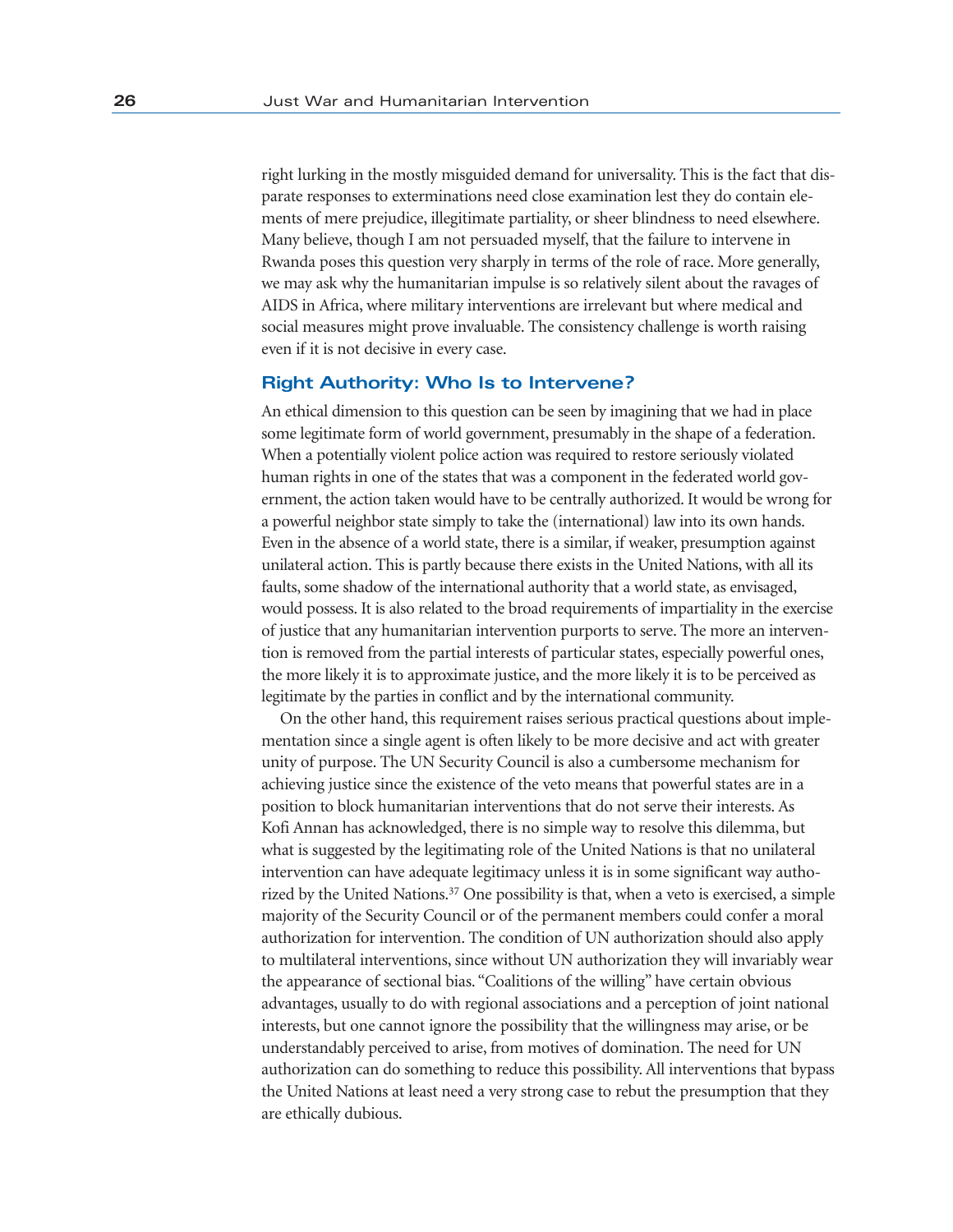right lurking in the mostly misguided demand for universality. This is the fact that disparate responses to exterminations need close examination lest they do contain elements of mere prejudice, illegitimate partiality, or sheer blindness to need elsewhere. Many believe, though I am not persuaded myself, that the failure to intervene in Rwanda poses this question very sharply in terms of the role of race. More generally, we may ask why the humanitarian impulse is so relatively silent about the ravages of AIDS in Africa, where military interventions are irrelevant but where medical and social measures might prove invaluable. The consistency challenge is worth raising even if it is not decisive in every case.

### Right Authority: Who Is to Intervene?

An ethical dimension to this question can be seen by imagining that we had in place some legitimate form of world government, presumably in the shape of a federation. When a potentially violent police action was required to restore seriously violated human rights in one of the states that was a component in the federated world government, the action taken would have to be centrally authorized. It would be wrong for a powerful neighbor state simply to take the (international) law into its own hands. Even in the absence of a world state, there is a similar, if weaker, presumption against unilateral action. This is partly because there exists in the United Nations, with all its faults, some shadow of the international authority that a world state, as envisaged, would possess. It is also related to the broad requirements of impartiality in the exercise of justice that any humanitarian intervention purports to serve. The more an intervention is removed from the partial interests of particular states, especially powerful ones, the more likely it is to approximate justice, and the more likely it is to be perceived as legitimate by the parties in conflict and by the international community.

On the other hand, this requirement raises serious practical questions about implementation since a single agent is often likely to be more decisive and act with greater unity of purpose. The UN Security Council is also a cumbersome mechanism for achieving justice since the existence of the veto means that powerful states are in a position to block humanitarian interventions that do not serve their interests. As Kofi Annan has acknowledged, there is no simple way to resolve this dilemma, but what is suggested by the legitimating role of the United Nations is that no unilateral intervention can have adequate legitimacy unless it is in some significant way authorized by the United Nations.[37] One possibility is that, when a veto is exercised, a simple majority of the Security Council or of the permanent members could confer a moral authorization for intervention. The condition of UN authorization should also apply to multilateral interventions, since without UN authorization they will invariably wear the appearance of sectional bias. "Coalitions of the willing" have certain obvious advantages, usually to do with regional associations and a perception of joint national interests, but one cannot ignore the possibility that the willingness may arise, or be understandably perceived to arise, from motives of domination. The need for UN authorization can do something to reduce this possibility. All interventions that bypass the United Nations at least need a very strong case to rebut the presumption that they are ethically dubious.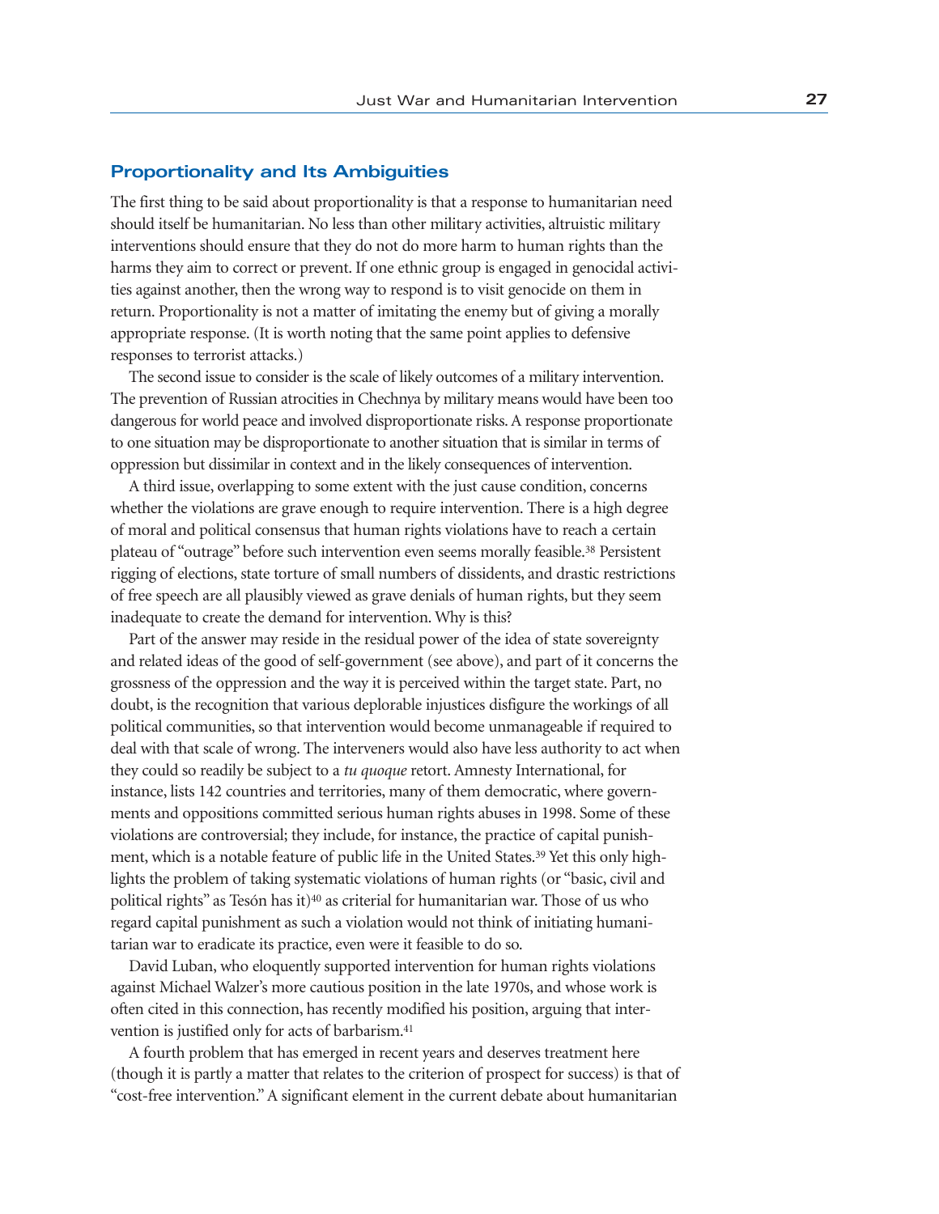## Proportionality and Its Ambiguities

The first thing to be said about proportionality is that a response to humanitarian need should itself be humanitarian. No less than other military activities, altruistic military interventions should ensure that they do not do more harm to human rights than the harms they aim to correct or prevent. If one ethnic group is engaged in genocidal activities against another, then the wrong way to respond is to visit genocide on them in return. Proportionality is not a matter of imitating the enemy but of giving a morally appropriate response. (It is worth noting that the same point applies to defensive responses to terrorist attacks.)

The second issue to consider is the scale of likely outcomes of a military intervention. The prevention of Russian atrocities in Chechnya by military means would have been too dangerous for world peace and involved disproportionate risks. A response proportionate to one situation may be disproportionate to another situation that is similar in terms of oppression but dissimilar in context and in the likely consequences of intervention.

A third issue, overlapping to some extent with the just cause condition, concerns whether the violations are grave enough to require intervention. There is a high degree of moral and political consensus that human rights violations have to reach a certain plateau of "outrage" before such intervention even seems morally feasible.[38] Persistent rigging of elections, state torture of small numbers of dissidents, and drastic restrictions of free speech are all plausibly viewed as grave denials of human rights, but they seem inadequate to create the demand for intervention. Why is this?

Part of the answer may reside in the residual power of the idea of state sovereignty and related ideas of the good of self-government (see above), and part of it concerns the grossness of the oppression and the way it is perceived within the target state. Part, no doubt, is the recognition that various deplorable injustices disfigure the workings of all political communities, so that intervention would become unmanageable if required to deal with that scale of wrong. The interveners would also have less authority to act when they could so readily be subject to a *tu quoque* retort. Amnesty International, for instance, lists 142 countries and territories, many of them democratic, where governments and oppositions committed serious human rights abuses in 1998. Some of these violations are controversial; they include, for instance, the practice of capital punishment, which is a notable feature of public life in the United States.[39] Yet this only highlights the problem of taking systematic violations of human rights (or "basic, civil and political rights" as Tesón has it)[40] as criterial for humanitarian war. Those of us who regard capital punishment as such a violation would not think of initiating humanitarian war to eradicate its practice, even were it feasible to do so.

David Luban, who eloquently supported intervention for human rights violations against Michael Walzer's more cautious position in the late 1970s, and whose work is often cited in this connection, has recently modified his position, arguing that intervention is justified only for acts of barbarism.[41]

A fourth problem that has emerged in recent years and deserves treatment here (though it is partly a matter that relates to the criterion of prospect for success) is that of "cost-free intervention." A significant element in the current debate about humanitarian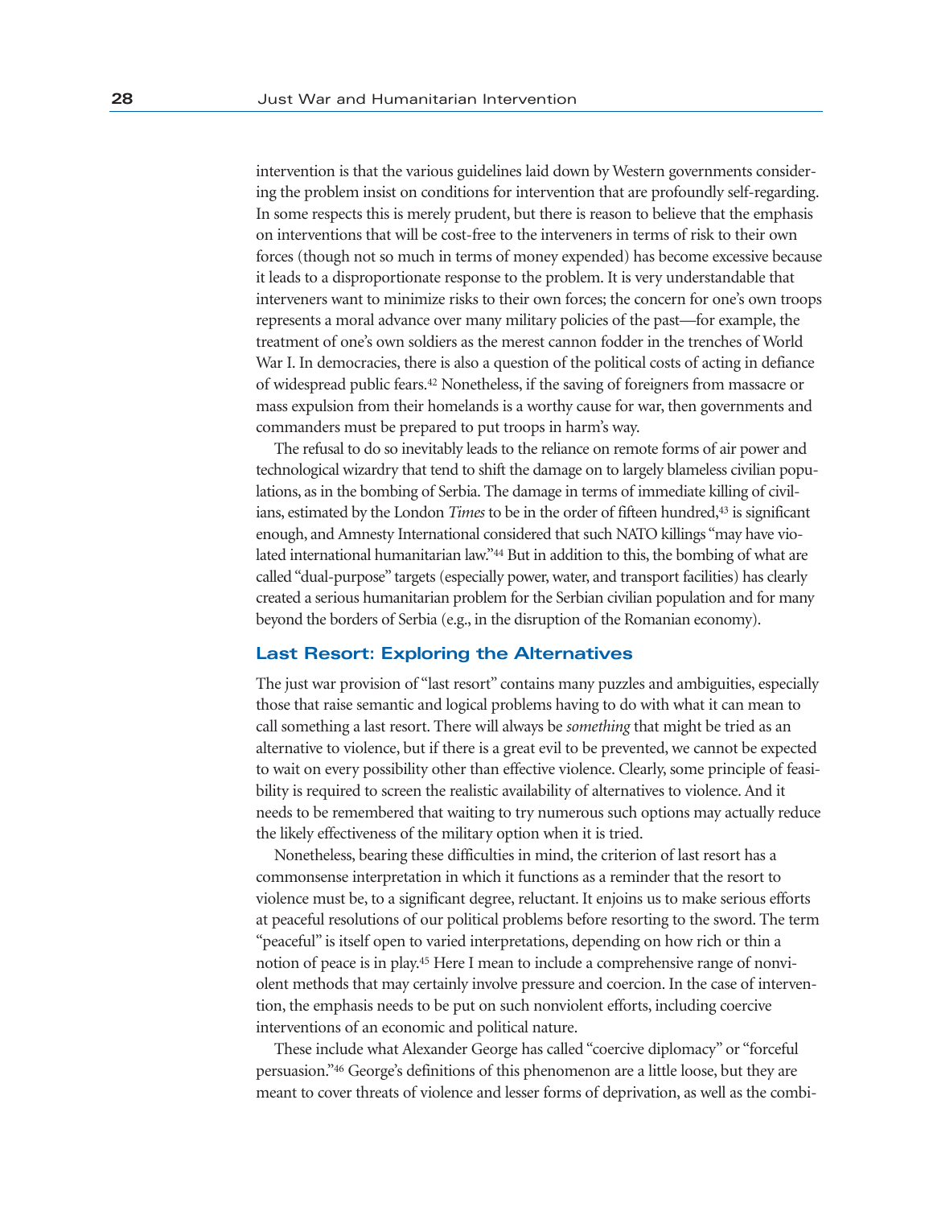intervention is that the various guidelines laid down by Western governments considering the problem insist on conditions for intervention that are profoundly self-regarding. In some respects this is merely prudent, but there is reason to believe that the emphasis on interventions that will be cost-free to the interveners in terms of risk to their own forces (though not so much in terms of money expended) has become excessive because it leads to a disproportionate response to the problem. It is very understandable that interveners want to minimize risks to their own forces; the concern for one's own troops represents a moral advance over many military policies of the past—for example, the treatment of one's own soldiers as the merest cannon fodder in the trenches of World War I. In democracies, there is also a question of the political costs of acting in defiance of widespread public fears.[42] Nonetheless, if the saving of foreigners from massacre or mass expulsion from their homelands is a worthy cause for war, then governments and commanders must be prepared to put troops in harm's way.

The refusal to do so inevitably leads to the reliance on remote forms of air power and technological wizardry that tend to shift the damage on to largely blameless civilian populations, as in the bombing of Serbia. The damage in terms of immediate killing of civilians, estimated by the London *Times* to be in the order of fifteen hundred,[43] is significant enough, and Amnesty International considered that such NATO killings "may have violated international humanitarian law."[44] But in addition to this, the bombing of what are called "dual-purpose" targets (especially power, water, and transport facilities) has clearly created a serious humanitarian problem for the Serbian civilian population and for many beyond the borders of Serbia (e.g., in the disruption of the Romanian economy).

## Last Resort: Exploring the Alternatives

The just war provision of "last resort" contains many puzzles and ambiguities, especially those that raise semantic and logical problems having to do with what it can mean to call something a last resort. There will always be *something* that might be tried as an alternative to violence, but if there is a great evil to be prevented, we cannot be expected to wait on every possibility other than effective violence. Clearly, some principle of feasibility is required to screen the realistic availability of alternatives to violence. And it needs to be remembered that waiting to try numerous such options may actually reduce the likely effectiveness of the military option when it is tried.

Nonetheless, bearing these difficulties in mind, the criterion of last resort has a commonsense interpretation in which it functions as a reminder that the resort to violence must be, to a significant degree, reluctant. It enjoins us to make serious efforts at peaceful resolutions of our political problems before resorting to the sword. The term "peaceful" is itself open to varied interpretations, depending on how rich or thin a notion of peace is in play.[45] Here I mean to include a comprehensive range of nonviolent methods that may certainly involve pressure and coercion. In the case of intervention, the emphasis needs to be put on such nonviolent efforts, including coercive interventions of an economic and political nature.

These include what Alexander George has called "coercive diplomacy" or "forceful persuasion."[46] George's definitions of this phenomenon are a little loose, but they are meant to cover threats of violence and lesser forms of deprivation, as well as the combi-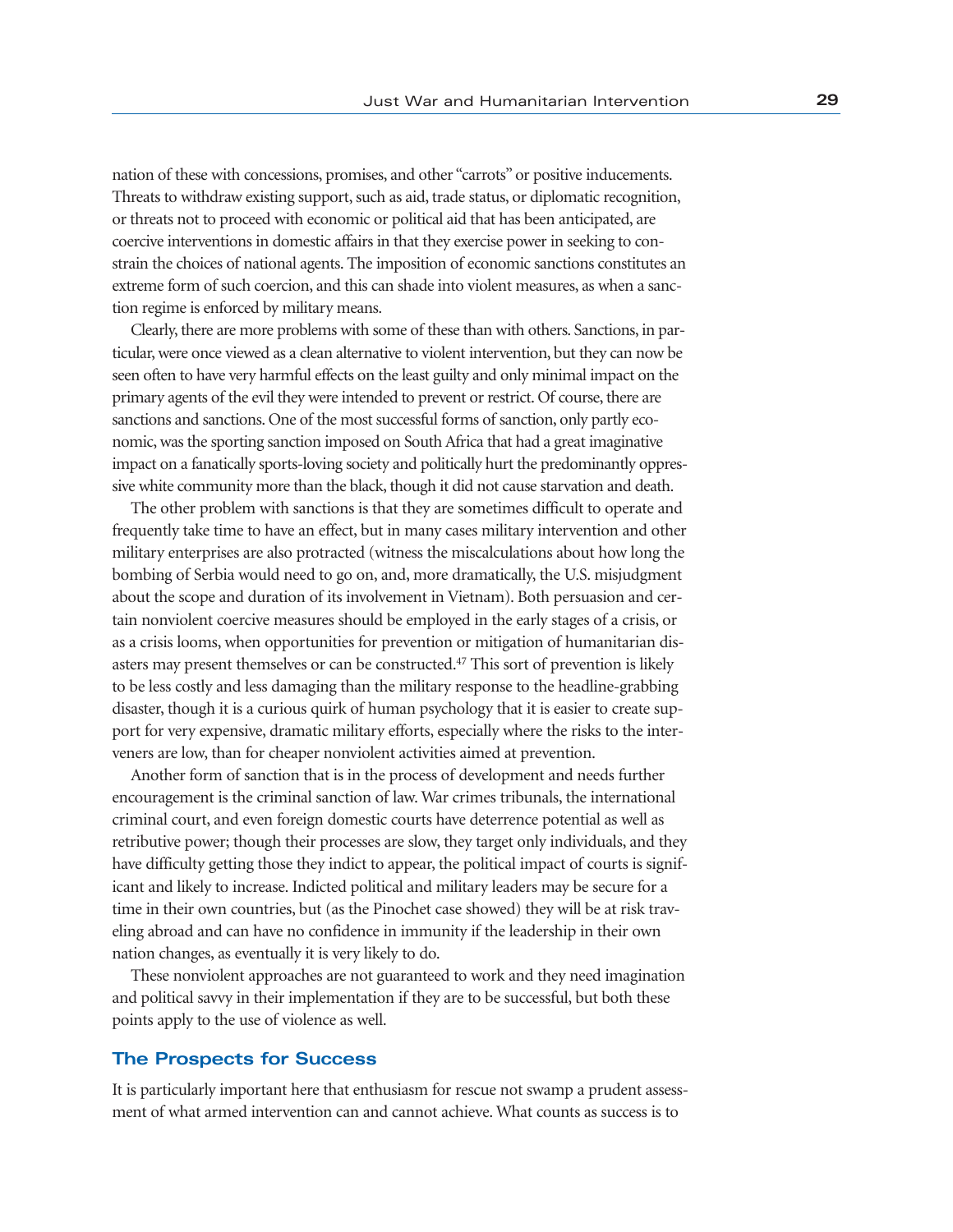nation of these with concessions, promises, and other "carrots" or positive inducements. Threats to withdraw existing support, such as aid, trade status, or diplomatic recognition, or threats not to proceed with economic or political aid that has been anticipated, are coercive interventions in domestic affairs in that they exercise power in seeking to constrain the choices of national agents. The imposition of economic sanctions constitutes an extreme form of such coercion, and this can shade into violent measures, as when a sanction regime is enforced by military means.

Clearly, there are more problems with some of these than with others. Sanctions, in particular, were once viewed as a clean alternative to violent intervention, but they can now be seen often to have very harmful effects on the least guilty and only minimal impact on the primary agents of the evil they were intended to prevent or restrict. Of course, there are sanctions and sanctions. One of the most successful forms of sanction, only partly economic, was the sporting sanction imposed on South Africa that had a great imaginative impact on a fanatically sports-loving society and politically hurt the predominantly oppressive white community more than the black, though it did not cause starvation and death.

The other problem with sanctions is that they are sometimes difficult to operate and frequently take time to have an effect, but in many cases military intervention and other military enterprises are also protracted (witness the miscalculations about how long the bombing of Serbia would need to go on, and, more dramatically, the U.S. misjudgment about the scope and duration of its involvement in Vietnam). Both persuasion and certain nonviolent coercive measures should be employed in the early stages of a crisis, or as a crisis looms, when opportunities for prevention or mitigation of humanitarian disasters may present themselves or can be constructed.[47] This sort of prevention is likely to be less costly and less damaging than the military response to the headline-grabbing disaster, though it is a curious quirk of human psychology that it is easier to create support for very expensive, dramatic military efforts, especially where the risks to the interveners are low, than for cheaper nonviolent activities aimed at prevention.

Another form of sanction that is in the process of development and needs further encouragement is the criminal sanction of law. War crimes tribunals, the international criminal court, and even foreign domestic courts have deterrence potential as well as retributive power; though their processes are slow, they target only individuals, and they have difficulty getting those they indict to appear, the political impact of courts is significant and likely to increase. Indicted political and military leaders may be secure for a time in their own countries, but (as the Pinochet case showed) they will be at risk traveling abroad and can have no confidence in immunity if the leadership in their own nation changes, as eventually it is very likely to do.

These nonviolent approaches are not guaranteed to work and they need imagination and political savvy in their implementation if they are to be successful, but both these points apply to the use of violence as well.

## The Prospects for Success

It is particularly important here that enthusiasm for rescue not swamp a prudent assessment of what armed intervention can and cannot achieve. What counts as success is to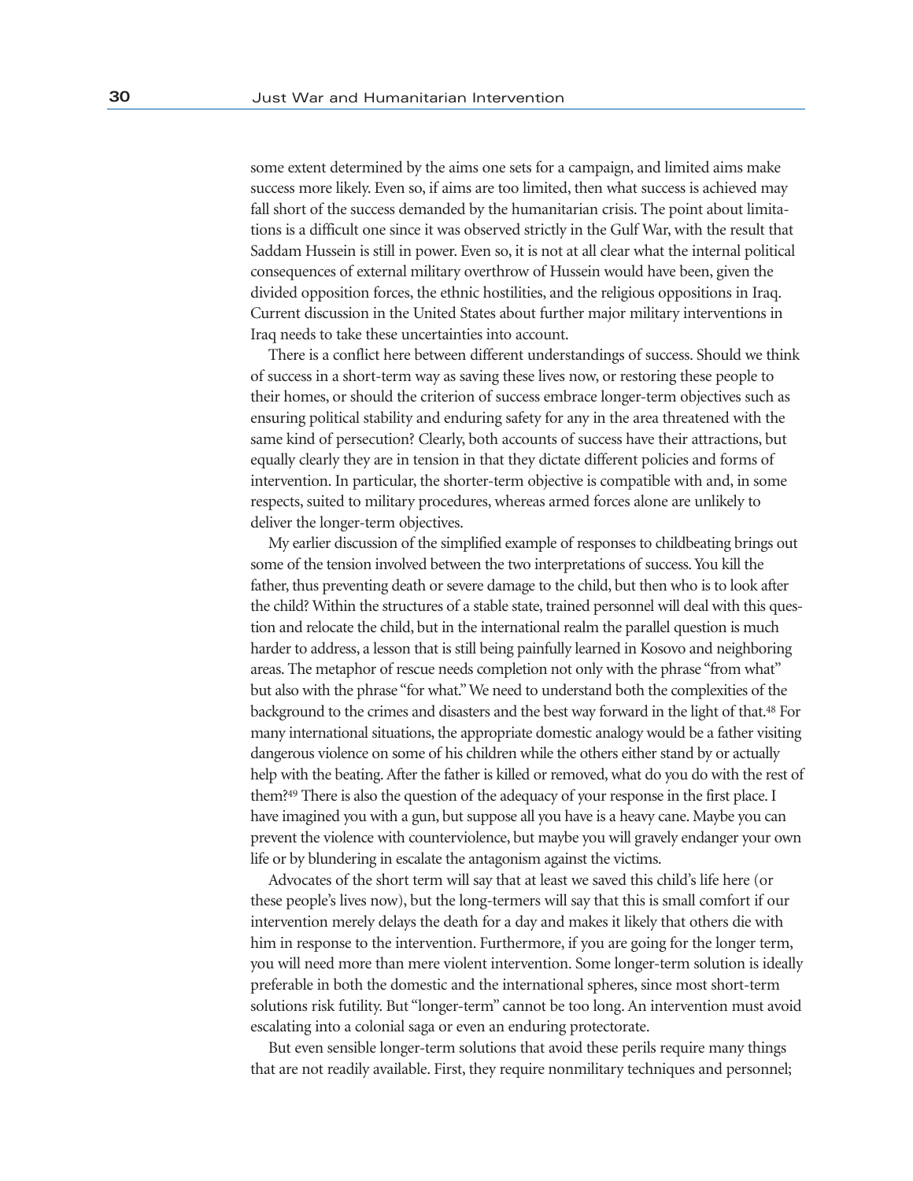some extent determined by the aims one sets for a campaign, and limited aims make success more likely. Even so, if aims are too limited, then what success is achieved may fall short of the success demanded by the humanitarian crisis. The point about limitations is a difficult one since it was observed strictly in the Gulf War, with the result that Saddam Hussein is still in power. Even so, it is not at all clear what the internal political consequences of external military overthrow of Hussein would have been, given the divided opposition forces, the ethnic hostilities, and the religious oppositions in Iraq. Current discussion in the United States about further major military interventions in Iraq needs to take these uncertainties into account.

There is a conflict here between different understandings of success. Should we think of success in a short-term way as saving these lives now, or restoring these people to their homes, or should the criterion of success embrace longer-term objectives such as ensuring political stability and enduring safety for any in the area threatened with the same kind of persecution? Clearly, both accounts of success have their attractions, but equally clearly they are in tension in that they dictate different policies and forms of intervention. In particular, the shorter-term objective is compatible with and, in some respects, suited to military procedures, whereas armed forces alone are unlikely to deliver the longer-term objectives.

My earlier discussion of the simplified example of responses to childbeating brings out some of the tension involved between the two interpretations of success. You kill the father, thus preventing death or severe damage to the child, but then who is to look after the child? Within the structures of a stable state, trained personnel will deal with this question and relocate the child, but in the international realm the parallel question is much harder to address, a lesson that is still being painfully learned in Kosovo and neighboring areas. The metaphor of rescue needs completion not only with the phrase "from what" but also with the phrase "for what." We need to understand both the complexities of the background to the crimes and disasters and the best way forward in the light of that.[48] For many international situations, the appropriate domestic analogy would be a father visiting dangerous violence on some of his children while the others either stand by or actually help with the beating. After the father is killed or removed, what do you do with the rest of them?[49] There is also the question of the adequacy of your response in the first place. I have imagined you with a gun, but suppose all you have is a heavy cane. Maybe you can prevent the violence with counterviolence, but maybe you will gravely endanger your own life or by blundering in escalate the antagonism against the victims.

Advocates of the short term will say that at least we saved this child's life here (or these people's lives now), but the long-termers will say that this is small comfort if our intervention merely delays the death for a day and makes it likely that others die with him in response to the intervention. Furthermore, if you are going for the longer term, you will need more than mere violent intervention. Some longer-term solution is ideally preferable in both the domestic and the international spheres, since most short-term solutions risk futility. But "longer-term" cannot be too long. An intervention must avoid escalating into a colonial saga or even an enduring protectorate.

But even sensible longer-term solutions that avoid these perils require many things that are not readily available. First, they require nonmilitary techniques and personnel;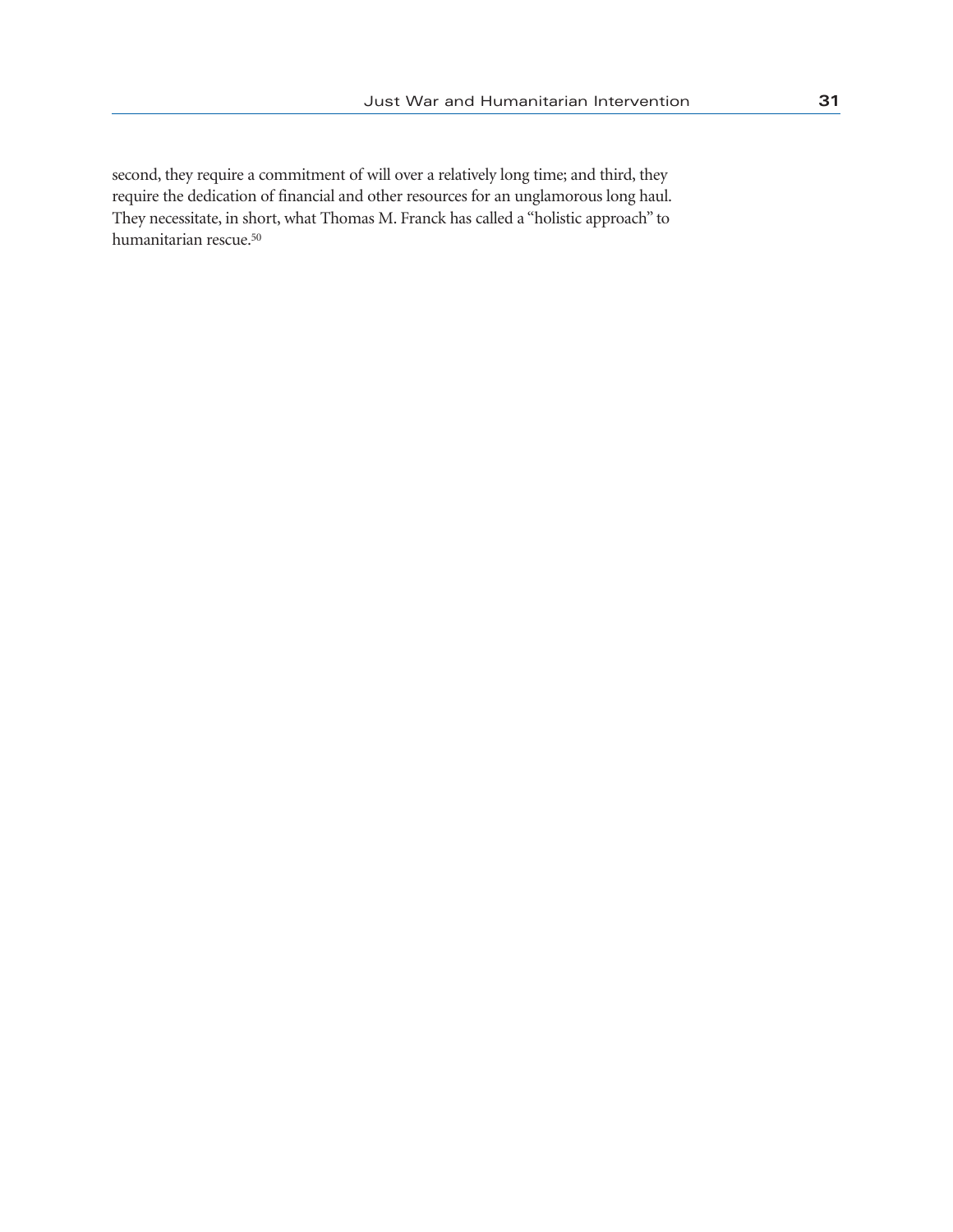second, they require a commitment of will over a relatively long time; and third, they require the dedication of financial and other resources for an unglamorous long haul. They necessitate, in short, what Thomas M. Franck has called a "holistic approach" to humanitarian rescue.[50]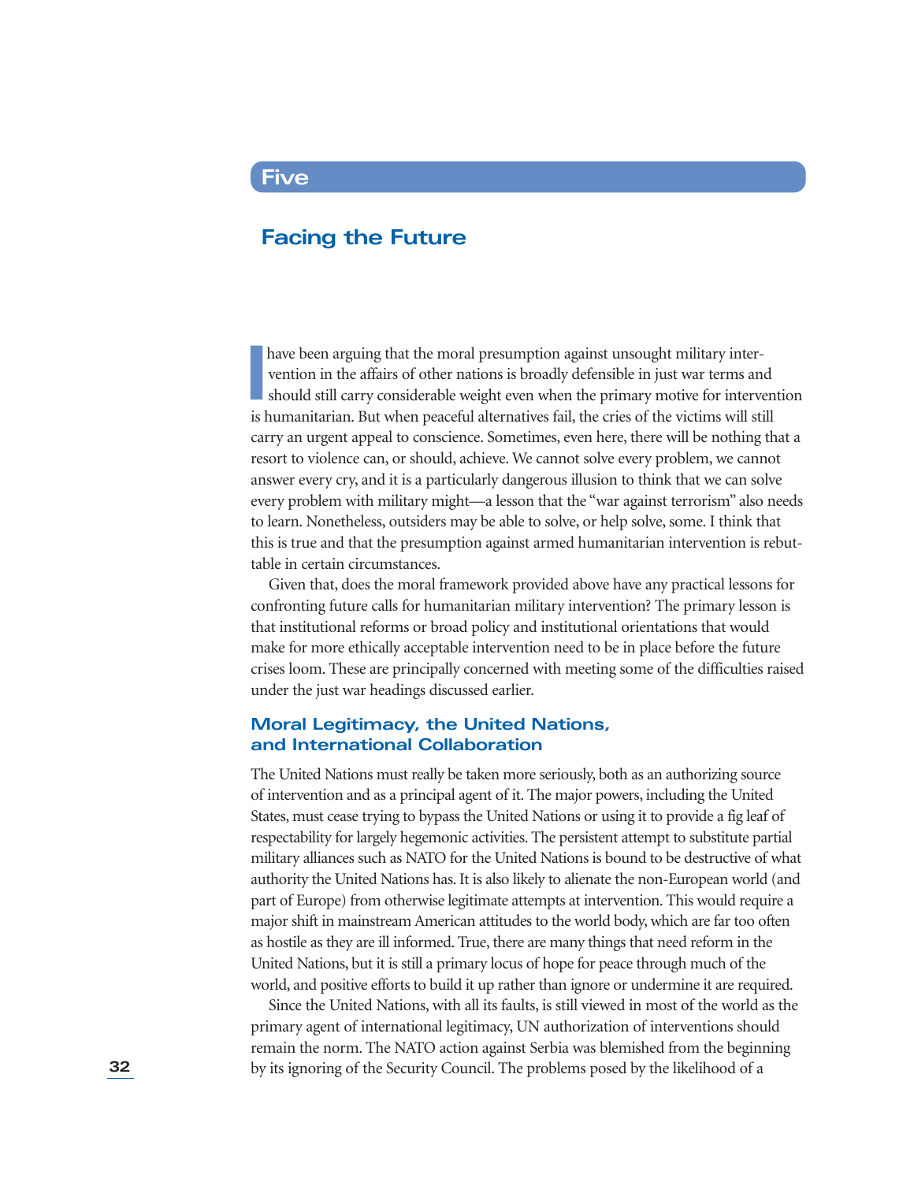# Five

## Facing the Future

I have been arguing that the moral presumption against unsought military intervention in the affairs of other nations is broadly defensible in just war terms and should still carry considerable weight even when the primary motive for intervention is humanitarian. But when peaceful alternatives fail, the cries of the victims will still carry an urgent appeal to conscience. Sometimes, even here, there will be nothing that a resort to violence can, or should, achieve. We cannot solve every problem, we cannot answer every cry, and it is a particularly dangerous illusion to think that we can solve every problem with military might—a lesson that the "war against terrorism" also needs to learn. Nonetheless, outsiders may be able to solve, or help solve, some. I think that this is true and that the presumption against armed humanitarian intervention is rebuttable in certain circumstances.

Given that, does the moral framework provided above have any practical lessons for confronting future calls for humanitarian military intervention? The primary lesson is that institutional reforms or broad policy and institutional orientations that would make for more ethically acceptable intervention need to be in place before the future crises loom. These are principally concerned with meeting some of the difficulties raised under the just war headings discussed earlier.

### Moral Legitimacy, the United Nations, and International Collaboration

The United Nations must really be taken more seriously, both as an authorizing source of intervention and as a principal agent of it. The major powers, including the United States, must cease trying to bypass the United Nations or using it to provide a fig leaf of respectability for largely hegemonic activities. The persistent attempt to substitute partial military alliances such as NATO for the United Nations is bound to be destructive of what authority the United Nations has. It is also likely to alienate the non-European world (and part of Europe) from otherwise legitimate attempts at intervention. This would require a major shift in mainstream American attitudes to the world body, which are far too often as hostile as they are ill informed. True, there are many things that need reform in the United Nations, but it is still a primary locus of hope for peace through much of the world, and positive efforts to build it up rather than ignore or undermine it are required.

Since the United Nations, with all its faults, is still viewed in most of the world as the primary agent of international legitimacy, UN authorization of interventions should remain the norm. The NATO action against Serbia was blemished from the beginning by its ignoring of the Security Council. The problems posed by the likelihood of a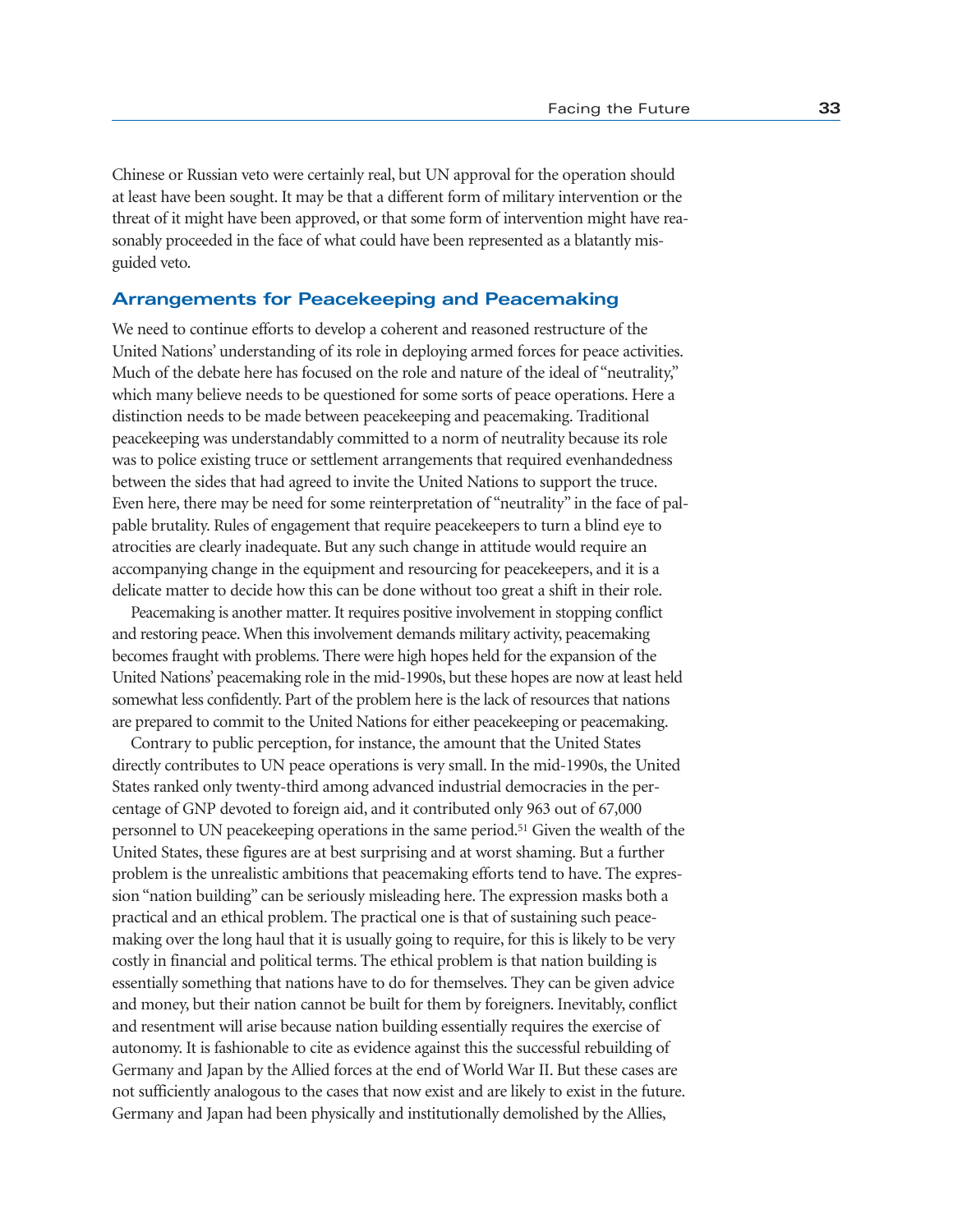Chinese or Russian veto were certainly real, but UN approval for the operation should at least have been sought. It may be that a different form of military intervention or the threat of it might have been approved, or that some form of intervention might have reasonably proceeded in the face of what could have been represented as a blatantly misguided veto.

## Arrangements for Peacekeeping and Peacemaking

We need to continue efforts to develop a coherent and reasoned restructure of the United Nations' understanding of its role in deploying armed forces for peace activities. Much of the debate here has focused on the role and nature of the ideal of "neutrality," which many believe needs to be questioned for some sorts of peace operations. Here a distinction needs to be made between peacekeeping and peacemaking. Traditional peacekeeping was understandably committed to a norm of neutrality because its role was to police existing truce or settlement arrangements that required evenhandedness between the sides that had agreed to invite the United Nations to support the truce. Even here, there may be need for some reinterpretation of "neutrality" in the face of palpable brutality. Rules of engagement that require peacekeepers to turn a blind eye to atrocities are clearly inadequate. But any such change in attitude would require an accompanying change in the equipment and resourcing for peacekeepers, and it is a delicate matter to decide how this can be done without too great a shift in their role.

Peacemaking is another matter. It requires positive involvement in stopping conflict and restoring peace. When this involvement demands military activity, peacemaking becomes fraught with problems. There were high hopes held for the expansion of the United Nations' peacemaking role in the mid-1990s, but these hopes are now at least held somewhat less confidently. Part of the problem here is the lack of resources that nations are prepared to commit to the United Nations for either peacekeeping or peacemaking.

Contrary to public perception, for instance, the amount that the United States directly contributes to UN peace operations is very small. In the mid-1990s, the United States ranked only twenty-third among advanced industrial democracies in the percentage of GNP devoted to foreign aid, and it contributed only 963 out of 67,000 personnel to UN peacekeeping operations in the same period.[51] Given the wealth of the United States, these figures are at best surprising and at worst shaming. But a further problem is the unrealistic ambitions that peacemaking efforts tend to have. The expression "nation building" can be seriously misleading here. The expression masks both a practical and an ethical problem. The practical one is that of sustaining such peacemaking over the long haul that it is usually going to require, for this is likely to be very costly in financial and political terms. The ethical problem is that nation building is essentially something that nations have to do for themselves. They can be given advice and money, but their nation cannot be built for them by foreigners. Inevitably, conflict and resentment will arise because nation building essentially requires the exercise of autonomy. It is fashionable to cite as evidence against this the successful rebuilding of Germany and Japan by the Allied forces at the end of World War II. But these cases are not sufficiently analogous to the cases that now exist and are likely to exist in the future. Germany and Japan had been physically and institutionally demolished by the Allies,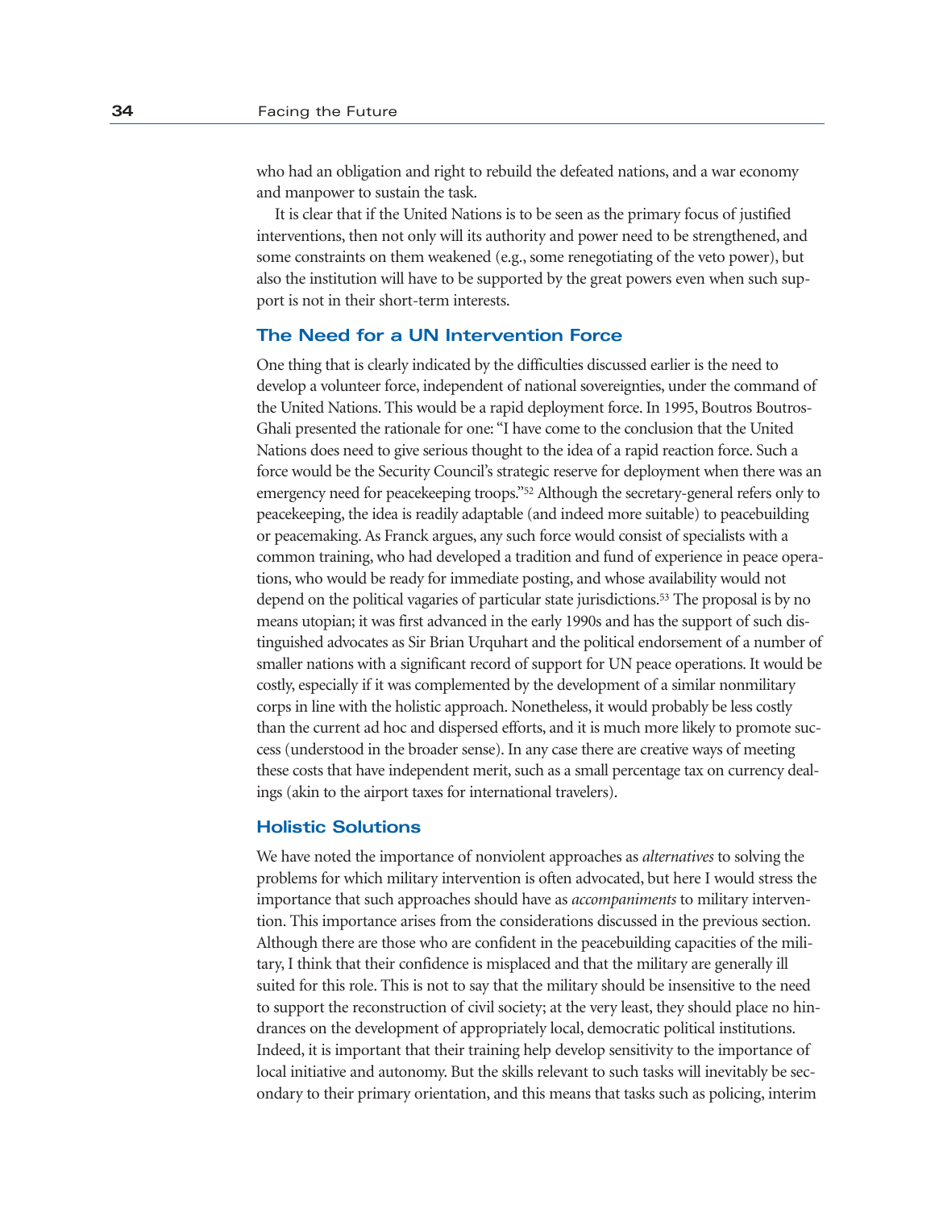who had an obligation and right to rebuild the defeated nations, and a war economy and manpower to sustain the task.

It is clear that if the United Nations is to be seen as the primary focus of justified interventions, then not only will its authority and power need to be strengthened, and some constraints on them weakened (e.g., some renegotiating of the veto power), but also the institution will have to be supported by the great powers even when such support is not in their short-term interests.

## The Need for a UN Intervention Force

One thing that is clearly indicated by the difficulties discussed earlier is the need to develop a volunteer force, independent of national sovereignties, under the command of the United Nations. This would be a rapid deployment force. In 1995, Boutros Boutros-Ghali presented the rationale for one: "I have come to the conclusion that the United Nations does need to give serious thought to the idea of a rapid reaction force. Such a force would be the Security Council's strategic reserve for deployment when there was an emergency need for peacekeeping troops."[52] Although the secretary-general refers only to peacekeeping, the idea is readily adaptable (and indeed more suitable) to peacebuilding or peacemaking. As Franck argues, any such force would consist of specialists with a common training, who had developed a tradition and fund of experience in peace operations, who would be ready for immediate posting, and whose availability would not depend on the political vagaries of particular state jurisdictions.[53] The proposal is by no means utopian; it was first advanced in the early 1990s and has the support of such distinguished advocates as Sir Brian Urquhart and the political endorsement of a number of smaller nations with a significant record of support for UN peace operations. It would be costly, especially if it was complemented by the development of a similar nonmilitary corps in line with the holistic approach. Nonetheless, it would probably be less costly than the current ad hoc and dispersed efforts, and it is much more likely to promote success (understood in the broader sense). In any case there are creative ways of meeting these costs that have independent merit, such as a small percentage tax on currency dealings (akin to the airport taxes for international travelers).

## Holistic Solutions

We have noted the importance of nonviolent approaches as *alternatives* to solving the problems for which military intervention is often advocated, but here I would stress the importance that such approaches should have as *accompaniments* to military intervention. This importance arises from the considerations discussed in the previous section. Although there are those who are confident in the peacebuilding capacities of the military, I think that their confidence is misplaced and that the military are generally ill suited for this role. This is not to say that the military should be insensitive to the need to support the reconstruction of civil society; at the very least, they should place no hindrances on the development of appropriately local, democratic political institutions. Indeed, it is important that their training help develop sensitivity to the importance of local initiative and autonomy. But the skills relevant to such tasks will inevitably be secondary to their primary orientation, and this means that tasks such as policing, interim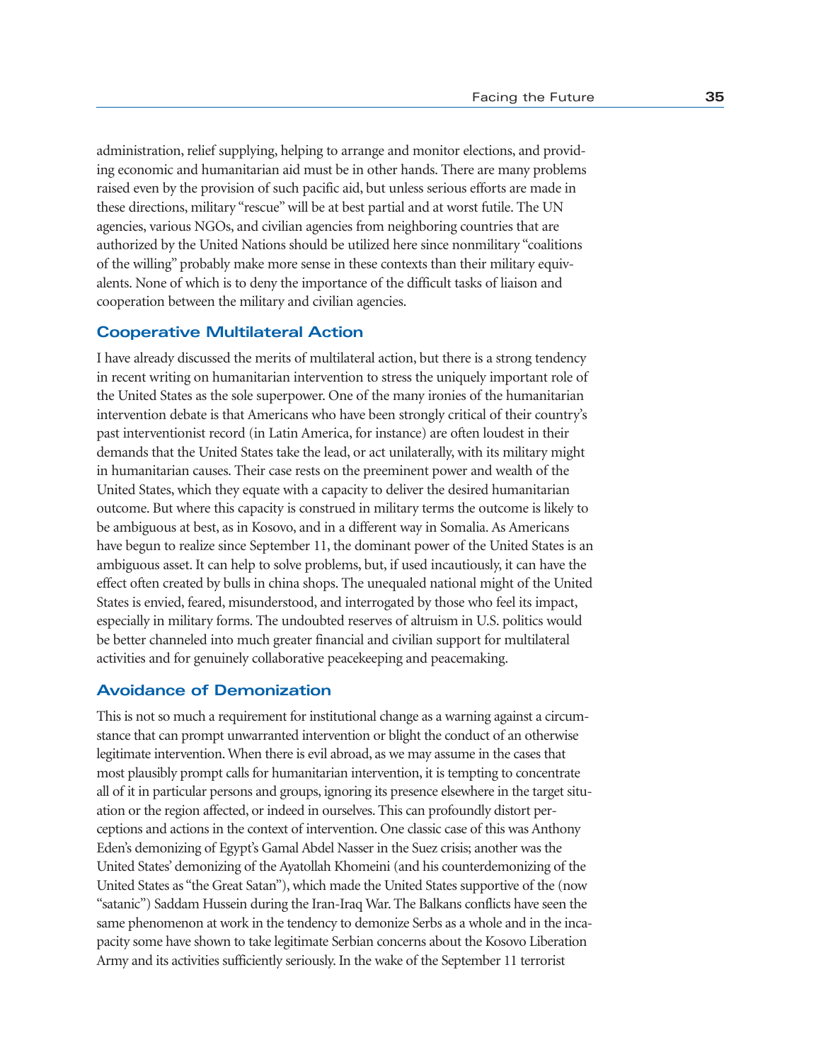administration, relief supplying, helping to arrange and monitor elections, and providing economic and humanitarian aid must be in other hands. There are many problems raised even by the provision of such pacific aid, but unless serious efforts are made in these directions, military "rescue" will be at best partial and at worst futile. The UN agencies, various NGOs, and civilian agencies from neighboring countries that are authorized by the United Nations should be utilized here since nonmilitary "coalitions of the willing" probably make more sense in these contexts than their military equivalents. None of which is to deny the importance of the difficult tasks of liaison and cooperation between the military and civilian agencies.

### Cooperative Multilateral Action

I have already discussed the merits of multilateral action, but there is a strong tendency in recent writing on humanitarian intervention to stress the uniquely important role of the United States as the sole superpower. One of the many ironies of the humanitarian intervention debate is that Americans who have been strongly critical of their country's past interventionist record (in Latin America, for instance) are often loudest in their demands that the United States take the lead, or act unilaterally, with its military might in humanitarian causes. Their case rests on the preeminent power and wealth of the United States, which they equate with a capacity to deliver the desired humanitarian outcome. But where this capacity is construed in military terms the outcome is likely to be ambiguous at best, as in Kosovo, and in a different way in Somalia. As Americans have begun to realize since September 11, the dominant power of the United States is an ambiguous asset. It can help to solve problems, but, if used incautiously, it can have the effect often created by bulls in china shops. The unequaled national might of the United States is envied, feared, misunderstood, and interrogated by those who feel its impact, especially in military forms. The undoubted reserves of altruism in U.S. politics would be better channeled into much greater financial and civilian support for multilateral activities and for genuinely collaborative peacekeeping and peacemaking.

### Avoidance of Demonization

This is not so much a requirement for institutional change as a warning against a circumstance that can prompt unwarranted intervention or blight the conduct of an otherwise legitimate intervention. When there is evil abroad, as we may assume in the cases that most plausibly prompt calls for humanitarian intervention, it is tempting to concentrate all of it in particular persons and groups, ignoring its presence elsewhere in the target situation or the region affected, or indeed in ourselves. This can profoundly distort perceptions and actions in the context of intervention. One classic case of this was Anthony Eden's demonizing of Egypt's Gamal Abdel Nasser in the Suez crisis; another was the United States' demonizing of the Ayatollah Khomeini (and his counterdemonizing of the United States as "the Great Satan"), which made the United States supportive of the (now "satanic") Saddam Hussein during the Iran-Iraq War. The Balkans conflicts have seen the same phenomenon at work in the tendency to demonize Serbs as a whole and in the incapacity some have shown to take legitimate Serbian concerns about the Kosovo Liberation Army and its activities sufficiently seriously. In the wake of the September 11 terrorist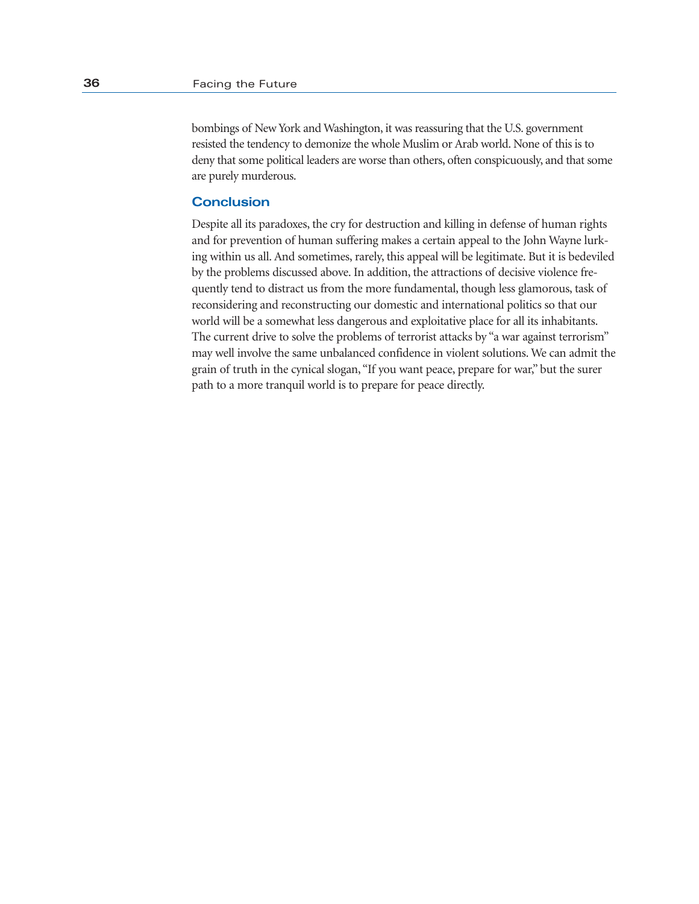bombings of New York and Washington, it was reassuring that the U.S. government resisted the tendency to demonize the whole Muslim or Arab world. None of this is to deny that some political leaders are worse than others, often conspicuously, and that some are purely murderous.

## Conclusion

Despite all its paradoxes, the cry for destruction and killing in defense of human rights and for prevention of human suffering makes a certain appeal to the John Wayne lurking within us all. And sometimes, rarely, this appeal will be legitimate. But it is bedeviled by the problems discussed above. In addition, the attractions of decisive violence frequently tend to distract us from the more fundamental, though less glamorous, task of reconsidering and reconstructing our domestic and international politics so that our world will be a somewhat less dangerous and exploitative place for all its inhabitants. The current drive to solve the problems of terrorist attacks by "a war against terrorism" may well involve the same unbalanced confidence in violent solutions. We can admit the grain of truth in the cynical slogan, "If you want peace, prepare for war," but the surer path to a more tranquil world is to prepare for peace directly.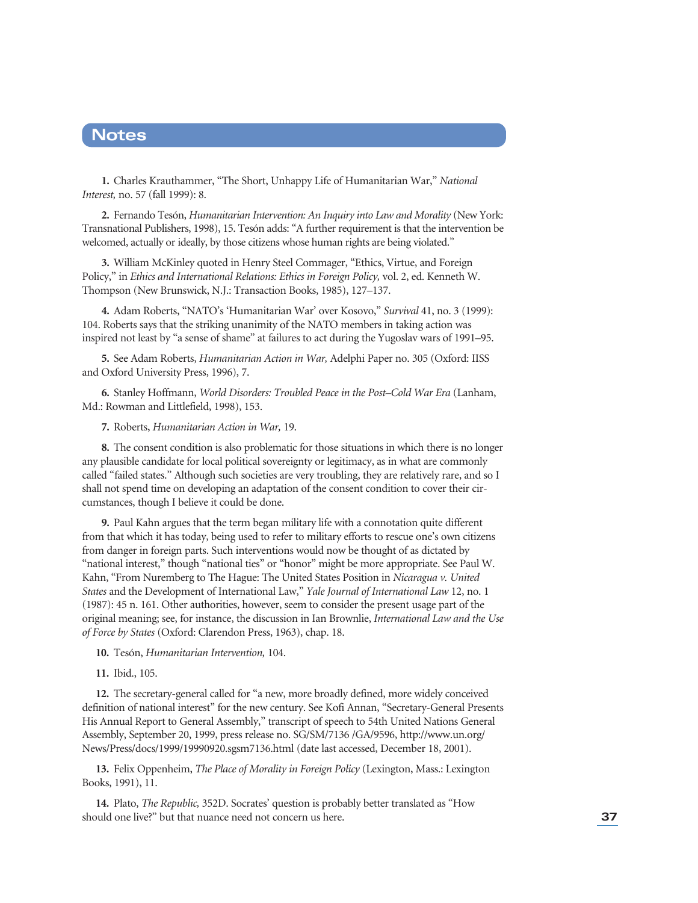## Notes

**1.** Charles Krauthammer, "The Short, Unhappy Life of Humanitarian War," *National Interest,* no. 57 (fall 1999): 8.

**2.** Fernando Tesón, *Humanitarian Intervention: An Inquiry into Law and Morality* (New York: Transnational Publishers, 1998), 15. Tesón adds: "A further requirement is that the intervention be welcomed, actually or ideally, by those citizens whose human rights are being violated."

**3.** William McKinley quoted in Henry Steel Commager, "Ethics, Virtue, and Foreign Policy," in *Ethics and International Relations: Ethics in Foreign Policy,* vol. 2, ed. Kenneth W. Thompson (New Brunswick, N.J.: Transaction Books, 1985), 127–137.

**4.** Adam Roberts, "NATO's 'Humanitarian War' over Kosovo," *Survival* 41, no. 3 (1999): 104. Roberts says that the striking unanimity of the NATO members in taking action was inspired not least by "a sense of shame" at failures to act during the Yugoslav wars of 1991–95.

**5.** See Adam Roberts, *Humanitarian Action in War,* Adelphi Paper no. 305 (Oxford: IISS and Oxford University Press, 1996), 7.

**6.** Stanley Hoffmann, *World Disorders: Troubled Peace in the Post–Cold War Era* (Lanham, Md.: Rowman and Littlefield, 1998), 153.

**7.** Roberts, *Humanitarian Action in War,* 19.

**8.** The consent condition is also problematic for those situations in which there is no longer any plausible candidate for local political sovereignty or legitimacy, as in what are commonly called "failed states." Although such societies are very troubling, they are relatively rare, and so I shall not spend time on developing an adaptation of the consent condition to cover their circumstances, though I believe it could be done.

**9.** Paul Kahn argues that the term began military life with a connotation quite different from that which it has today, being used to refer to military efforts to rescue one's own citizens from danger in foreign parts. Such interventions would now be thought of as dictated by "national interest," though "national ties" or "honor" might be more appropriate. See Paul W. Kahn, "From Nuremberg to The Hague: The United States Position in *Nicaragua v. United States* and the Development of International Law," *Yale Journal of International Law* 12, no. 1 (1987): 45 n. 161. Other authorities, however, seem to consider the present usage part of the original meaning; see, for instance, the discussion in Ian Brownlie, *International Law and the Use of Force by States* (Oxford: Clarendon Press, 1963), chap. 18.

**10.** Tesón, *Humanitarian Intervention,* 104.

**11.** Ibid., 105.

**12.** The secretary-general called for "a new, more broadly defined, more widely conceived definition of national interest" for the new century. See Kofi Annan, "Secretary-General Presents His Annual Report to General Assembly," transcript of speech to 54th United Nations General Assembly, September 20, 1999, press release no. SG/SM/7136 /GA/9596, http://www.un.org/News/Press/docs/1999/19990920.sgsm7136.html (date last accessed, December 18, 2001).

**13.** Felix Oppenheim, *The Place of Morality in Foreign Policy* (Lexington, Mass.: Lexington Books, 1991), 11.

**14.** Plato, *The Republic,* 352D. Socrates' question is probably better translated as "How should one live?" but that nuance need not concern us here.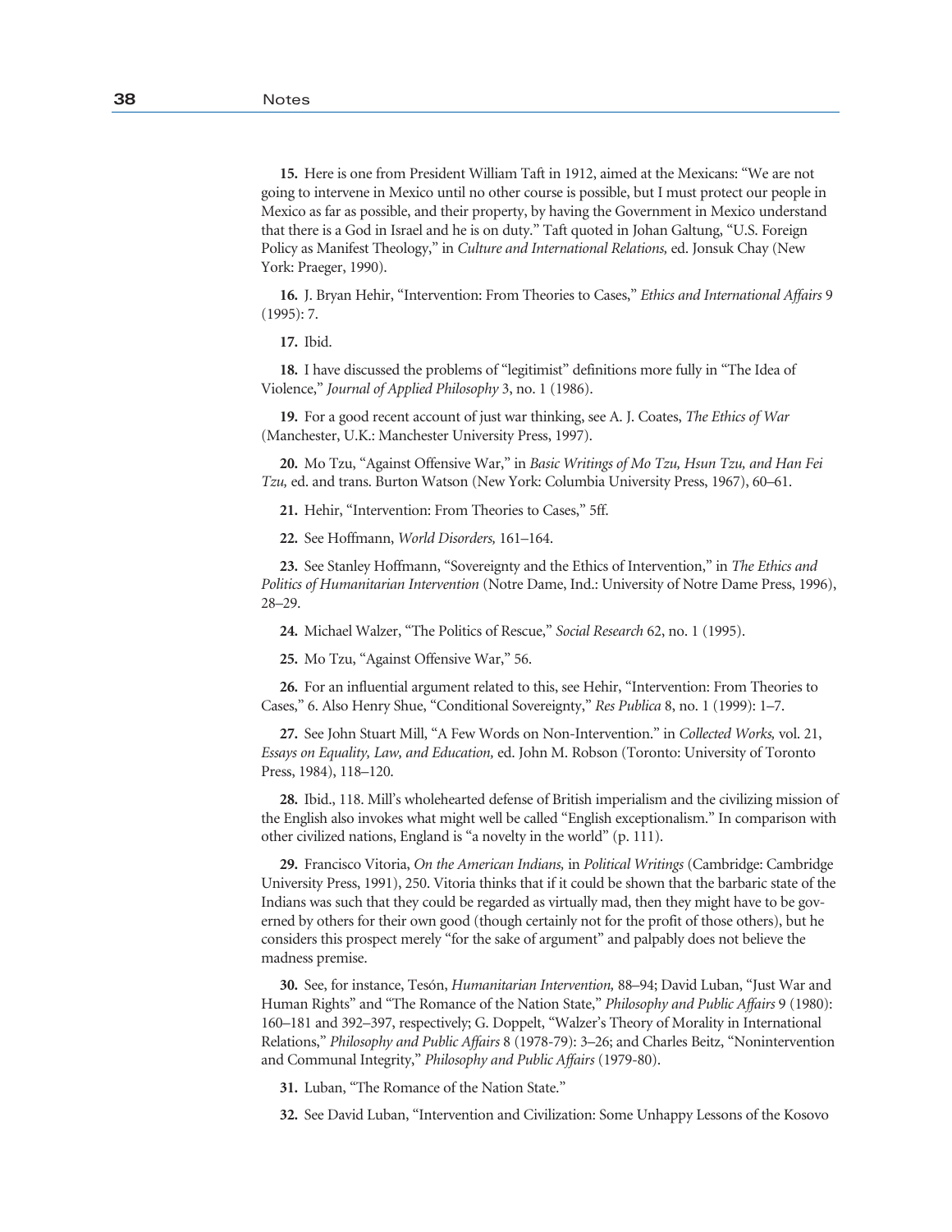**15.** Here is one from President William Taft in 1912, aimed at the Mexicans: "We are not going to intervene in Mexico until no other course is possible, but I must protect our people in Mexico as far as possible, and their property, by having the Government in Mexico understand that there is a God in Israel and he is on duty." Taft quoted in Johan Galtung, "U.S. Foreign Policy as Manifest Theology," in *Culture and International Relations,* ed. Jonsuk Chay (New York: Praeger, 1990).

**16.** J. Bryan Hehir, "Intervention: From Theories to Cases," *Ethics and International Affairs* 9 (1995): 7.

**17.** Ibid.

**18.** I have discussed the problems of "legitimist" definitions more fully in "The Idea of Violence," *Journal of Applied Philosophy* 3, no. 1 (1986).

**19.** For a good recent account of just war thinking, see A. J. Coates, *The Ethics of War* (Manchester, U.K.: Manchester University Press, 1997).

**20.** Mo Tzu, "Against Offensive War," in *Basic Writings of Mo Tzu, Hsun Tzu, and Han Fei Tzu,* ed. and trans. Burton Watson (New York: Columbia University Press, 1967), 60–61.

**21.** Hehir, "Intervention: From Theories to Cases," 5ff.

**22.** See Hoffmann, *World Disorders,* 161–164.

**23.** See Stanley Hoffmann, "Sovereignty and the Ethics of Intervention," in *The Ethics and Politics of Humanitarian Intervention* (Notre Dame, Ind.: University of Notre Dame Press, 1996), 28–29.

**24.** Michael Walzer, "The Politics of Rescue," *Social Research* 62, no. 1 (1995).

**25.** Mo Tzu, "Against Offensive War," 56.

**26.** For an influential argument related to this, see Hehir, "Intervention: From Theories to Cases," 6. Also Henry Shue, "Conditional Sovereignty," *Res Publica* 8, no. 1 (1999): 1–7.

**27.** See John Stuart Mill, "A Few Words on Non-Intervention." in *Collected Works,* vol. 21, *Essays on Equality, Law, and Education,* ed. John M. Robson (Toronto: University of Toronto Press, 1984), 118–120.

**28.** Ibid., 118. Mill's wholehearted defense of British imperialism and the civilizing mission of the English also invokes what might well be called "English exceptionalism." In comparison with other civilized nations, England is "a novelty in the world" (p. 111).

**29.** Francisco Vitoria, *On the American Indians,* in *Political Writings* (Cambridge: Cambridge University Press, 1991), 250. Vitoria thinks that if it could be shown that the barbaric state of the Indians was such that they could be regarded as virtually mad, then they might have to be governed by others for their own good (though certainly not for the profit of those others), but he considers this prospect merely "for the sake of argument" and palpably does not believe the madness premise.

**30.** See, for instance, Tesón, *Humanitarian Intervention,* 88–94; David Luban, "Just War and Human Rights" and "The Romance of the Nation State," *Philosophy and Public Affairs* 9 (1980): 160–181 and 392–397, respectively; G. Doppelt, "Walzer's Theory of Morality in International Relations," *Philosophy and Public Affairs* 8 (1978-79): 3–26; and Charles Beitz, "Nonintervention and Communal Integrity," *Philosophy and Public Affairs* (1979-80).

**31.** Luban, "The Romance of the Nation State."

**32.** See David Luban, "Intervention and Civilization: Some Unhappy Lessons of the Kosovo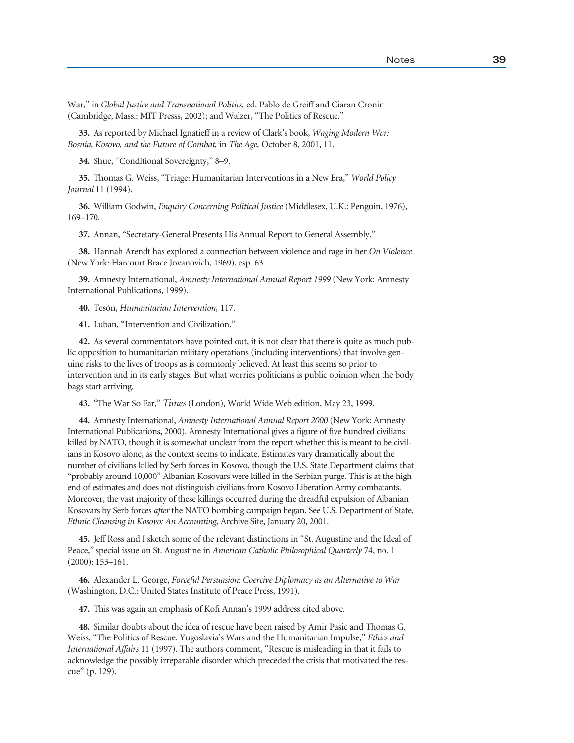War," in *Global Justice and Transnational Politics,* ed. Pablo de Greiff and Ciaran Cronin (Cambridge, Mass.: MIT Presss, 2002); and Walzer, "The Politics of Rescue."

**33.** As reported by Michael Ignatieff in a review of Clark's book, *Waging Modern War: Bosnia, Kosovo, and the Future of Combat,* in *The Age,* October 8, 2001, 11.

**34.** Shue, "Conditional Sovereignty," 8–9.

**35.** Thomas G. Weiss, "Triage: Humanitarian Interventions in a New Era," *World Policy Journal* 11 (1994).

**36.** William Godwin, *Enquiry Concerning Political Justice* (Middlesex, U.K.: Penguin, 1976), 169–170.

**37.** Annan, "Secretary-General Presents His Annual Report to General Assembly."

**38.** Hannah Arendt has explored a connection between violence and rage in her *On Violence* (New York: Harcourt Brace Jovanovich, 1969), esp. 63.

**39.** Amnesty International, *Amnesty International Annual Report 1999* (New York: Amnesty International Publications, 1999).

**40.** Tesón, *Humanitarian Intervention,* 117.

**41.** Luban, "Intervention and Civilization."

**42.** As several commentators have pointed out, it is not clear that there is quite as much public opposition to humanitarian military operations (including interventions) that involve genuine risks to the lives of troops as is commonly believed. At least this seems so prior to intervention and in its early stages. But what worries politicians is public opinion when the body bags start arriving.

**43.** "The War So Far," *Times* (London), World Wide Web edition, May 23, 1999.

**44.** Amnesty International, *Amnesty International Annual Report 2000* (New York: Amnesty International Publications, 2000). Amnesty International gives a figure of five hundred civilians killed by NATO, though it is somewhat unclear from the report whether this is meant to be civilians in Kosovo alone, as the context seems to indicate. Estimates vary dramatically about the number of civilians killed by Serb forces in Kosovo, though the U.S. State Department claims that "probably around 10,000" Albanian Kosovars were killed in the Serbian purge. This is at the high end of estimates and does not distinguish civilians from Kosovo Liberation Army combatants. Moreover, the vast majority of these killings occurred during the dreadful expulsion of Albanian Kosovars by Serb forces *after* the NATO bombing campaign began. See U.S. Department of State, *Ethnic Cleansing in Kosovo: An Accounting,* Archive Site, January 20, 2001.

**45.** Jeff Ross and I sketch some of the relevant distinctions in "St. Augustine and the Ideal of Peace," special issue on St. Augustine in *American Catholic Philosophical Quarterly* 74, no. 1 (2000): 153–161.

**46.** Alexander L. George, *Forceful Persuasion: Coercive Diplomacy as an Alternative to War* (Washington, D.C.: United States Institute of Peace Press, 1991).

**47.** This was again an emphasis of Kofi Annan's 1999 address cited above.

**48.** Similar doubts about the idea of rescue have been raised by Amir Pasic and Thomas G. Weiss, "The Politics of Rescue: Yugoslavia's Wars and the Humanitarian Impulse," *Ethics and International Affairs* 11 (1997). The authors comment, "Rescue is misleading in that it fails to acknowledge the possibly irreparable disorder which preceded the crisis that motivated the rescue" (p. 129).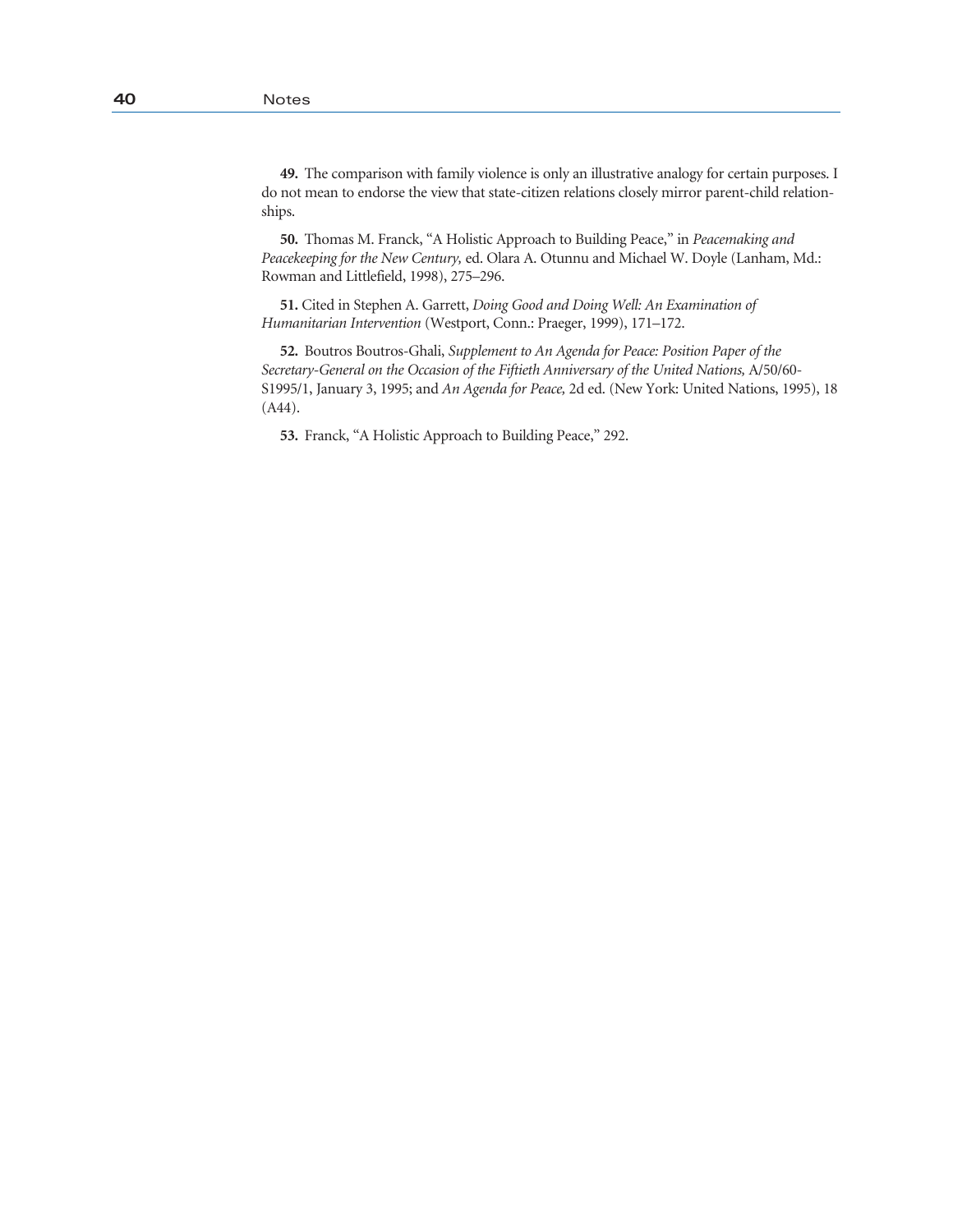**49.** The comparison with family violence is only an illustrative analogy for certain purposes. I do not mean to endorse the view that state-citizen relations closely mirror parent-child relationships.

**50.** Thomas M. Franck, "A Holistic Approach to Building Peace," in *Peacemaking and Peacekeeping for the New Century,* ed. Olara A. Otunnu and Michael W. Doyle (Lanham, Md.: Rowman and Littlefield, 1998), 275–296.

**51.** Cited in Stephen A. Garrett, *Doing Good and Doing Well: An Examination of Humanitarian Intervention* (Westport, Conn.: Praeger, 1999), 171–172.

**52.** Boutros Boutros-Ghali, *Supplement to An Agenda for Peace: Position Paper of the Secretary-General on the Occasion of the Fiftieth Anniversary of the United Nations,* A/50/60-S1995/1, January 3, 1995; and *An Agenda for Peace,* 2d ed. (New York: United Nations, 1995), 18 (A44).

**53.** Franck, "A Holistic Approach to Building Peace," 292.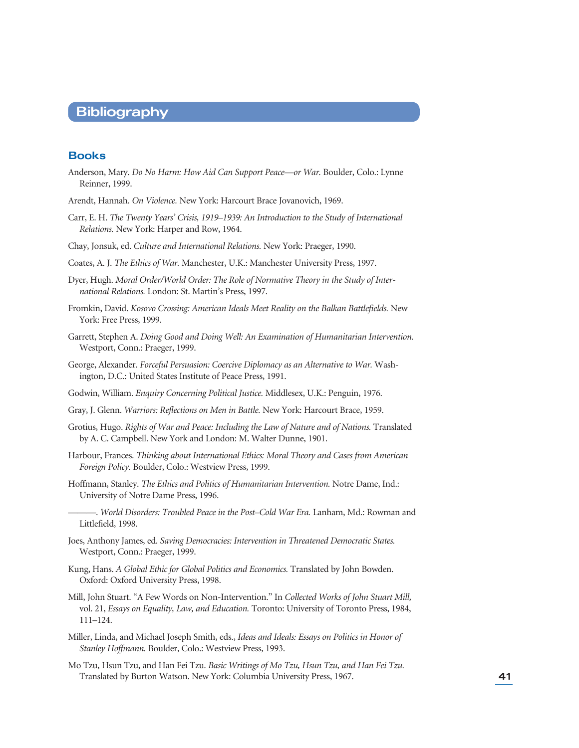# Bibliography

## Books

Anderson, Mary. *Do No Harm: How Aid Can Support Peace—or War.* Boulder, Colo.: Lynne Reinner, 1999.

Arendt, Hannah. *On Violence.* New York: Harcourt Brace Jovanovich, 1969.

Carr, E. H. *The Twenty Years' Crisis, 1919–1939: An Introduction to the Study of International Relations.* New York: Harper and Row, 1964.

Chay, Jonsuk, ed. *Culture and International Relations.* New York: Praeger, 1990.

Coates, A. J. *The Ethics of War.* Manchester, U.K.: Manchester University Press, 1997.

Dyer, Hugh. *Moral Order/World Order: The Role of Normative Theory in the Study of International Relations.* London: St. Martin's Press, 1997.

Fromkin, David. *Kosovo Crossing: American Ideals Meet Reality on the Balkan Battlefields.* New York: Free Press, 1999.

Garrett, Stephen A. *Doing Good and Doing Well: An Examination of Humanitarian Intervention.* Westport, Conn.: Praeger, 1999.

George, Alexander. *Forceful Persuasion: Coercive Diplomacy as an Alternative to War.* Washington, D.C.: United States Institute of Peace Press, 1991.

Godwin, William. *Enquiry Concerning Political Justice.* Middlesex, U.K.: Penguin, 1976.

Gray, J. Glenn. *Warriors: Reflections on Men in Battle.* New York: Harcourt Brace, 1959.

Grotius, Hugo. *Rights of War and Peace: Including the Law of Nature and of Nations.* Translated by A. C. Campbell. New York and London: M. Walter Dunne, 1901.

Harbour, Frances. *Thinking about International Ethics: Moral Theory and Cases from American Foreign Policy.* Boulder, Colo.: Westview Press, 1999.

Hoffmann, Stanley. *The Ethics and Politics of Humanitarian Intervention.* Notre Dame, Ind.: University of Notre Dame Press, 1996.

———. *World Disorders: Troubled Peace in the Post–Cold War Era.* Lanham, Md.: Rowman and Littlefield, 1998.

Joes, Anthony James, ed. *Saving Democracies: Intervention in Threatened Democratic States.* Westport, Conn.: Praeger, 1999.

Kung, Hans. *A Global Ethic for Global Politics and Economics.* Translated by John Bowden. Oxford: Oxford University Press, 1998.

Mill, John Stuart. "A Few Words on Non-Intervention." In *Collected Works of John Stuart Mill,* vol. 21, *Essays on Equality, Law, and Education.* Toronto: University of Toronto Press, 1984, 111–124.

Miller, Linda, and Michael Joseph Smith, eds., *Ideas and Ideals: Essays on Politics in Honor of Stanley Hoffmann.* Boulder, Colo.: Westview Press, 1993.

Mo Tzu, Hsun Tzu, and Han Fei Tzu. *Basic Writings of Mo Tzu, Hsun Tzu, and Han Fei Tzu.* Translated by Burton Watson. New York: Columbia University Press, 1967.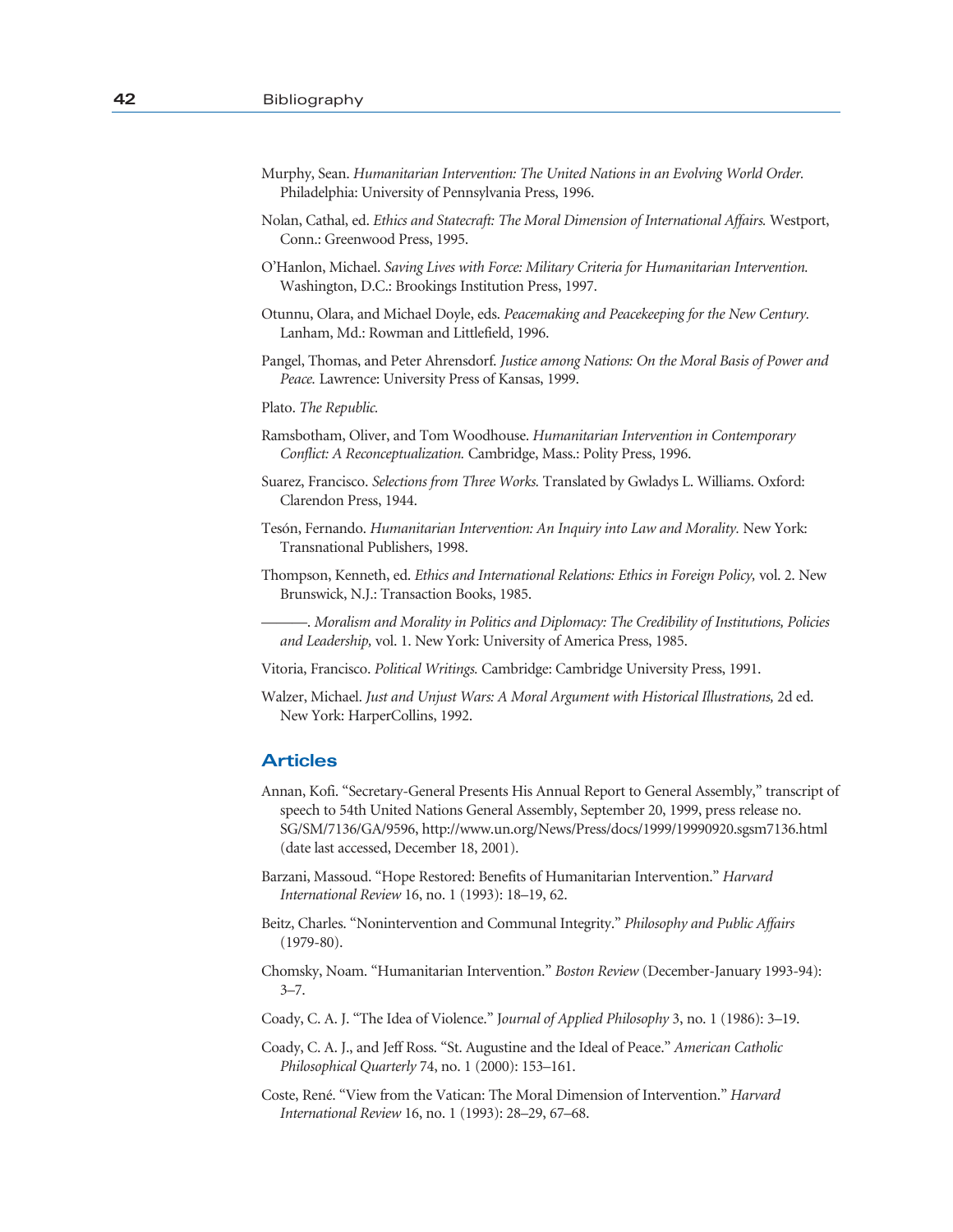Murphy, Sean. *Humanitarian Intervention: The United Nations in an Evolving World Order.* Philadelphia: University of Pennsylvania Press, 1996.

Nolan, Cathal, ed. *Ethics and Statecraft: The Moral Dimension of International Affairs.* Westport, Conn.: Greenwood Press, 1995.

O'Hanlon, Michael. *Saving Lives with Force: Military Criteria for Humanitarian Intervention.* Washington, D.C.: Brookings Institution Press, 1997.

Otunnu, Olara, and Michael Doyle, eds. *Peacemaking and Peacekeeping for the New Century.* Lanham, Md.: Rowman and Littlefield, 1996.

Pangel, Thomas, and Peter Ahrensdorf. *Justice among Nations: On the Moral Basis of Power and Peace.* Lawrence: University Press of Kansas, 1999.

Plato. *The Republic.*

Ramsbotham, Oliver, and Tom Woodhouse. *Humanitarian Intervention in Contemporary Conflict: A Reconceptualization.* Cambridge, Mass.: Polity Press, 1996.

Suarez, Francisco. *Selections from Three Works.* Translated by Gwladys L. Williams. Oxford: Clarendon Press, 1944.

Tesón, Fernando. *Humanitarian Intervention: An Inquiry into Law and Morality.* New York: Transnational Publishers, 1998.

Thompson, Kenneth, ed. *Ethics and International Relations: Ethics in Foreign Policy,* vol. 2. New Brunswick, N.J.: Transaction Books, 1985.

———. *Moralism and Morality in Politics and Diplomacy: The Credibility of Institutions, Policies and Leadership,* vol. 1. New York: University of America Press, 1985.

Vitoria, Francisco. *Political Writings.* Cambridge: Cambridge University Press, 1991.

Walzer, Michael. *Just and Unjust Wars: A Moral Argument with Historical Illustrations,* 2d ed. New York: HarperCollins, 1992.

## Articles

Annan, Kofi. "Secretary-General Presents His Annual Report to General Assembly," transcript of speech to 54th United Nations General Assembly, September 20, 1999, press release no. SG/SM/7136/GA/9596, http://www.un.org/News/Press/docs/1999/19990920.sgsm7136.html (date last accessed, December 18, 2001).

Barzani, Massoud. "Hope Restored: Benefits of Humanitarian Intervention." *Harvard International Review* 16, no. 1 (1993): 18–19, 62.

Beitz, Charles. "Nonintervention and Communal Integrity." *Philosophy and Public Affairs* (1979-80).

Chomsky, Noam. "Humanitarian Intervention." *Boston Review* (December-January 1993-94): 3–7.

Coady, C. A. J. "The Idea of Violence." *Journal of Applied Philosophy* 3, no. 1 (1986): 3–19.

Coady, C. A. J., and Jeff Ross. "St. Augustine and the Ideal of Peace." *American Catholic Philosophical Quarterly* 74, no. 1 (2000): 153–161.

Coste, René. "View from the Vatican: The Moral Dimension of Intervention." *Harvard International Review* 16, no. 1 (1993): 28–29, 67–68.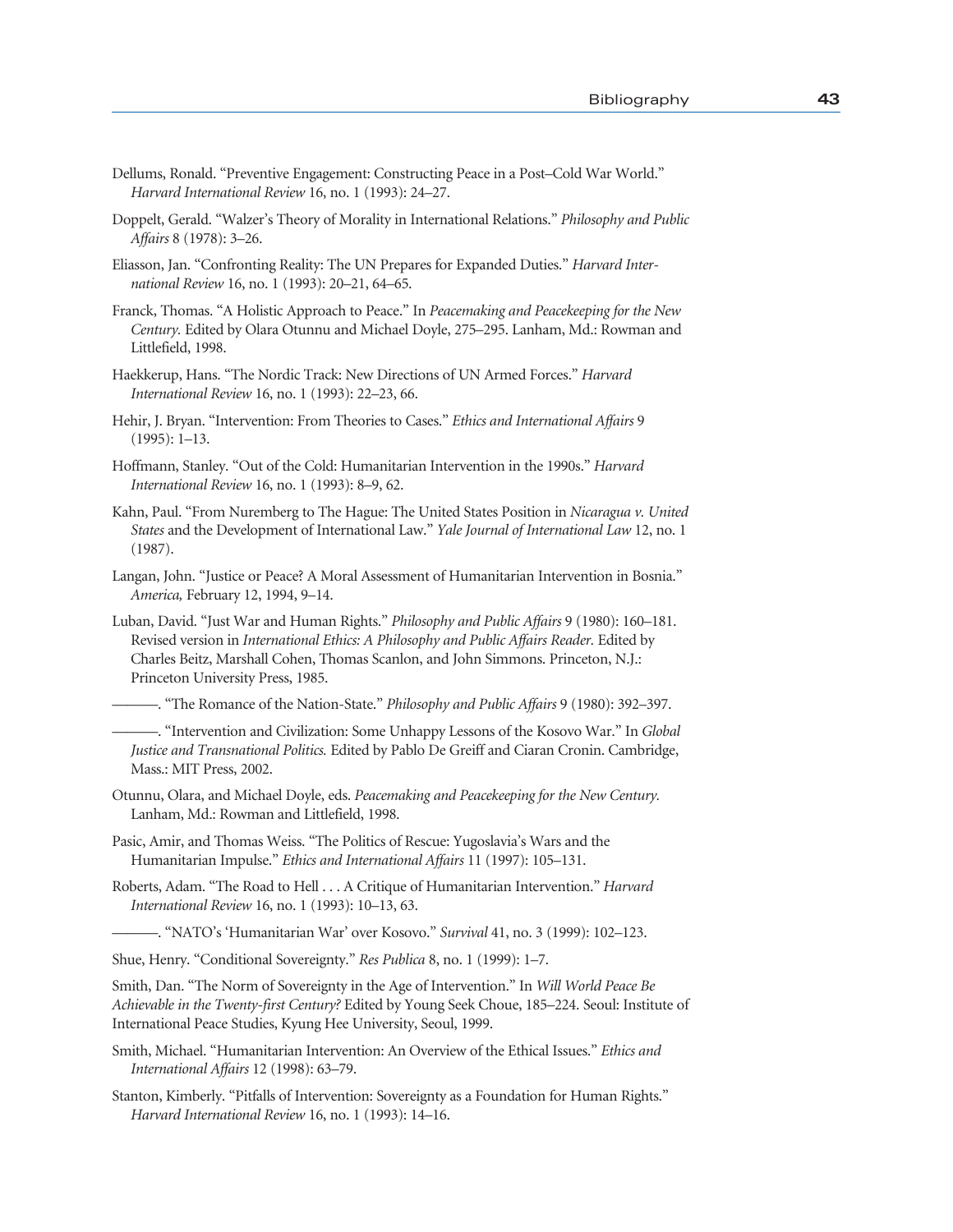Dellums, Ronald. "Preventive Engagement: Constructing Peace in a Post–Cold War World." *Harvard International Review* 16, no. 1 (1993): 24–27.

Doppelt, Gerald. "Walzer's Theory of Morality in International Relations." *Philosophy and Public Affairs* 8 (1978): 3–26.

Eliasson, Jan. "Confronting Reality: The UN Prepares for Expanded Duties." *Harvard International Review* 16, no. 1 (1993): 20–21, 64–65.

Franck, Thomas. "A Holistic Approach to Peace." In *Peacemaking and Peacekeeping for the New Century.* Edited by Olara Otunnu and Michael Doyle, 275–295. Lanham, Md.: Rowman and Littlefield, 1998.

Haekkerup, Hans. "The Nordic Track: New Directions of UN Armed Forces." *Harvard International Review* 16, no. 1 (1993): 22–23, 66.

Hehir, J. Bryan. "Intervention: From Theories to Cases." *Ethics and International Affairs* 9 (1995): 1–13.

Hoffmann, Stanley. "Out of the Cold: Humanitarian Intervention in the 1990s." *Harvard International Review* 16, no. 1 (1993): 8–9, 62.

Kahn, Paul. "From Nuremberg to The Hague: The United States Position in *Nicaragua v. United States* and the Development of International Law." *Yale Journal of International Law* 12, no. 1 (1987).

Langan, John. "Justice or Peace? A Moral Assessment of Humanitarian Intervention in Bosnia." *America,* February 12, 1994, 9–14.

Luban, David. "Just War and Human Rights." *Philosophy and Public Affairs* 9 (1980): 160–181. Revised version in *International Ethics: A Philosophy and Public Affairs Reader.* Edited by Charles Beitz, Marshall Cohen, Thomas Scanlon, and John Simmons. Princeton, N.J.: Princeton University Press, 1985.

———. "The Romance of the Nation-State." *Philosophy and Public Affairs* 9 (1980): 392–397.

———. "Intervention and Civilization: Some Unhappy Lessons of the Kosovo War." In *Global Justice and Transnational Politics.* Edited by Pablo De Greiff and Ciaran Cronin. Cambridge, Mass.: MIT Press, 2002.

Otunnu, Olara, and Michael Doyle, eds. *Peacemaking and Peacekeeping for the New Century.* Lanham, Md.: Rowman and Littlefield, 1998.

Pasic, Amir, and Thomas Weiss. "The Politics of Rescue: Yugoslavia's Wars and the Humanitarian Impulse." *Ethics and International Affairs* 11 (1997): 105–131.

Roberts, Adam. "The Road to Hell . . . A Critique of Humanitarian Intervention." *Harvard International Review* 16, no. 1 (1993): 10–13, 63.

———. "NATO's 'Humanitarian War' over Kosovo." *Survival* 41, no. 3 (1999): 102–123.

Shue, Henry. "Conditional Sovereignty." *Res Publica* 8, no. 1 (1999): 1–7.

Smith, Dan. "The Norm of Sovereignty in the Age of Intervention." In *Will World Peace Be Achievable in the Twenty-first Century?* Edited by Young Seek Choue, 185–224. Seoul: Institute of International Peace Studies, Kyung Hee University, Seoul, 1999.

Smith, Michael. "Humanitarian Intervention: An Overview of the Ethical Issues." *Ethics and International Affairs* 12 (1998): 63–79.

Stanton, Kimberly. "Pitfalls of Intervention: Sovereignty as a Foundation for Human Rights." *Harvard International Review* 16, no. 1 (1993): 14–16.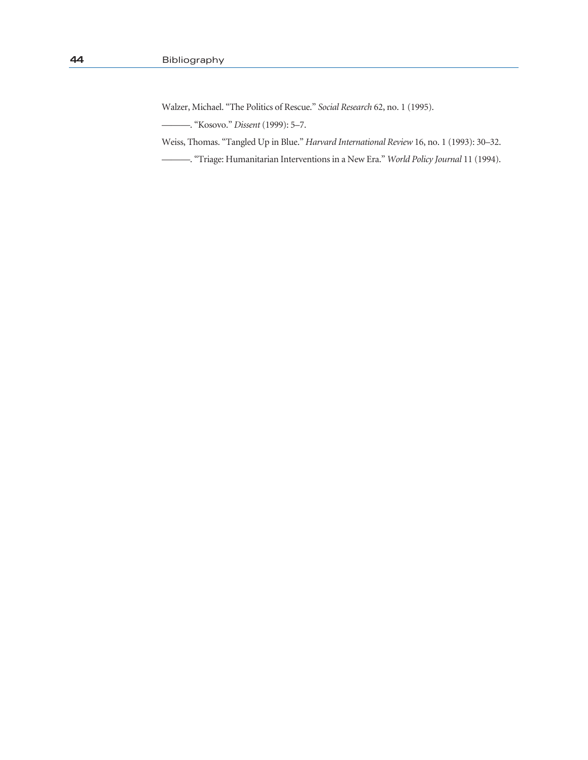Walzer, Michael. "The Politics of Rescue." *Social Research* 62, no. 1 (1995).

———. "Kosovo." *Dissent* (1999): 5–7.

Weiss, Thomas. "Tangled Up in Blue." *Harvard International Review* 16, no. 1 (1993): 30–32.

———. "Triage: Humanitarian Interventions in a New Era." *World Policy Journal* 11 (1994).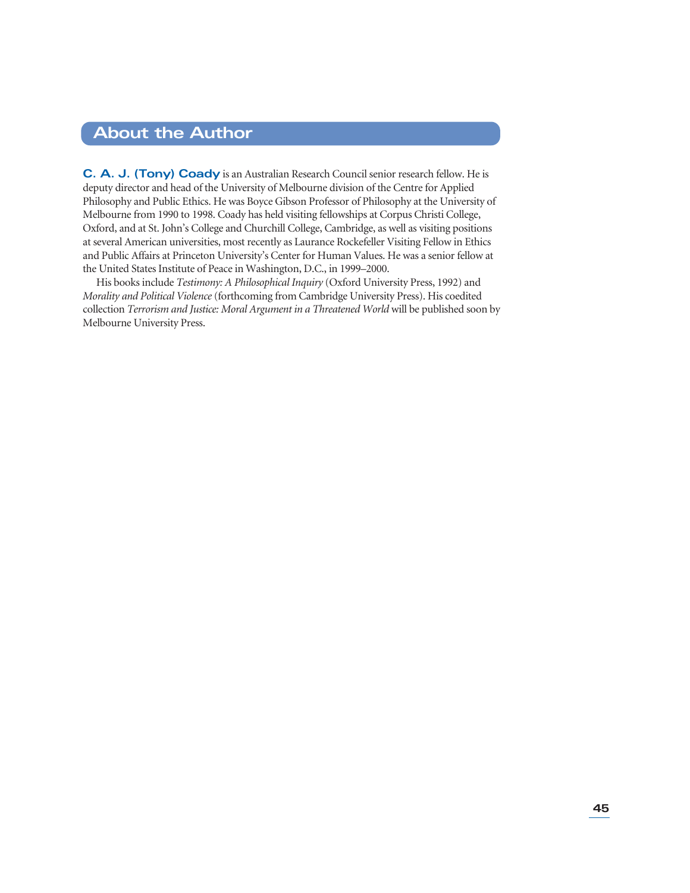## About the Author

**C. A. J. (Tony) Coady** is an Australian Research Council senior research fellow. He is deputy director and head of the University of Melbourne division of the Centre for Applied Philosophy and Public Ethics. He was Boyce Gibson Professor of Philosophy at the University of Melbourne from 1990 to 1998. Coady has held visiting fellowships at Corpus Christi College, Oxford, and at St. John's College and Churchill College, Cambridge, as well as visiting positions at several American universities, most recently as Laurance Rockefeller Visiting Fellow in Ethics and Public Affairs at Princeton University's Center for Human Values. He was a senior fellow at the United States Institute of Peace in Washington, D.C., in 1999–2000.

His books include *Testimony: A Philosophical Inquiry* (Oxford University Press, 1992) and *Morality and Political Violence* (forthcoming from Cambridge University Press). His coedited collection *Terrorism and Justice: Moral Argument in a Threatened World* will be published soon by Melbourne University Press.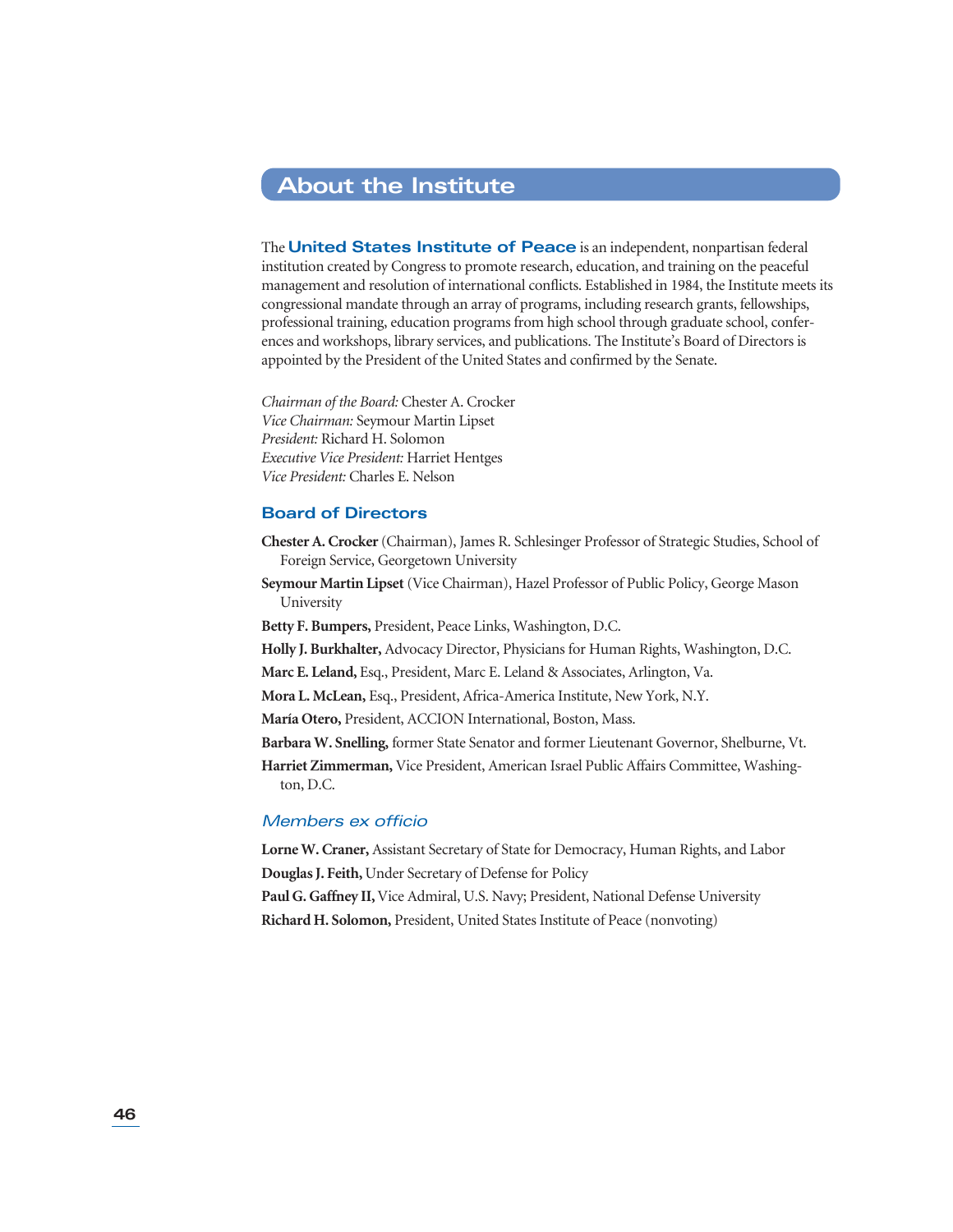# About the Institute

The **United States Institute of Peace** is an independent, nonpartisan federal institution created by Congress to promote research, education, and training on the peaceful management and resolution of international conflicts. Established in 1984, the Institute meets its congressional mandate through an array of programs, including research grants, fellowships, professional training, education programs from high school through graduate school, conferences and workshops, library services, and publications. The Institute's Board of Directors is appointed by the President of the United States and confirmed by the Senate.

*Chairman of the Board:* Chester A. Crocker
*Vice Chairman:* Seymour Martin Lipset
*President:* Richard H. Solomon
*Executive Vice President:* Harriet Hentges
*Vice President:* Charles E. Nelson

## Board of Directors

**Chester A. Crocker** (Chairman), James R. Schlesinger Professor of Strategic Studies, School of Foreign Service, Georgetown University

**Seymour Martin Lipset** (Vice Chairman), Hazel Professor of Public Policy, George Mason University

**Betty F. Bumpers,** President, Peace Links, Washington, D.C.

**Holly J. Burkhalter,** Advocacy Director, Physicians for Human Rights, Washington, D.C.

**Marc E. Leland,** Esq., President, Marc E. Leland & Associates, Arlington, Va.

**Mora L. McLean,** Esq., President, Africa-America Institute, New York, N.Y.

**María Otero,** President, ACCION International, Boston, Mass.

**Barbara W. Snelling,** former State Senator and former Lieutenant Governor, Shelburne, Vt.

**Harriet Zimmerman,** Vice President, American Israel Public Affairs Committee, Washington, D.C.

### *Members ex officio*

**Lorne W. Craner,** Assistant Secretary of State for Democracy, Human Rights, and Labor

**Douglas J. Feith,** Under Secretary of Defense for Policy

**Paul G. Gaffney II,** Vice Admiral, U.S. Navy; President, National Defense University

**Richard H. Solomon,** President, United States Institute of Peace (nonvoting)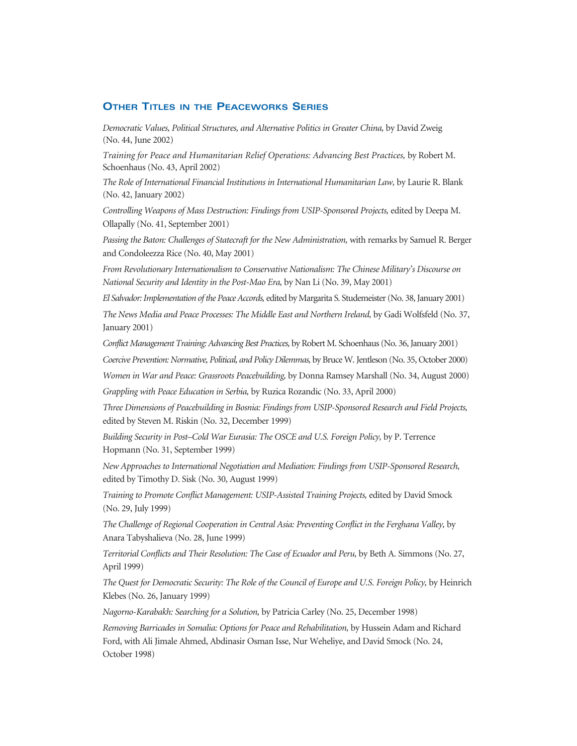## Other Titles in the Peaceworks Series

*Democratic Values, Political Structures, and Alternative Politics in Greater China,* by David Zweig (No. 44, June 2002)

*Training for Peace and Humanitarian Relief Operations: Advancing Best Practices,* by Robert M. Schoenhaus (No. 43, April 2002)

*The Role of International Financial Institutions in International Humanitarian Law,* by Laurie R. Blank (No. 42, January 2002)

*Controlling Weapons of Mass Destruction: Findings from USIP-Sponsored Projects,* edited by Deepa M. Ollapally (No. 41, September 2001)

*Passing the Baton: Challenges of Statecraft for the New Administration,* with remarks by Samuel R. Berger and Condoleezza Rice (No. 40, May 2001)

*From Revolutionary Internationalism to Conservative Nationalism: The Chinese Military's Discourse on National Security and Identity in the Post-Mao Era,* by Nan Li (No. 39, May 2001)

*El Salvador: Implementation of the Peace Accords,* edited by Margarita S. Studemeister (No. 38, January 2001)

*The News Media and Peace Processes: The Middle East and Northern Ireland,* by Gadi Wolfsfeld (No. 37, January 2001)

*Conflict Management Training: Advancing Best Practices,* by Robert M. Schoenhaus (No. 36, January 2001)

*Coercive Prevention: Normative, Political, and Policy Dilemmas,* by Bruce W. Jentleson (No. 35, October 2000)

*Women in War and Peace: Grassroots Peacebuilding,* by Donna Ramsey Marshall (No. 34, August 2000)

*Grappling with Peace Education in Serbia,* by Ruzica Rozandic (No. 33, April 2000)

*Three Dimensions of Peacebuilding in Bosnia: Findings from USIP-Sponsored Research and Field Projects,* edited by Steven M. Riskin (No. 32, December 1999)

*Building Security in Post–Cold War Eurasia: The OSCE and U.S. Foreign Policy,* by P. Terrence Hopmann (No. 31, September 1999)

*New Approaches to International Negotiation and Mediation: Findings from USIP-Sponsored Research,* edited by Timothy D. Sisk (No. 30, August 1999)

*Training to Promote Conflict Management: USIP-Assisted Training Projects,* edited by David Smock (No. 29, July 1999)

*The Challenge of Regional Cooperation in Central Asia: Preventing Conflict in the Ferghana Valley,* by Anara Tabyshalieva (No. 28, June 1999)

*Territorial Conflicts and Their Resolution: The Case of Ecuador and Peru,* by Beth A. Simmons (No. 27, April 1999)

*The Quest for Democratic Security: The Role of the Council of Europe and U.S. Foreign Policy,* by Heinrich Klebes (No. 26, January 1999)

*Nagorno-Karabakh: Searching for a Solution,* by Patricia Carley (No. 25, December 1998)

*Removing Barricades in Somalia: Options for Peace and Rehabilitation,* by Hussein Adam and Richard Ford, with Ali Jimale Ahmed, Abdinasir Osman Isse, Nur Weheliye, and David Smock (No. 24, October 1998)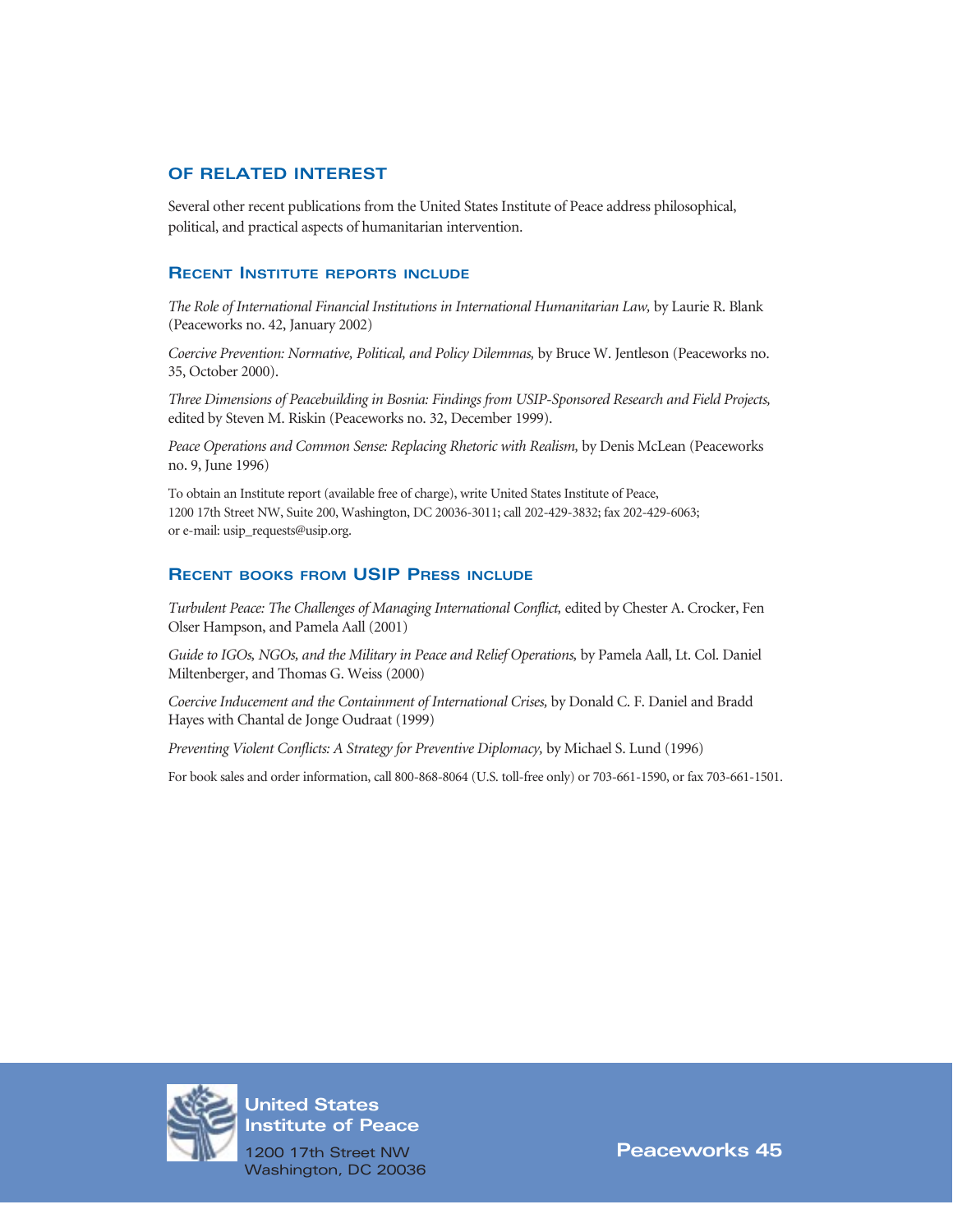## OF RELATED INTEREST

Several other recent publications from the United States Institute of Peace address philosophical, political, and practical aspects of humanitarian intervention.

### Recent Institute reports include

*The Role of International Financial Institutions in International Humanitarian Law,* by Laurie R. Blank (Peaceworks no. 42, January 2002)

*Coercive Prevention: Normative, Political, and Policy Dilemmas,* by Bruce W. Jentleson (Peaceworks no. 35, October 2000).

*Three Dimensions of Peacebuilding in Bosnia: Findings from USIP-Sponsored Research and Field Projects,* edited by Steven M. Riskin (Peaceworks no. 32, December 1999).

*Peace Operations and Common Sense: Replacing Rhetoric with Realism,* by Denis McLean (Peaceworks no. 9, June 1996)

To obtain an Institute report (available free of charge), write United States Institute of Peace, 1200 17th Street NW, Suite 200, Washington, DC 20036-3011; call 202-429-3832; fax 202-429-6063; or e-mail: usip_requests@usip.org.

### Recent books from USIP Press include

*Turbulent Peace: The Challenges of Managing International Conflict,* edited by Chester A. Crocker, Fen Olser Hampson, and Pamela Aall (2001)

*Guide to IGOs, NGOs, and the Military in Peace and Relief Operations,* by Pamela Aall, Lt. Col. Daniel Miltenberger, and Thomas G. Weiss (2000)

*Coercive Inducement and the Containment of International Crises,* by Donald C. F. Daniel and Bradd Hayes with Chantal de Jonge Oudraat (1999)

*Preventing Violent Conflicts: A Strategy for Preventive Diplomacy,* by Michael S. Lund (1996)

For book sales and order information, call 800-868-8064 (U.S. toll-free only) or 703-661-1590, or fax 703-661-1501.

**United States Institute of Peace**
1200 17th Street NW
Washington, DC 20036

**Peaceworks 45**